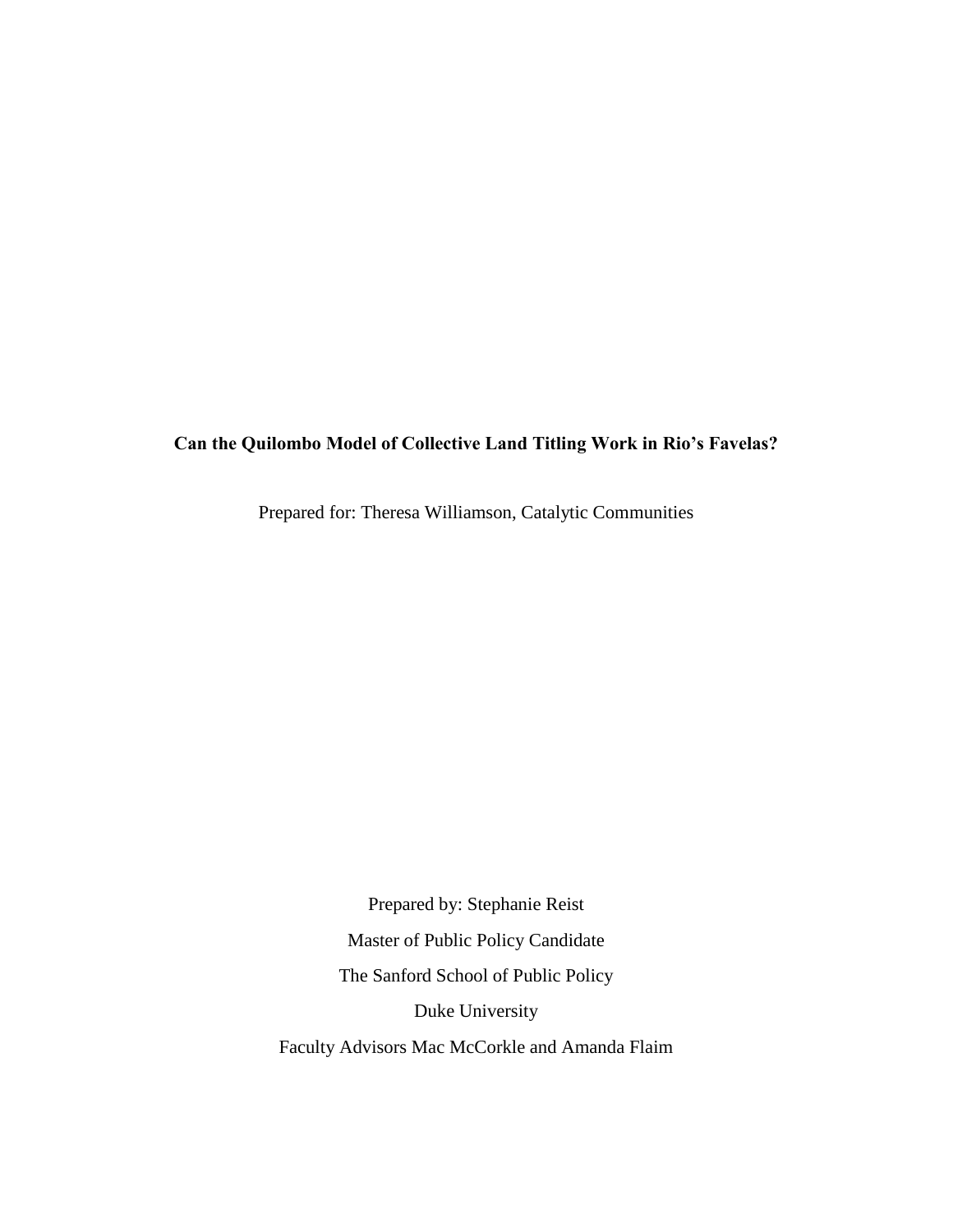**Can the Quilombo Model of Collective Land Titling Work in Rio's Favelas?**

Prepared for: Theresa Williamson, Catalytic Communities

Prepared by: Stephanie Reist

Master of Public Policy Candidate

The Sanford School of Public Policy

Duke University

Faculty Advisors Mac McCorkle and Amanda Flaim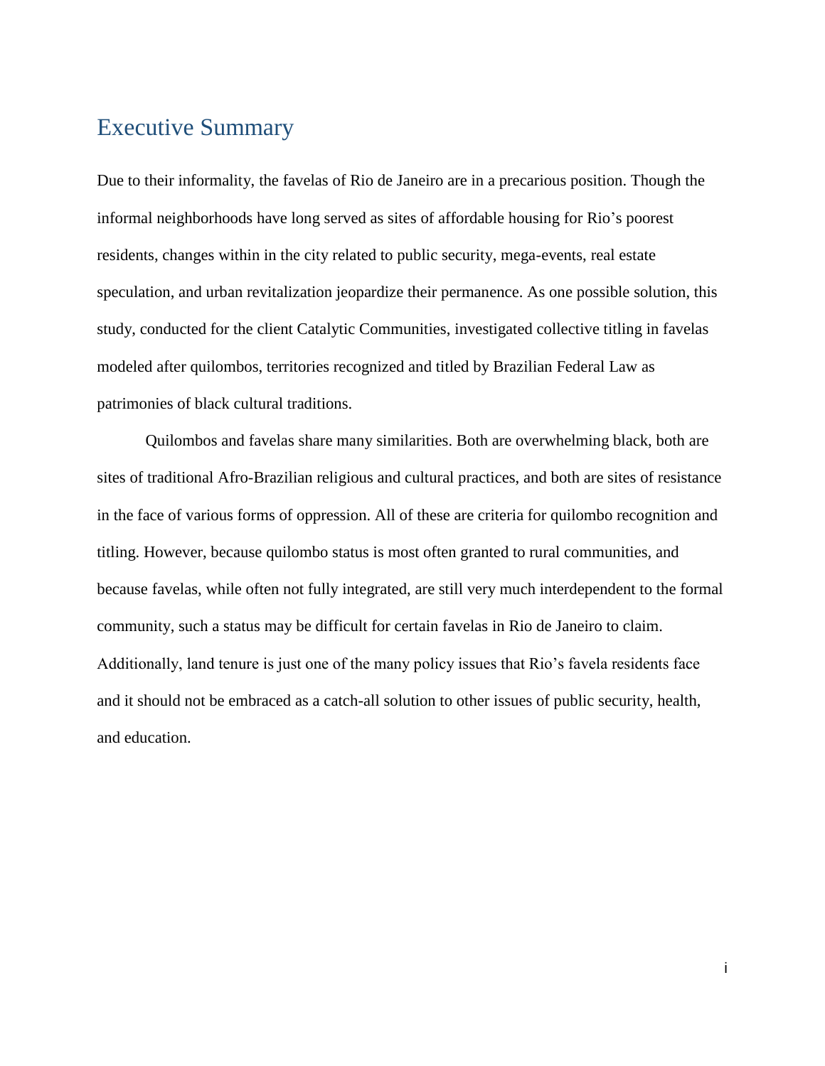# Executive Summary

Due to their informality, the favelas of Rio de Janeiro are in a precarious position. Though the informal neighborhoods have long served as sites of affordable housing for Rio's poorest residents, changes within in the city related to public security, mega-events, real estate speculation, and urban revitalization jeopardize their permanence. As one possible solution, this study, conducted for the client Catalytic Communities, investigated collective titling in favelas modeled after quilombos, territories recognized and titled by Brazilian Federal Law as patrimonies of black cultural traditions.

Quilombos and favelas share many similarities. Both are overwhelming black, both are sites of traditional Afro-Brazilian religious and cultural practices, and both are sites of resistance in the face of various forms of oppression. All of these are criteria for quilombo recognition and titling. However, because quilombo status is most often granted to rural communities, and because favelas, while often not fully integrated, are still very much interdependent to the formal community, such a status may be difficult for certain favelas in Rio de Janeiro to claim. Additionally, land tenure is just one of the many policy issues that Rio's favela residents face and it should not be embraced as a catch-all solution to other issues of public security, health, and education.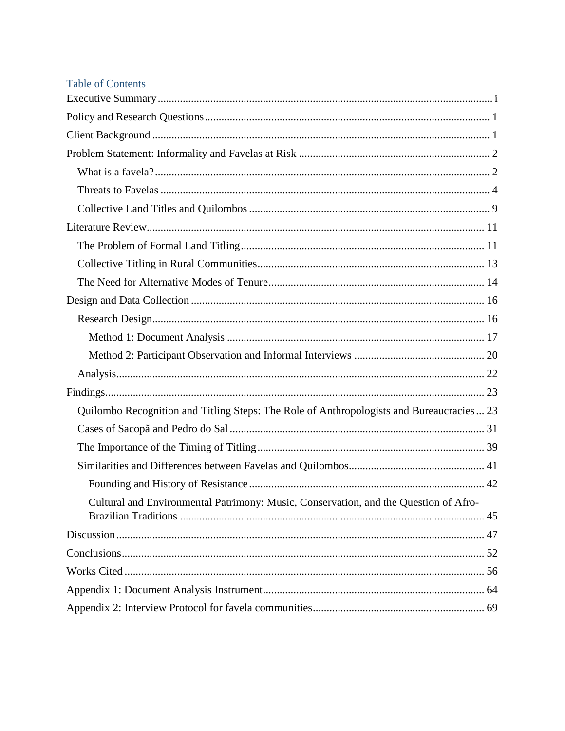## Table of Contents

- Executive Summary ..... i
- Policy and Research Questions ..... 1
- Client Background ..... 1
- Problem Statement: Informality and Favelas at Risk ..... 2
  - What is a favela? ..... 2
  - Threats to Favelas ..... 4
  - Collective Land Titles and Quilombos ..... 9
- Literature Review ..... 11
  - The Problem of Formal Land Titling ..... 11
  - Collective Titling in Rural Communities ..... 13
  - The Need for Alternative Modes of Tenure ..... 14
- Design and Data Collection ..... 16
  - Research Design ..... 16
    - Method 1: Document Analysis ..... 17
    - Method 2: Participant Observation and Informal Interviews ..... 20
  - Analysis ..... 22
- Findings ..... 23
  - Quilombo Recognition and Titling Steps: The Role of Anthropologists and Bureaucracies ..... 23
  - Cases of Sacopã and Pedro do Sal ..... 31
  - The Importance of the Timing of Titling ..... 39
  - Similarities and Differences between Favelas and Quilombos ..... 41
    - Founding and History of Resistance ..... 42
    - Cultural and Environmental Patrimony: Music, Conservation, and the Question of Afro-Brazilian Traditions ..... 45
- Discussion ..... 47
- Conclusions ..... 52
- Works Cited ..... 56
- Appendix 1: Document Analysis Instrument ..... 64
- Appendix 2: Interview Protocol for favela communities ..... 69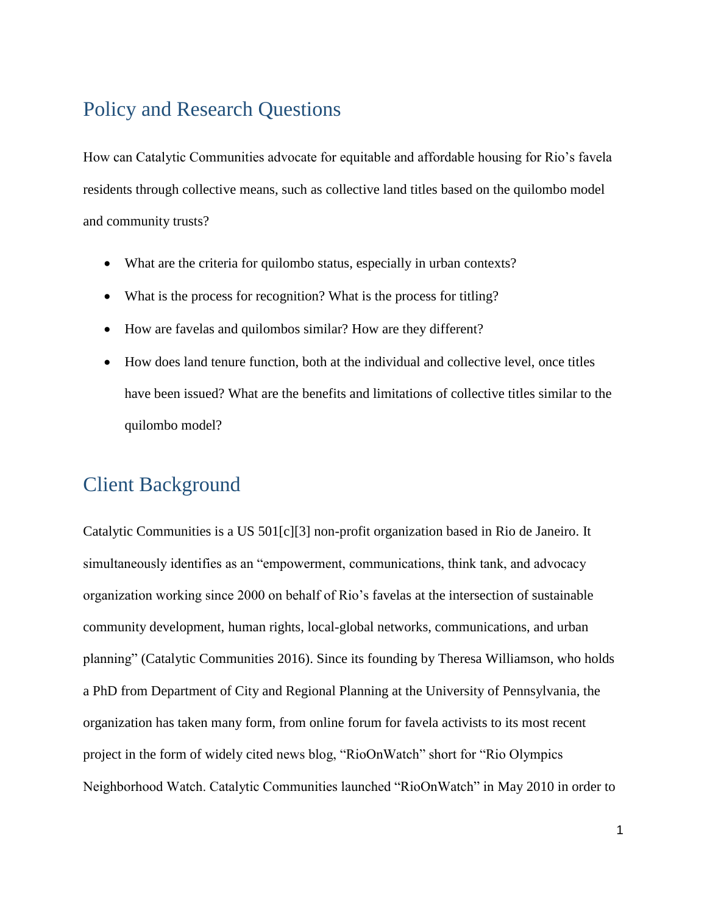## Policy and Research Questions

How can Catalytic Communities advocate for equitable and affordable housing for Rio's favela residents through collective means, such as collective land titles based on the quilombo model and community trusts?

- What are the criteria for quilombo status, especially in urban contexts?
- What is the process for recognition? What is the process for titling?
- How are favelas and quilombos similar? How are they different?
- How does land tenure function, both at the individual and collective level, once titles have been issued? What are the benefits and limitations of collective titles similar to the quilombo model?

## Client Background

Catalytic Communities is a US 501[c][3] non-profit organization based in Rio de Janeiro. It simultaneously identifies as an "empowerment, communications, think tank, and advocacy organization working since 2000 on behalf of Rio's favelas at the intersection of sustainable community development, human rights, local-global networks, communications, and urban planning" (Catalytic Communities 2016). Since its founding by Theresa Williamson, who holds a PhD from Department of City and Regional Planning at the University of Pennsylvania, the organization has taken many form, from online forum for favela activists to its most recent project in the form of widely cited news blog, "RioOnWatch" short for "Rio Olympics Neighborhood Watch. Catalytic Communities launched "RioOnWatch" in May 2010 in order to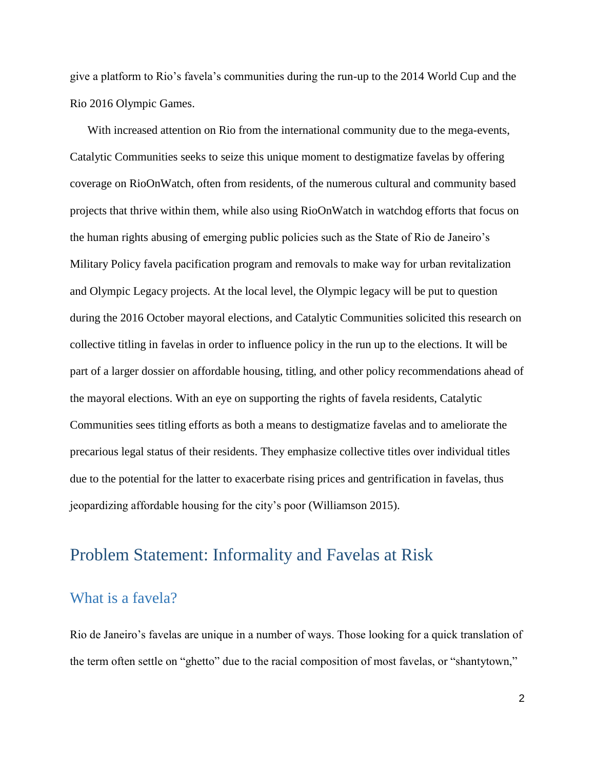give a platform to Rio's favela's communities during the run-up to the 2014 World Cup and the Rio 2016 Olympic Games.

With increased attention on Rio from the international community due to the mega-events, Catalytic Communities seeks to seize this unique moment to destigmatize favelas by offering coverage on RioOnWatch, often from residents, of the numerous cultural and community based projects that thrive within them, while also using RioOnWatch in watchdog efforts that focus on the human rights abusing of emerging public policies such as the State of Rio de Janeiro's Military Policy favela pacification program and removals to make way for urban revitalization and Olympic Legacy projects. At the local level, the Olympic legacy will be put to question during the 2016 October mayoral elections, and Catalytic Communities solicited this research on collective titling in favelas in order to influence policy in the run up to the elections. It will be part of a larger dossier on affordable housing, titling, and other policy recommendations ahead of the mayoral elections. With an eye on supporting the rights of favela residents, Catalytic Communities sees titling efforts as both a means to destigmatize favelas and to ameliorate the precarious legal status of their residents. They emphasize collective titles over individual titles due to the potential for the latter to exacerbate rising prices and gentrification in favelas, thus jeopardizing affordable housing for the city's poor (Williamson 2015).

## Problem Statement: Informality and Favelas at Risk

### What is a favela?

Rio de Janeiro's favelas are unique in a number of ways. Those looking for a quick translation of the term often settle on "ghetto" due to the racial composition of most favelas, or "shantytown,"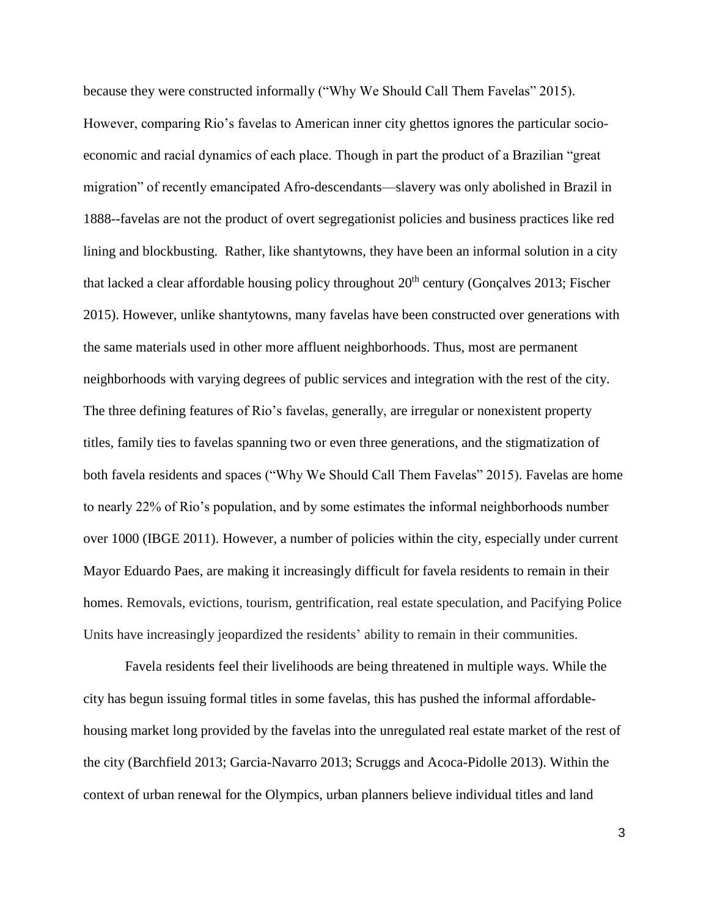because they were constructed informally ("Why We Should Call Them Favelas" 2015). However, comparing Rio's favelas to American inner city ghettos ignores the particular socio-economic and racial dynamics of each place. Though in part the product of a Brazilian "great migration" of recently emancipated Afro-descendants—slavery was only abolished in Brazil in 1888--favelas are not the product of overt segregationist policies and business practices like red lining and blockbusting. Rather, like shantytowns, they have been an informal solution in a city that lacked a clear affordable housing policy throughout 20th century (Gonçalves 2013; Fischer 2015). However, unlike shantytowns, many favelas have been constructed over generations with the same materials used in other more affluent neighborhoods. Thus, most are permanent neighborhoods with varying degrees of public services and integration with the rest of the city. The three defining features of Rio's favelas, generally, are irregular or nonexistent property titles, family ties to favelas spanning two or even three generations, and the stigmatization of both favela residents and spaces ("Why We Should Call Them Favelas" 2015). Favelas are home to nearly 22% of Rio's population, and by some estimates the informal neighborhoods number over 1000 (IBGE 2011). However, a number of policies within the city, especially under current Mayor Eduardo Paes, are making it increasingly difficult for favela residents to remain in their homes. Removals, evictions, tourism, gentrification, real estate speculation, and Pacifying Police Units have increasingly jeopardized the residents' ability to remain in their communities.

Favela residents feel their livelihoods are being threatened in multiple ways. While the city has begun issuing formal titles in some favelas, this has pushed the informal affordable-housing market long provided by the favelas into the unregulated real estate market of the rest of the city (Barchfield 2013; Garcia-Navarro 2013; Scruggs and Acoca-Pidolle 2013). Within the context of urban renewal for the Olympics, urban planners believe individual titles and land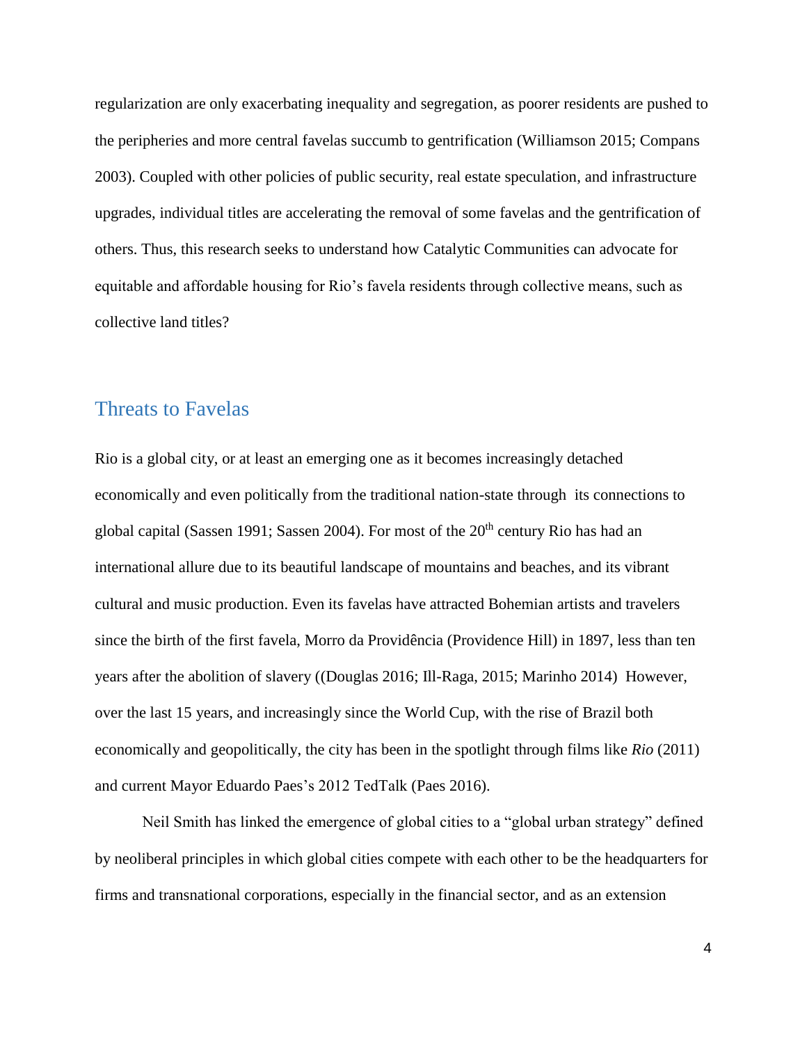regularization are only exacerbating inequality and segregation, as poorer residents are pushed to the peripheries and more central favelas succumb to gentrification (Williamson 2015; Compans 2003). Coupled with other policies of public security, real estate speculation, and infrastructure upgrades, individual titles are accelerating the removal of some favelas and the gentrification of others. Thus, this research seeks to understand how Catalytic Communities can advocate for equitable and affordable housing for Rio's favela residents through collective means, such as collective land titles?

## Threats to Favelas

Rio is a global city, or at least an emerging one as it becomes increasingly detached economically and even politically from the traditional nation-state through its connections to global capital (Sassen 1991; Sassen 2004). For most of the 20th century Rio has had an international allure due to its beautiful landscape of mountains and beaches, and its vibrant cultural and music production. Even its favelas have attracted Bohemian artists and travelers since the birth of the first favela, Morro da Providência (Providence Hill) in 1897, less than ten years after the abolition of slavery ((Douglas 2016; Ill-Raga, 2015; Marinho 2014) However, over the last 15 years, and increasingly since the World Cup, with the rise of Brazil both economically and geopolitically, the city has been in the spotlight through films like *Rio* (2011) and current Mayor Eduardo Paes's 2012 TedTalk (Paes 2016).

Neil Smith has linked the emergence of global cities to a "global urban strategy" defined by neoliberal principles in which global cities compete with each other to be the headquarters for firms and transnational corporations, especially in the financial sector, and as an extension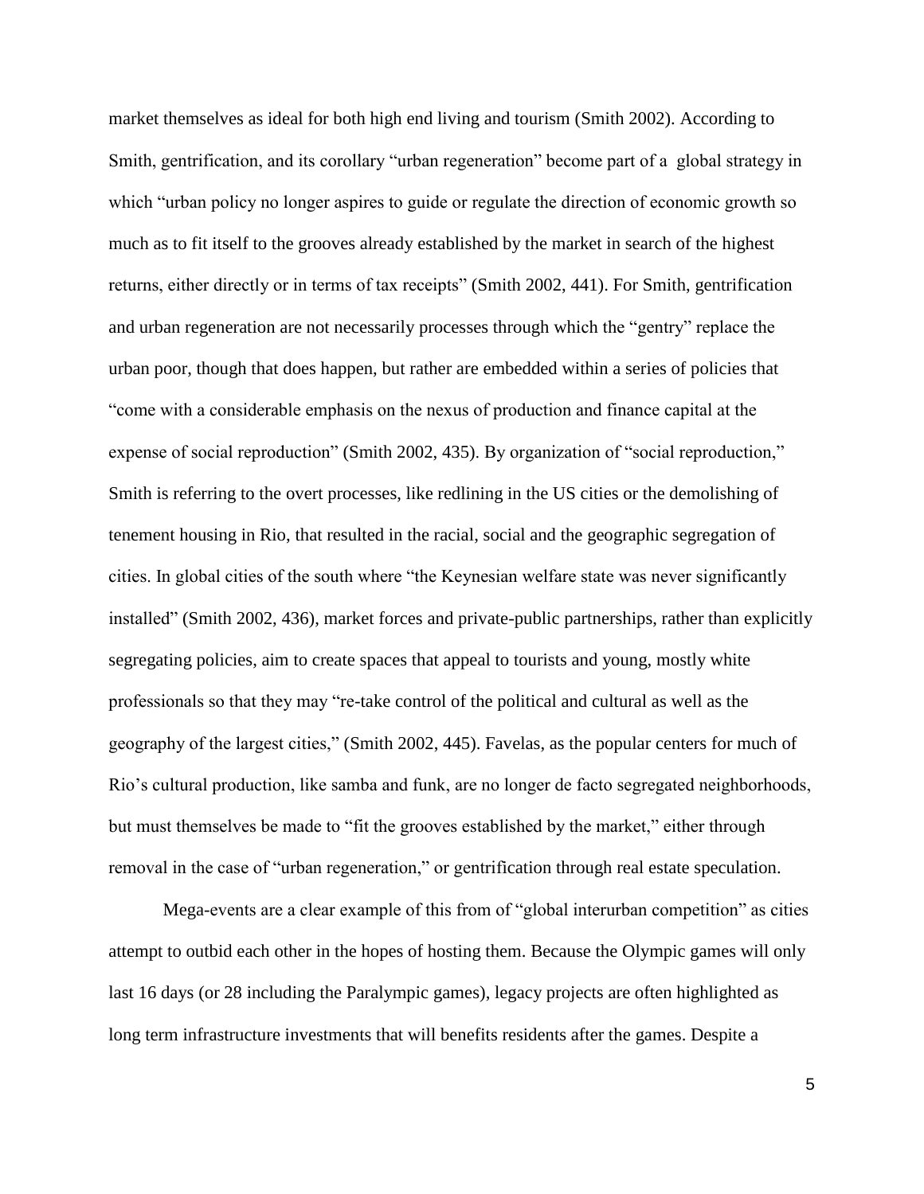market themselves as ideal for both high end living and tourism (Smith 2002). According to Smith, gentrification, and its corollary "urban regeneration" become part of a global strategy in which "urban policy no longer aspires to guide or regulate the direction of economic growth so much as to fit itself to the grooves already established by the market in search of the highest returns, either directly or in terms of tax receipts" (Smith 2002, 441). For Smith, gentrification and urban regeneration are not necessarily processes through which the "gentry" replace the urban poor, though that does happen, but rather are embedded within a series of policies that "come with a considerable emphasis on the nexus of production and finance capital at the expense of social reproduction" (Smith 2002, 435). By organization of "social reproduction," Smith is referring to the overt processes, like redlining in the US cities or the demolishing of tenement housing in Rio, that resulted in the racial, social and the geographic segregation of cities. In global cities of the south where "the Keynesian welfare state was never significantly installed" (Smith 2002, 436), market forces and private-public partnerships, rather than explicitly segregating policies, aim to create spaces that appeal to tourists and young, mostly white professionals so that they may "re-take control of the political and cultural as well as the geography of the largest cities," (Smith 2002, 445). Favelas, as the popular centers for much of Rio's cultural production, like samba and funk, are no longer de facto segregated neighborhoods, but must themselves be made to "fit the grooves established by the market," either through removal in the case of "urban regeneration," or gentrification through real estate speculation.

Mega-events are a clear example of this from of "global interurban competition" as cities attempt to outbid each other in the hopes of hosting them. Because the Olympic games will only last 16 days (or 28 including the Paralympic games), legacy projects are often highlighted as long term infrastructure investments that will benefits residents after the games. Despite a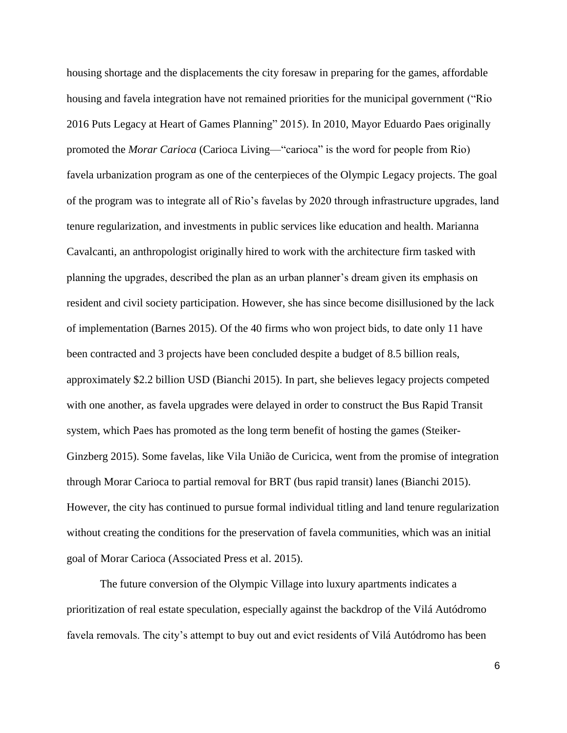housing shortage and the displacements the city foresaw in preparing for the games, affordable housing and favela integration have not remained priorities for the municipal government ("Rio 2016 Puts Legacy at Heart of Games Planning" 2015). In 2010, Mayor Eduardo Paes originally promoted the *Morar Carioca* (Carioca Living—"carioca" is the word for people from Rio) favela urbanization program as one of the centerpieces of the Olympic Legacy projects. The goal of the program was to integrate all of Rio's favelas by 2020 through infrastructure upgrades, land tenure regularization, and investments in public services like education and health. Marianna Cavalcanti, an anthropologist originally hired to work with the architecture firm tasked with planning the upgrades, described the plan as an urban planner's dream given its emphasis on resident and civil society participation. However, she has since become disillusioned by the lack of implementation (Barnes 2015). Of the 40 firms who won project bids, to date only 11 have been contracted and 3 projects have been concluded despite a budget of 8.5 billion reals, approximately $2.2 billion USD (Bianchi 2015). In part, she believes legacy projects competed with one another, as favela upgrades were delayed in order to construct the Bus Rapid Transit system, which Paes has promoted as the long term benefit of hosting the games (Steiker-Ginzberg 2015). Some favelas, like Vila União de Curicica, went from the promise of integration through Morar Carioca to partial removal for BRT (bus rapid transit) lanes (Bianchi 2015). However, the city has continued to pursue formal individual titling and land tenure regularization without creating the conditions for the preservation of favela communities, which was an initial goal of Morar Carioca (Associated Press et al. 2015).

The future conversion of the Olympic Village into luxury apartments indicates a prioritization of real estate speculation, especially against the backdrop of the Vilá Autódromo favela removals. The city's attempt to buy out and evict residents of Vilá Autódromo has been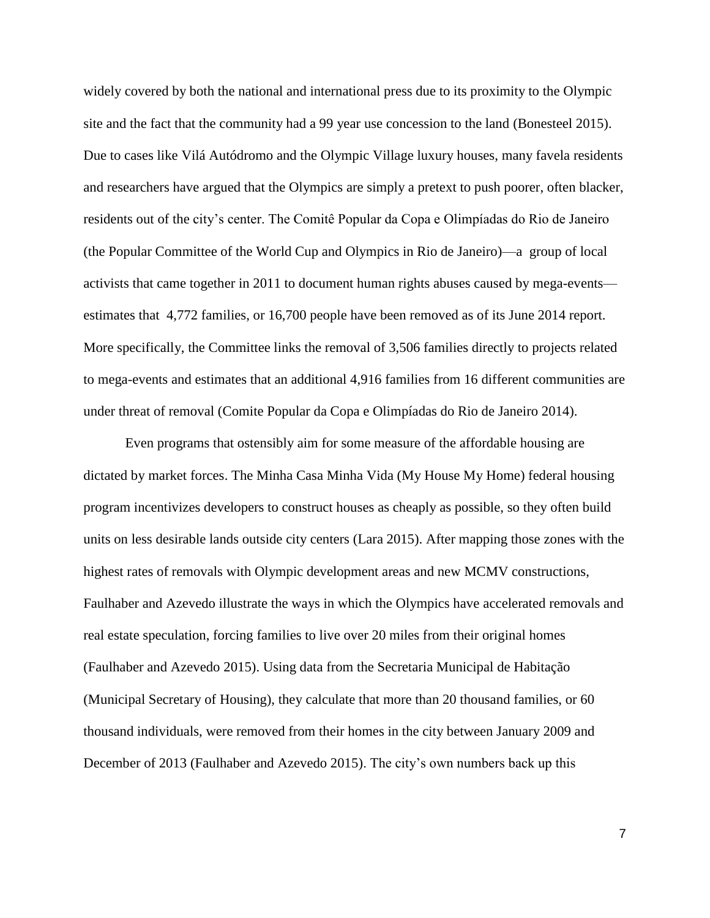widely covered by both the national and international press due to its proximity to the Olympic site and the fact that the community had a 99 year use concession to the land (Bonesteel 2015). Due to cases like Vilá Autódromo and the Olympic Village luxury houses, many favela residents and researchers have argued that the Olympics are simply a pretext to push poorer, often blacker, residents out of the city's center. The Comitê Popular da Copa e Olimpíadas do Rio de Janeiro (the Popular Committee of the World Cup and Olympics in Rio de Janeiro)—a group of local activists that came together in 2011 to document human rights abuses caused by mega-events—estimates that 4,772 families, or 16,700 people have been removed as of its June 2014 report. More specifically, the Committee links the removal of 3,506 families directly to projects related to mega-events and estimates that an additional 4,916 families from 16 different communities are under threat of removal (Comite Popular da Copa e Olimpíadas do Rio de Janeiro 2014).

Even programs that ostensibly aim for some measure of the affordable housing are dictated by market forces. The Minha Casa Minha Vida (My House My Home) federal housing program incentivizes developers to construct houses as cheaply as possible, so they often build units on less desirable lands outside city centers (Lara 2015). After mapping those zones with the highest rates of removals with Olympic development areas and new MCMV constructions, Faulhaber and Azevedo illustrate the ways in which the Olympics have accelerated removals and real estate speculation, forcing families to live over 20 miles from their original homes (Faulhaber and Azevedo 2015). Using data from the Secretaria Municipal de Habitação (Municipal Secretary of Housing), they calculate that more than 20 thousand families, or 60 thousand individuals, were removed from their homes in the city between January 2009 and December of 2013 (Faulhaber and Azevedo 2015). The city's own numbers back up this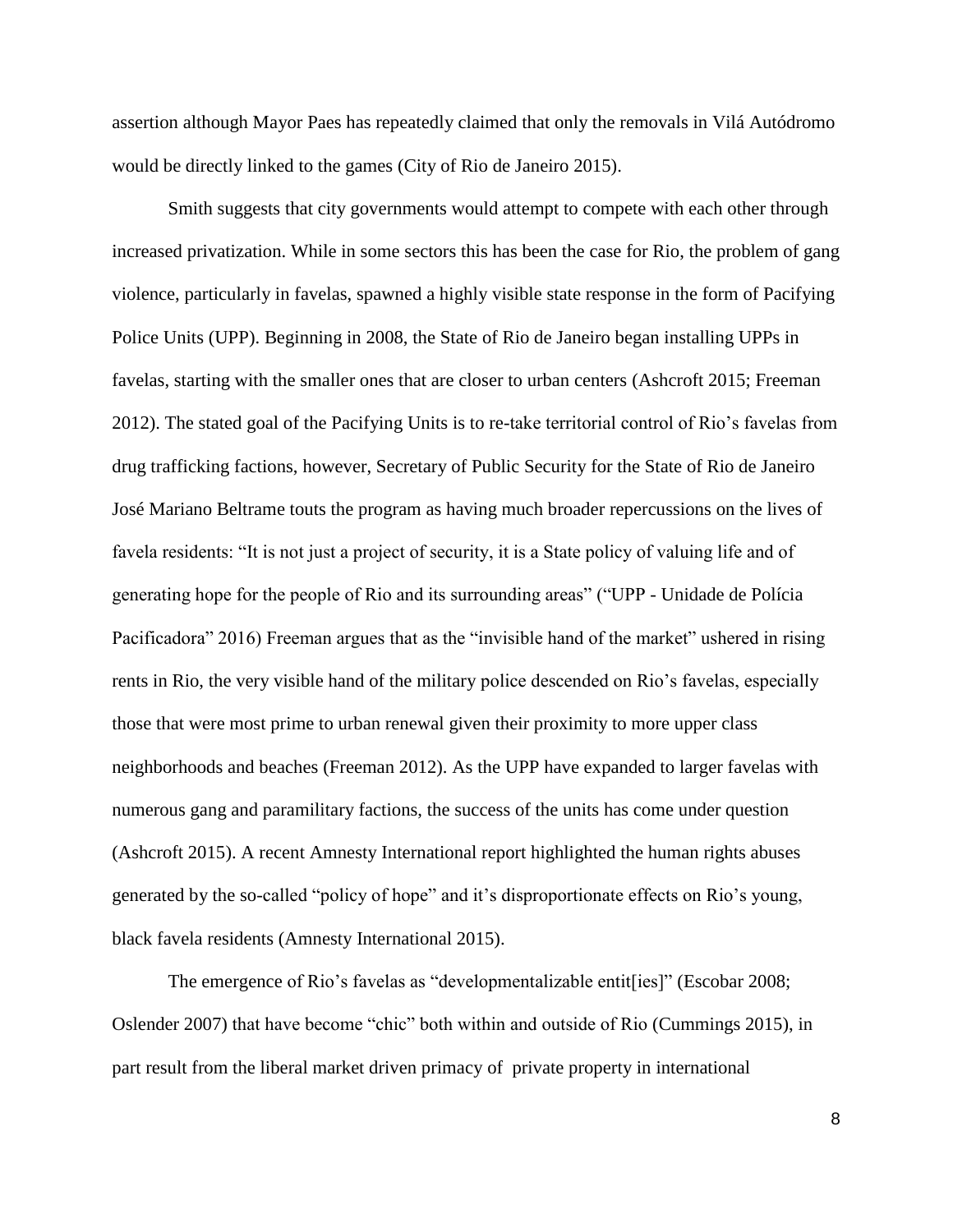assertion although Mayor Paes has repeatedly claimed that only the removals in Vilá Autódromo would be directly linked to the games (City of Rio de Janeiro 2015).

Smith suggests that city governments would attempt to compete with each other through increased privatization. While in some sectors this has been the case for Rio, the problem of gang violence, particularly in favelas, spawned a highly visible state response in the form of Pacifying Police Units (UPP). Beginning in 2008, the State of Rio de Janeiro began installing UPPs in favelas, starting with the smaller ones that are closer to urban centers (Ashcroft 2015; Freeman 2012). The stated goal of the Pacifying Units is to re-take territorial control of Rio's favelas from drug trafficking factions, however, Secretary of Public Security for the State of Rio de Janeiro José Mariano Beltrame touts the program as having much broader repercussions on the lives of favela residents: "It is not just a project of security, it is a State policy of valuing life and of generating hope for the people of Rio and its surrounding areas" ("UPP - Unidade de Polícia Pacificadora" 2016) Freeman argues that as the "invisible hand of the market" ushered in rising rents in Rio, the very visible hand of the military police descended on Rio's favelas, especially those that were most prime to urban renewal given their proximity to more upper class neighborhoods and beaches (Freeman 2012). As the UPP have expanded to larger favelas with numerous gang and paramilitary factions, the success of the units has come under question (Ashcroft 2015). A recent Amnesty International report highlighted the human rights abuses generated by the so-called "policy of hope" and it's disproportionate effects on Rio's young, black favela residents (Amnesty International 2015).

The emergence of Rio's favelas as "developmentalizable entit[ies]" (Escobar 2008; Oslender 2007) that have become "chic" both within and outside of Rio (Cummings 2015), in part result from the liberal market driven primacy of private property in international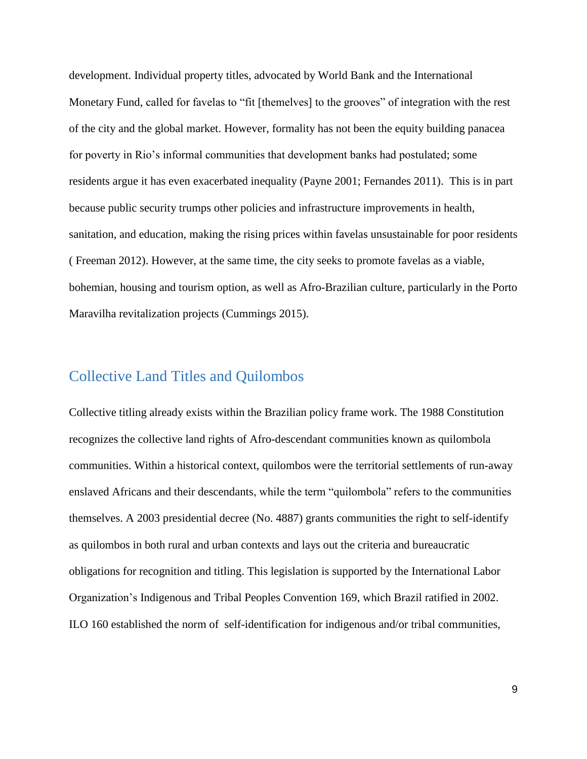development. Individual property titles, advocated by World Bank and the International Monetary Fund, called for favelas to "fit [themelves] to the grooves" of integration with the rest of the city and the global market. However, formality has not been the equity building panacea for poverty in Rio's informal communities that development banks had postulated; some residents argue it has even exacerbated inequality (Payne 2001; Fernandes 2011). This is in part because public security trumps other policies and infrastructure improvements in health, sanitation, and education, making the rising prices within favelas unsustainable for poor residents ( Freeman 2012). However, at the same time, the city seeks to promote favelas as a viable, bohemian, housing and tourism option, as well as Afro-Brazilian culture, particularly in the Porto Maravilha revitalization projects (Cummings 2015).

## Collective Land Titles and Quilombos

Collective titling already exists within the Brazilian policy frame work. The 1988 Constitution recognizes the collective land rights of Afro-descendant communities known as quilombola communities. Within a historical context, quilombos were the territorial settlements of run-away enslaved Africans and their descendants, while the term "quilombola" refers to the communities themselves. A 2003 presidential decree (No. 4887) grants communities the right to self-identify as quilombos in both rural and urban contexts and lays out the criteria and bureaucratic obligations for recognition and titling. This legislation is supported by the International Labor Organization's Indigenous and Tribal Peoples Convention 169, which Brazil ratified in 2002. ILO 160 established the norm of self-identification for indigenous and/or tribal communities,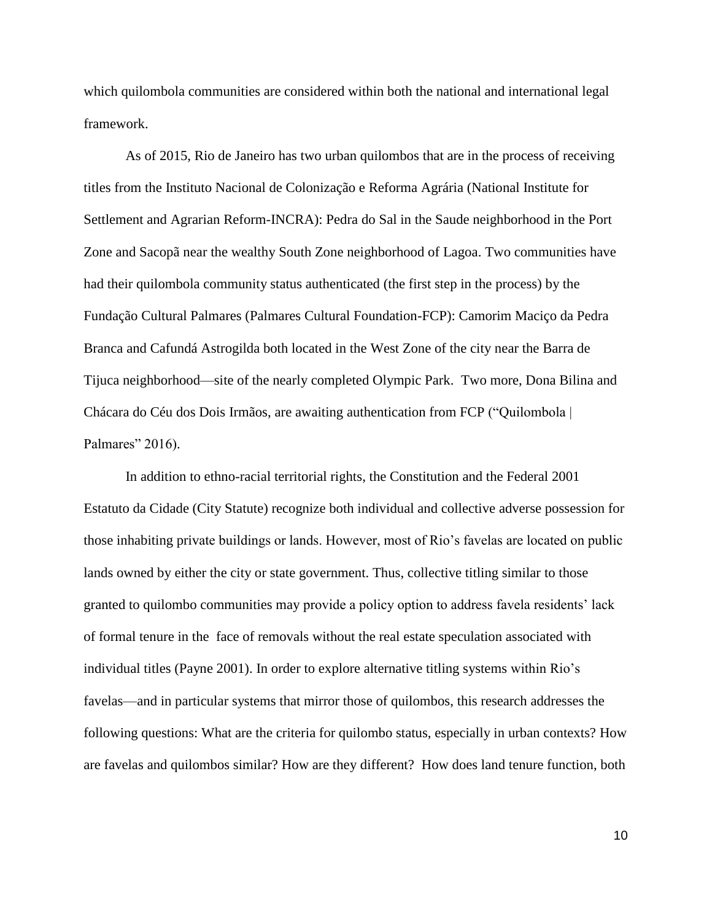which quilombola communities are considered within both the national and international legal framework.

As of 2015, Rio de Janeiro has two urban quilombos that are in the process of receiving titles from the Instituto Nacional de Colonização e Reforma Agrária (National Institute for Settlement and Agrarian Reform-INCRA): Pedra do Sal in the Saude neighborhood in the Port Zone and Sacopã near the wealthy South Zone neighborhood of Lagoa. Two communities have had their quilombola community status authenticated (the first step in the process) by the Fundação Cultural Palmares (Palmares Cultural Foundation-FCP): Camorim Maciço da Pedra Branca and Cafundá Astrogilda both located in the West Zone of the city near the Barra de Tijuca neighborhood—site of the nearly completed Olympic Park. Two more, Dona Bilina and Chácara do Céu dos Dois Irmãos, are awaiting authentication from FCP ("Quilombola | Palmares" 2016).

In addition to ethno-racial territorial rights, the Constitution and the Federal 2001 Estatuto da Cidade (City Statute) recognize both individual and collective adverse possession for those inhabiting private buildings or lands. However, most of Rio's favelas are located on public lands owned by either the city or state government. Thus, collective titling similar to those granted to quilombo communities may provide a policy option to address favela residents' lack of formal tenure in the face of removals without the real estate speculation associated with individual titles (Payne 2001). In order to explore alternative titling systems within Rio's favelas—and in particular systems that mirror those of quilombos, this research addresses the following questions: What are the criteria for quilombo status, especially in urban contexts? How are favelas and quilombos similar? How are they different? How does land tenure function, both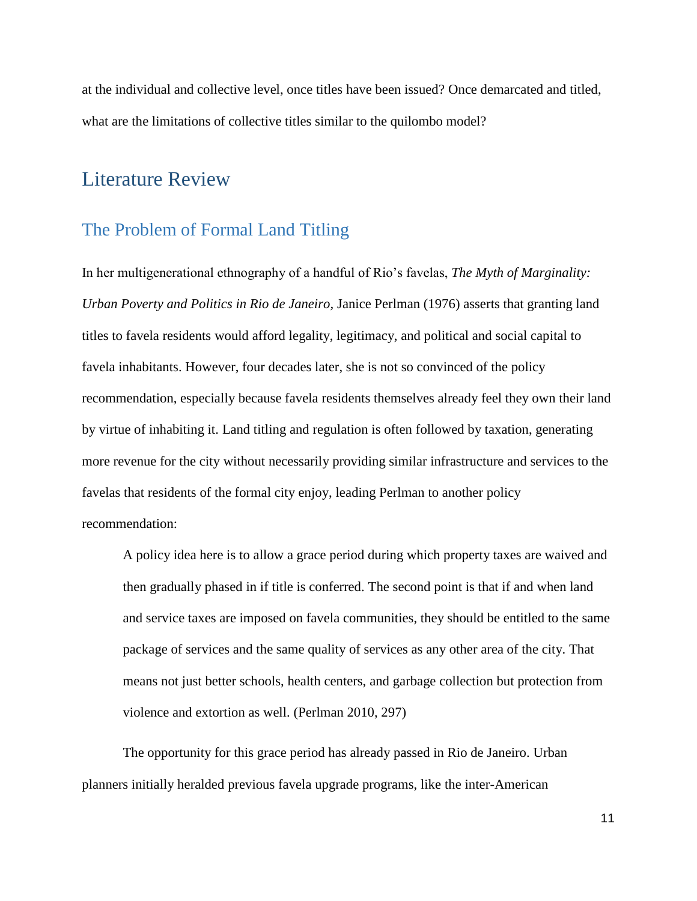at the individual and collective level, once titles have been issued? Once demarcated and titled, what are the limitations of collective titles similar to the quilombo model?

# Literature Review

## The Problem of Formal Land Titling

In her multigenerational ethnography of a handful of Rio's favelas, *The Myth of Marginality: Urban Poverty and Politics in Rio de Janeiro,* Janice Perlman (1976) asserts that granting land titles to favela residents would afford legality, legitimacy, and political and social capital to favela inhabitants. However, four decades later, she is not so convinced of the policy recommendation, especially because favela residents themselves already feel they own their land by virtue of inhabiting it. Land titling and regulation is often followed by taxation, generating more revenue for the city without necessarily providing similar infrastructure and services to the favelas that residents of the formal city enjoy, leading Perlman to another policy recommendation:

> A policy idea here is to allow a grace period during which property taxes are waived and then gradually phased in if title is conferred. The second point is that if and when land and service taxes are imposed on favela communities, they should be entitled to the same package of services and the same quality of services as any other area of the city. That means not just better schools, health centers, and garbage collection but protection from violence and extortion as well. (Perlman 2010, 297)

The opportunity for this grace period has already passed in Rio de Janeiro. Urban planners initially heralded previous favela upgrade programs, like the inter-American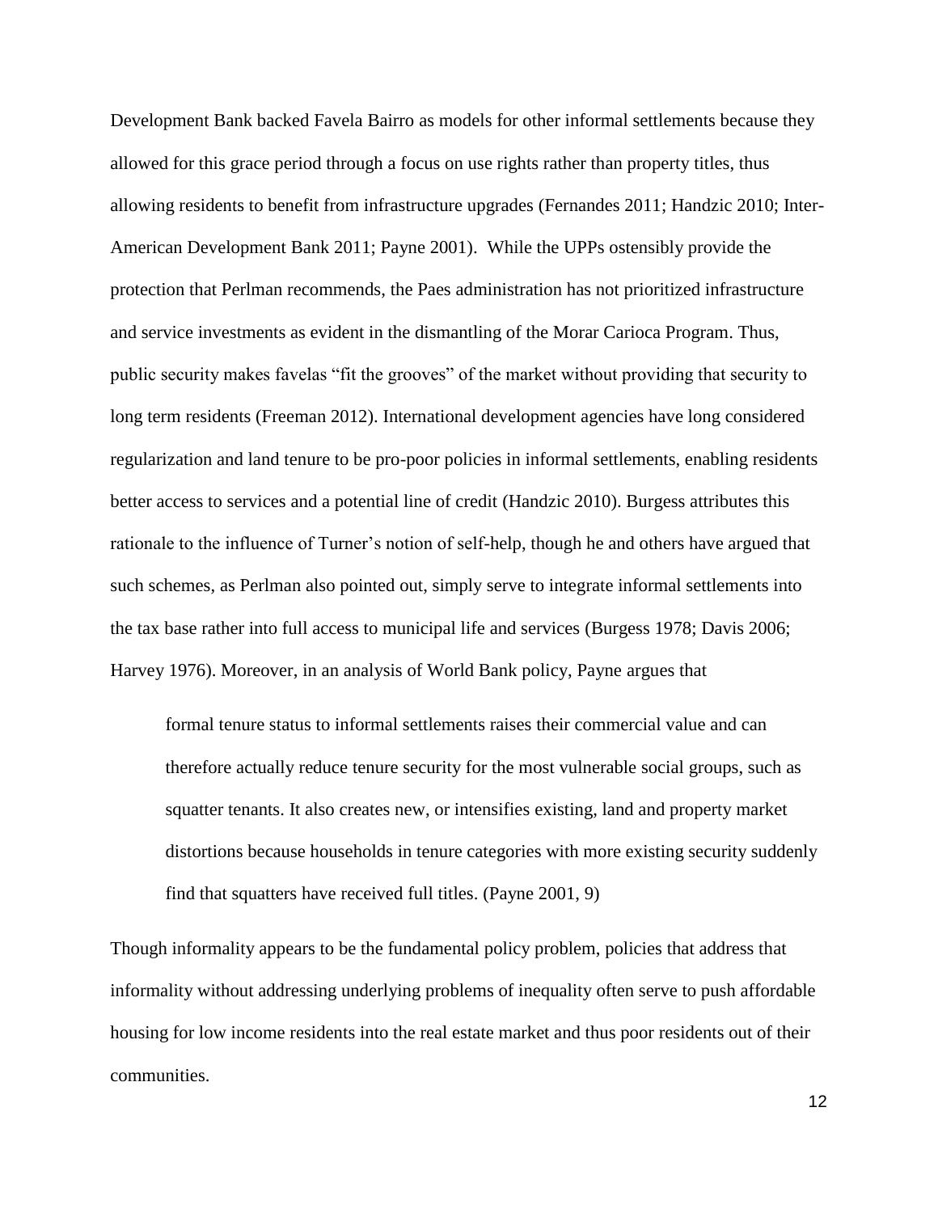Development Bank backed Favela Bairro as models for other informal settlements because they allowed for this grace period through a focus on use rights rather than property titles, thus allowing residents to benefit from infrastructure upgrades (Fernandes 2011; Handzic 2010; Inter-American Development Bank 2011; Payne 2001). While the UPPs ostensibly provide the protection that Perlman recommends, the Paes administration has not prioritized infrastructure and service investments as evident in the dismantling of the Morar Carioca Program. Thus, public security makes favelas "fit the grooves" of the market without providing that security to long term residents (Freeman 2012). International development agencies have long considered regularization and land tenure to be pro-poor policies in informal settlements, enabling residents better access to services and a potential line of credit (Handzic 2010). Burgess attributes this rationale to the influence of Turner's notion of self-help, though he and others have argued that such schemes, as Perlman also pointed out, simply serve to integrate informal settlements into the tax base rather into full access to municipal life and services (Burgess 1978; Davis 2006; Harvey 1976). Moreover, in an analysis of World Bank policy, Payne argues that

> formal tenure status to informal settlements raises their commercial value and can therefore actually reduce tenure security for the most vulnerable social groups, such as squatter tenants. It also creates new, or intensifies existing, land and property market distortions because households in tenure categories with more existing security suddenly find that squatters have received full titles. (Payne 2001, 9)

Though informality appears to be the fundamental policy problem, policies that address that informality without addressing underlying problems of inequality often serve to push affordable housing for low income residents into the real estate market and thus poor residents out of their communities.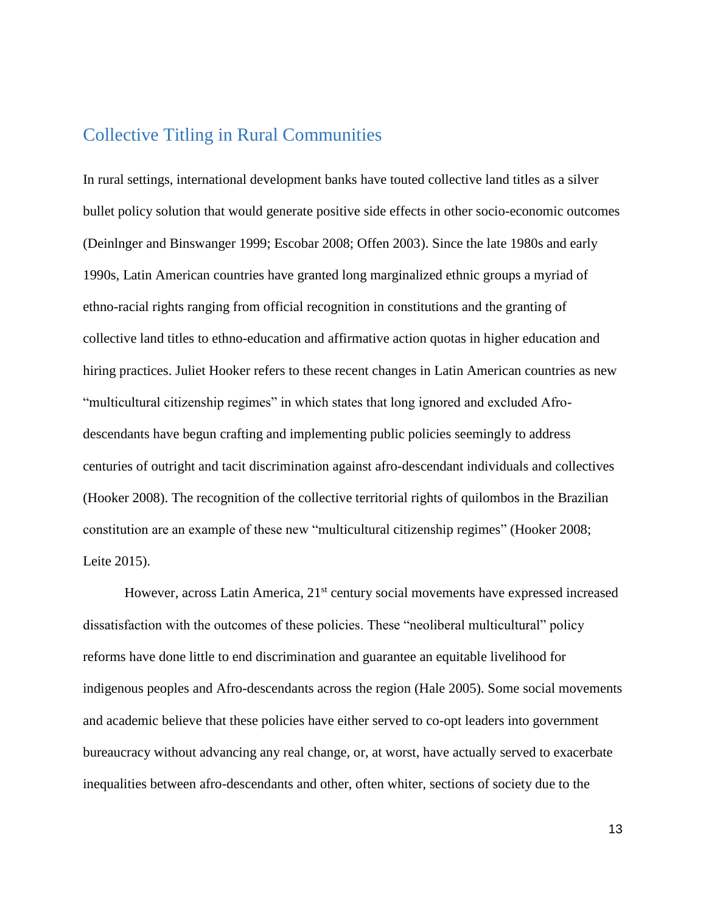## Collective Titling in Rural Communities

In rural settings, international development banks have touted collective land titles as a silver bullet policy solution that would generate positive side effects in other socio-economic outcomes (Deinlnger and Binswanger 1999; Escobar 2008; Offen 2003). Since the late 1980s and early 1990s, Latin American countries have granted long marginalized ethnic groups a myriad of ethno-racial rights ranging from official recognition in constitutions and the granting of collective land titles to ethno-education and affirmative action quotas in higher education and hiring practices. Juliet Hooker refers to these recent changes in Latin American countries as new "multicultural citizenship regimes" in which states that long ignored and excluded Afro-descendants have begun crafting and implementing public policies seemingly to address centuries of outright and tacit discrimination against afro-descendant individuals and collectives (Hooker 2008). The recognition of the collective territorial rights of quilombos in the Brazilian constitution are an example of these new "multicultural citizenship regimes" (Hooker 2008; Leite 2015).

However, across Latin America, 21st century social movements have expressed increased dissatisfaction with the outcomes of these policies. These "neoliberal multicultural" policy reforms have done little to end discrimination and guarantee an equitable livelihood for indigenous peoples and Afro-descendants across the region (Hale 2005). Some social movements and academic believe that these policies have either served to co-opt leaders into government bureaucracy without advancing any real change, or, at worst, have actually served to exacerbate inequalities between afro-descendants and other, often whiter, sections of society due to the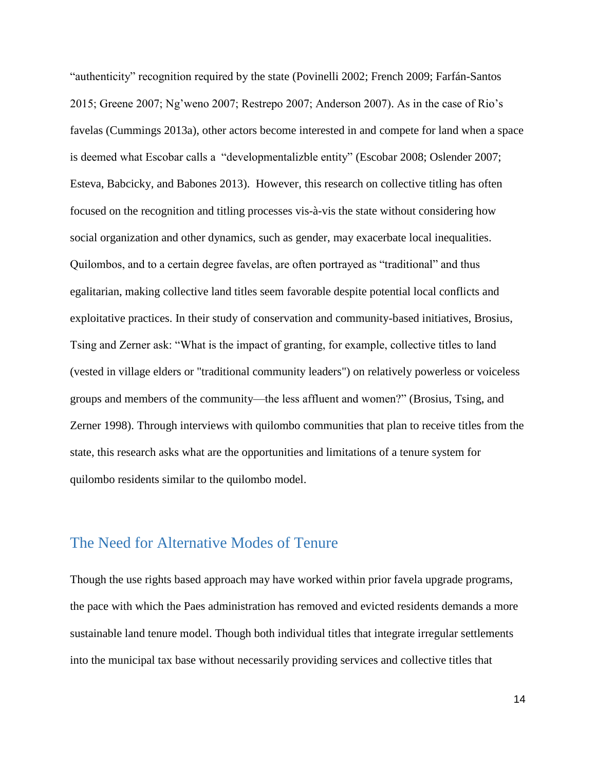"authenticity" recognition required by the state (Povinelli 2002; French 2009; Farfán-Santos 2015; Greene 2007; Ng'weno 2007; Restrepo 2007; Anderson 2007). As in the case of Rio's favelas (Cummings 2013a), other actors become interested in and compete for land when a space is deemed what Escobar calls a "developmentalizble entity" (Escobar 2008; Oslender 2007; Esteva, Babcicky, and Babones 2013). However, this research on collective titling has often focused on the recognition and titling processes vis-à-vis the state without considering how social organization and other dynamics, such as gender, may exacerbate local inequalities. Quilombos, and to a certain degree favelas, are often portrayed as "traditional" and thus egalitarian, making collective land titles seem favorable despite potential local conflicts and exploitative practices. In their study of conservation and community-based initiatives, Brosius, Tsing and Zerner ask: "What is the impact of granting, for example, collective titles to land (vested in village elders or "traditional community leaders") on relatively powerless or voiceless groups and members of the community—the less affluent and women?" (Brosius, Tsing, and Zerner 1998). Through interviews with quilombo communities that plan to receive titles from the state, this research asks what are the opportunities and limitations of a tenure system for quilombo residents similar to the quilombo model.

## The Need for Alternative Modes of Tenure

Though the use rights based approach may have worked within prior favela upgrade programs, the pace with which the Paes administration has removed and evicted residents demands a more sustainable land tenure model. Though both individual titles that integrate irregular settlements into the municipal tax base without necessarily providing services and collective titles that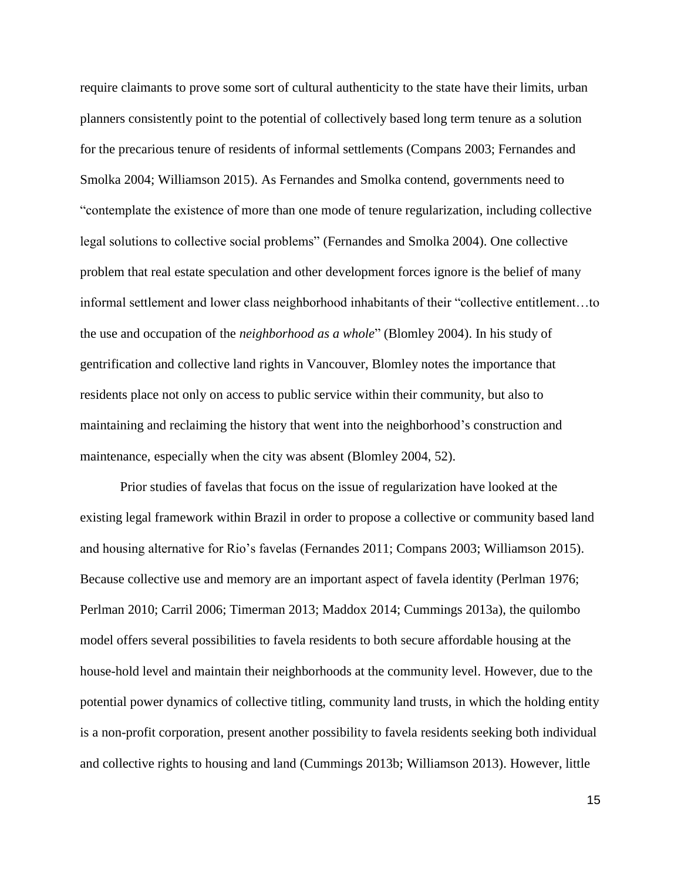require claimants to prove some sort of cultural authenticity to the state have their limits, urban planners consistently point to the potential of collectively based long term tenure as a solution for the precarious tenure of residents of informal settlements (Compans 2003; Fernandes and Smolka 2004; Williamson 2015). As Fernandes and Smolka contend, governments need to "contemplate the existence of more than one mode of tenure regularization, including collective legal solutions to collective social problems" (Fernandes and Smolka 2004). One collective problem that real estate speculation and other development forces ignore is the belief of many informal settlement and lower class neighborhood inhabitants of their "collective entitlement…to the use and occupation of the *neighborhood as a whole*" (Blomley 2004). In his study of gentrification and collective land rights in Vancouver, Blomley notes the importance that residents place not only on access to public service within their community, but also to maintaining and reclaiming the history that went into the neighborhood's construction and maintenance, especially when the city was absent (Blomley 2004, 52).

Prior studies of favelas that focus on the issue of regularization have looked at the existing legal framework within Brazil in order to propose a collective or community based land and housing alternative for Rio's favelas (Fernandes 2011; Compans 2003; Williamson 2015). Because collective use and memory are an important aspect of favela identity (Perlman 1976; Perlman 2010; Carril 2006; Timerman 2013; Maddox 2014; Cummings 2013a), the quilombo model offers several possibilities to favela residents to both secure affordable housing at the house-hold level and maintain their neighborhoods at the community level. However, due to the potential power dynamics of collective titling, community land trusts, in which the holding entity is a non-profit corporation, present another possibility to favela residents seeking both individual and collective rights to housing and land (Cummings 2013b; Williamson 2013). However, little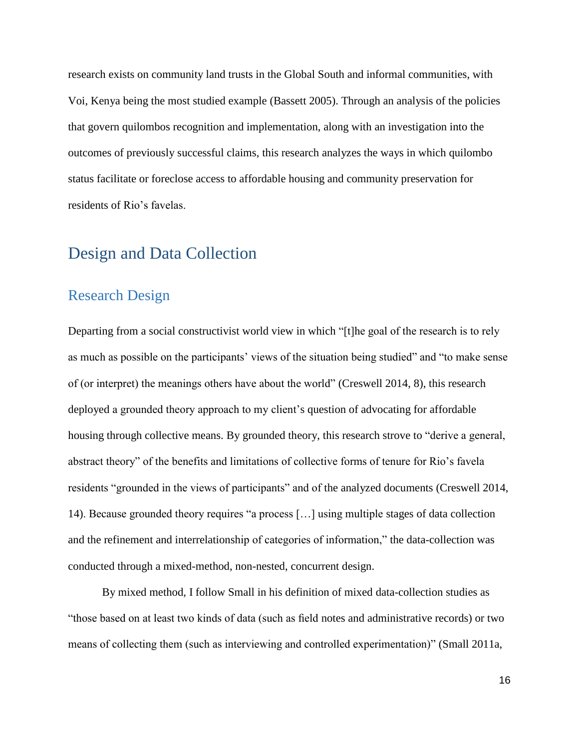research exists on community land trusts in the Global South and informal communities, with Voi, Kenya being the most studied example (Bassett 2005). Through an analysis of the policies that govern quilombos recognition and implementation, along with an investigation into the outcomes of previously successful claims, this research analyzes the ways in which quilombo status facilitate or foreclose access to affordable housing and community preservation for residents of Rio's favelas.

# Design and Data Collection

## Research Design

Departing from a social constructivist world view in which "[t]he goal of the research is to rely as much as possible on the participants' views of the situation being studied" and "to make sense of (or interpret) the meanings others have about the world" (Creswell 2014, 8), this research deployed a grounded theory approach to my client's question of advocating for affordable housing through collective means. By grounded theory, this research strove to "derive a general, abstract theory" of the benefits and limitations of collective forms of tenure for Rio's favela residents "grounded in the views of participants" and of the analyzed documents (Creswell 2014, 14). Because grounded theory requires "a process […] using multiple stages of data collection and the refinement and interrelationship of categories of information," the data-collection was conducted through a mixed-method, non-nested, concurrent design.

By mixed method, I follow Small in his definition of mixed data-collection studies as "those based on at least two kinds of data (such as field notes and administrative records) or two means of collecting them (such as interviewing and controlled experimentation)" (Small 2011a,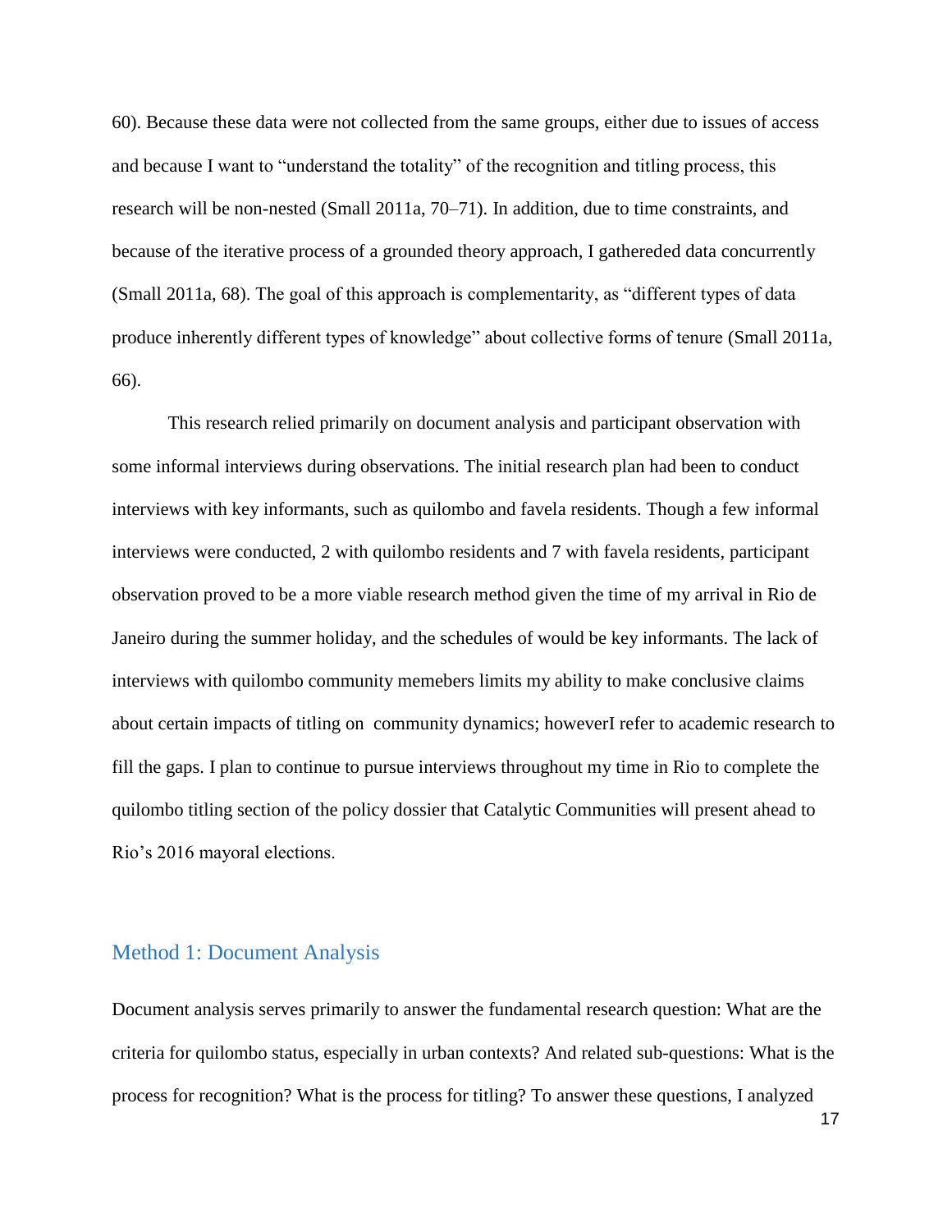60). Because these data were not collected from the same groups, either due to issues of access and because I want to "understand the totality" of the recognition and titling process, this research will be non-nested (Small 2011a, 70–71). In addition, due to time constraints, and because of the iterative process of a grounded theory approach, I gathereded data concurrently (Small 2011a, 68). The goal of this approach is complementarity, as "different types of data produce inherently different types of knowledge" about collective forms of tenure (Small 2011a, 66).

This research relied primarily on document analysis and participant observation with some informal interviews during observations. The initial research plan had been to conduct interviews with key informants, such as quilombo and favela residents. Though a few informal interviews were conducted, 2 with quilombo residents and 7 with favela residents, participant observation proved to be a more viable research method given the time of my arrival in Rio de Janeiro during the summer holiday, and the schedules of would be key informants. The lack of interviews with quilombo community memebers limits my ability to make conclusive claims about certain impacts of titling on community dynamics; howeverI refer to academic research to fill the gaps. I plan to continue to pursue interviews throughout my time in Rio to complete the quilombo titling section of the policy dossier that Catalytic Communities will present ahead to Rio's 2016 mayoral elections.

## Method 1: Document Analysis

Document analysis serves primarily to answer the fundamental research question: What are the criteria for quilombo status, especially in urban contexts? And related sub-questions: What is the process for recognition? What is the process for titling? To answer these questions, I analyzed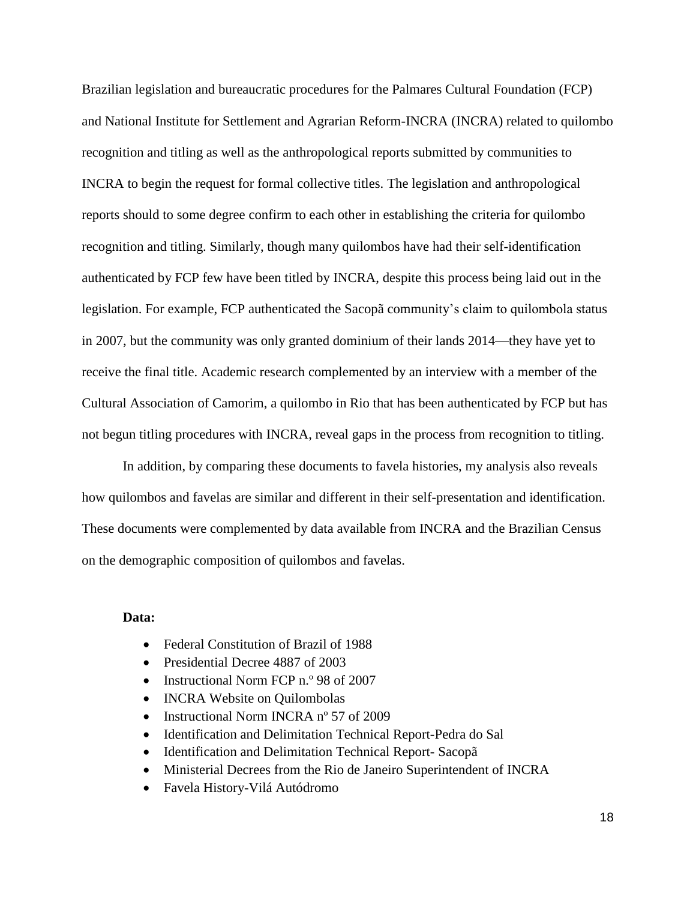Brazilian legislation and bureaucratic procedures for the Palmares Cultural Foundation (FCP) and National Institute for Settlement and Agrarian Reform-INCRA (INCRA) related to quilombo recognition and titling as well as the anthropological reports submitted by communities to INCRA to begin the request for formal collective titles. The legislation and anthropological reports should to some degree confirm to each other in establishing the criteria for quilombo recognition and titling. Similarly, though many quilombos have had their self-identification authenticated by FCP few have been titled by INCRA, despite this process being laid out in the legislation. For example, FCP authenticated the Sacopã community's claim to quilombola status in 2007, but the community was only granted dominium of their lands 2014—they have yet to receive the final title. Academic research complemented by an interview with a member of the Cultural Association of Camorim, a quilombo in Rio that has been authenticated by FCP but has not begun titling procedures with INCRA, reveal gaps in the process from recognition to titling.

In addition, by comparing these documents to favela histories, my analysis also reveals how quilombos and favelas are similar and different in their self-presentation and identification. These documents were complemented by data available from INCRA and the Brazilian Census on the demographic composition of quilombos and favelas.

**Data:**

- Federal Constitution of Brazil of 1988
- Presidential Decree 4887 of 2003
- Instructional Norm FCP n.º 98 of 2007
- INCRA Website on Quilombolas
- Instructional Norm INCRA nº 57 of 2009
- Identification and Delimitation Technical Report-Pedra do Sal
- Identification and Delimitation Technical Report- Sacopã
- Ministerial Decrees from the Rio de Janeiro Superintendent of INCRA
- Favela History-Vilá Autódromo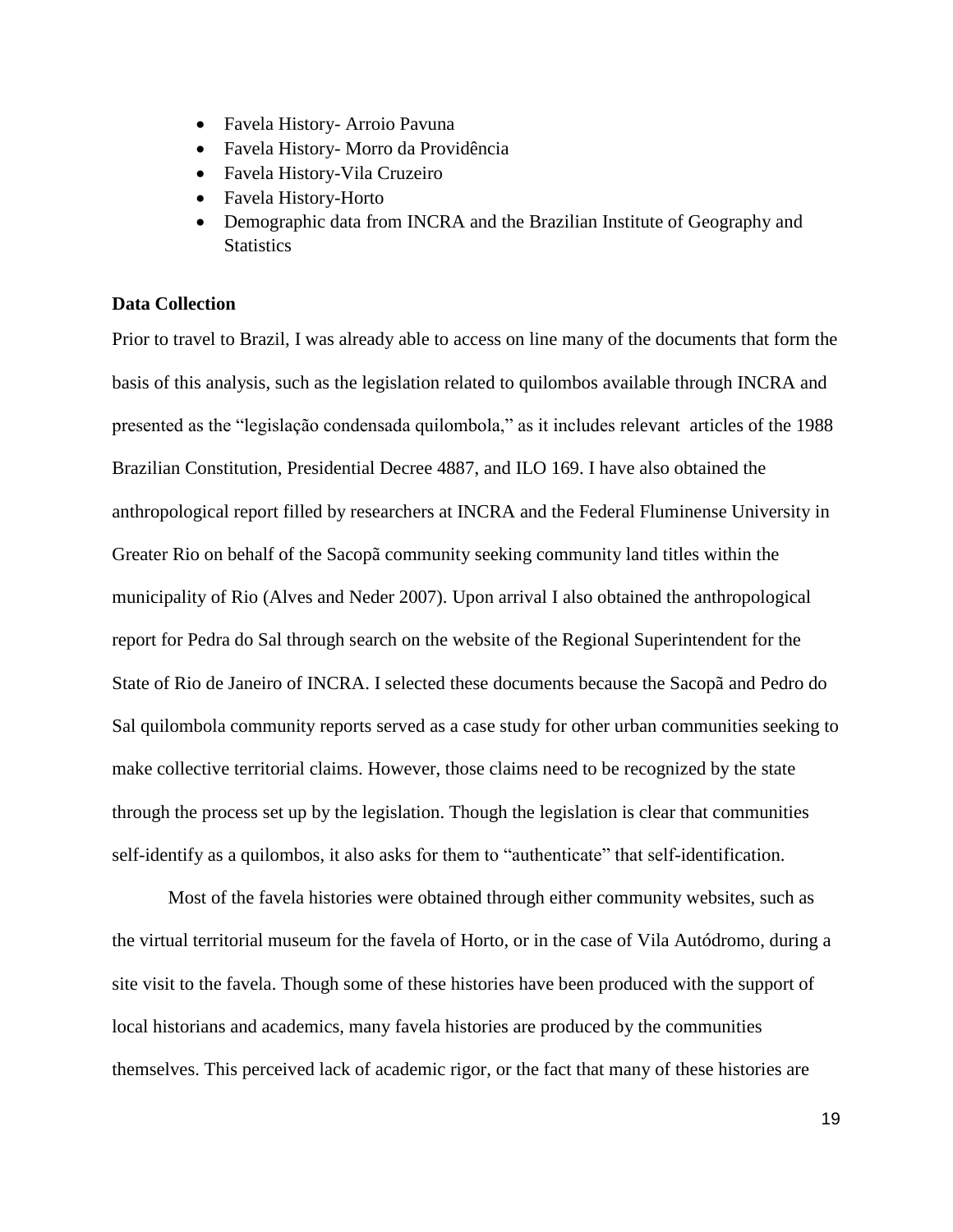- Favela History- Arroio Pavuna
- Favela History- Morro da Providência
- Favela History-Vila Cruzeiro
- Favela History-Horto
- Demographic data from INCRA and the Brazilian Institute of Geography and Statistics

**Data Collection**

Prior to travel to Brazil, I was already able to access on line many of the documents that form the basis of this analysis, such as the legislation related to quilombos available through INCRA and presented as the "legislação condensada quilombola," as it includes relevant articles of the 1988 Brazilian Constitution, Presidential Decree 4887, and ILO 169. I have also obtained the anthropological report filled by researchers at INCRA and the Federal Fluminense University in Greater Rio on behalf of the Sacopã community seeking community land titles within the municipality of Rio (Alves and Neder 2007). Upon arrival I also obtained the anthropological report for Pedra do Sal through search on the website of the Regional Superintendent for the State of Rio de Janeiro of INCRA. I selected these documents because the Sacopã and Pedro do Sal quilombola community reports served as a case study for other urban communities seeking to make collective territorial claims. However, those claims need to be recognized by the state through the process set up by the legislation. Though the legislation is clear that communities self-identify as a quilombos, it also asks for them to "authenticate" that self-identification.

Most of the favela histories were obtained through either community websites, such as the virtual territorial museum for the favela of Horto, or in the case of Vila Autódromo, during a site visit to the favela. Though some of these histories have been produced with the support of local historians and academics, many favela histories are produced by the communities themselves. This perceived lack of academic rigor, or the fact that many of these histories are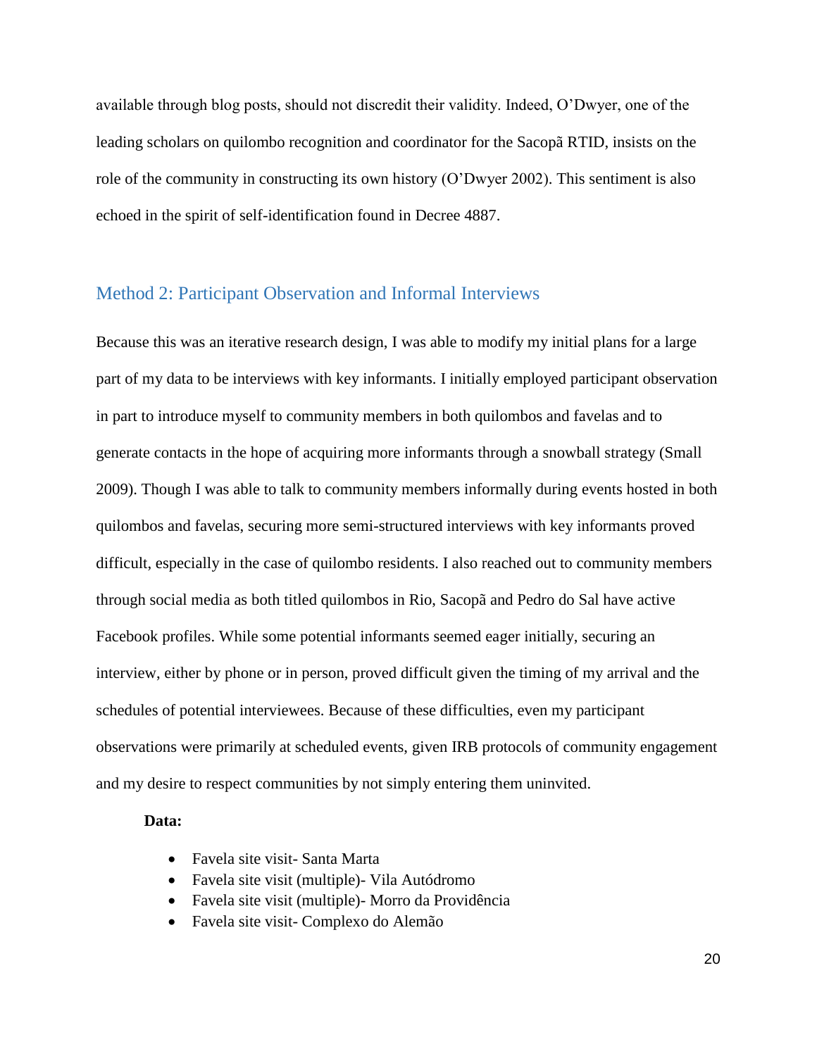available through blog posts, should not discredit their validity. Indeed, O'Dwyer, one of the leading scholars on quilombo recognition and coordinator for the Sacopã RTID, insists on the role of the community in constructing its own history (O'Dwyer 2002). This sentiment is also echoed in the spirit of self-identification found in Decree 4887.

## Method 2: Participant Observation and Informal Interviews

Because this was an iterative research design, I was able to modify my initial plans for a large part of my data to be interviews with key informants. I initially employed participant observation in part to introduce myself to community members in both quilombos and favelas and to generate contacts in the hope of acquiring more informants through a snowball strategy (Small 2009). Though I was able to talk to community members informally during events hosted in both quilombos and favelas, securing more semi-structured interviews with key informants proved difficult, especially in the case of quilombo residents. I also reached out to community members through social media as both titled quilombos in Rio, Sacopã and Pedro do Sal have active Facebook profiles. While some potential informants seemed eager initially, securing an interview, either by phone or in person, proved difficult given the timing of my arrival and the schedules of potential interviewees. Because of these difficulties, even my participant observations were primarily at scheduled events, given IRB protocols of community engagement and my desire to respect communities by not simply entering them uninvited.

**Data:**

- Favela site visit- Santa Marta
- Favela site visit (multiple)- Vila Autódromo
- Favela site visit (multiple)- Morro da Providência
- Favela site visit- Complexo do Alemão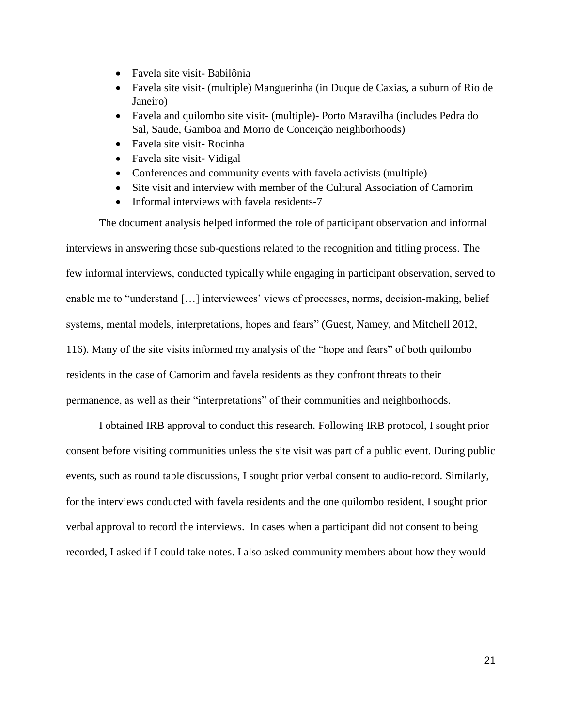- Favela site visit- Babilônia
- Favela site visit- (multiple) Manguerinha (in Duque de Caxias, a suburn of Rio de Janeiro)
- Favela and quilombo site visit- (multiple)- Porto Maravilha (includes Pedra do Sal, Saude, Gamboa and Morro de Conceição neighborhoods)
- Favela site visit- Rocinha
- Favela site visit- Vidigal
- Conferences and community events with favela activists (multiple)
- Site visit and interview with member of the Cultural Association of Camorim
- Informal interviews with favela residents-7

The document analysis helped informed the role of participant observation and informal interviews in answering those sub-questions related to the recognition and titling process. The few informal interviews, conducted typically while engaging in participant observation, served to enable me to "understand […] interviewees' views of processes, norms, decision-making, belief systems, mental models, interpretations, hopes and fears" (Guest, Namey, and Mitchell 2012, 116). Many of the site visits informed my analysis of the "hope and fears" of both quilombo residents in the case of Camorim and favela residents as they confront threats to their permanence, as well as their "interpretations" of their communities and neighborhoods.

I obtained IRB approval to conduct this research. Following IRB protocol, I sought prior consent before visiting communities unless the site visit was part of a public event. During public events, such as round table discussions, I sought prior verbal consent to audio-record. Similarly, for the interviews conducted with favela residents and the one quilombo resident, I sought prior verbal approval to record the interviews. In cases when a participant did not consent to being recorded, I asked if I could take notes. I also asked community members about how they would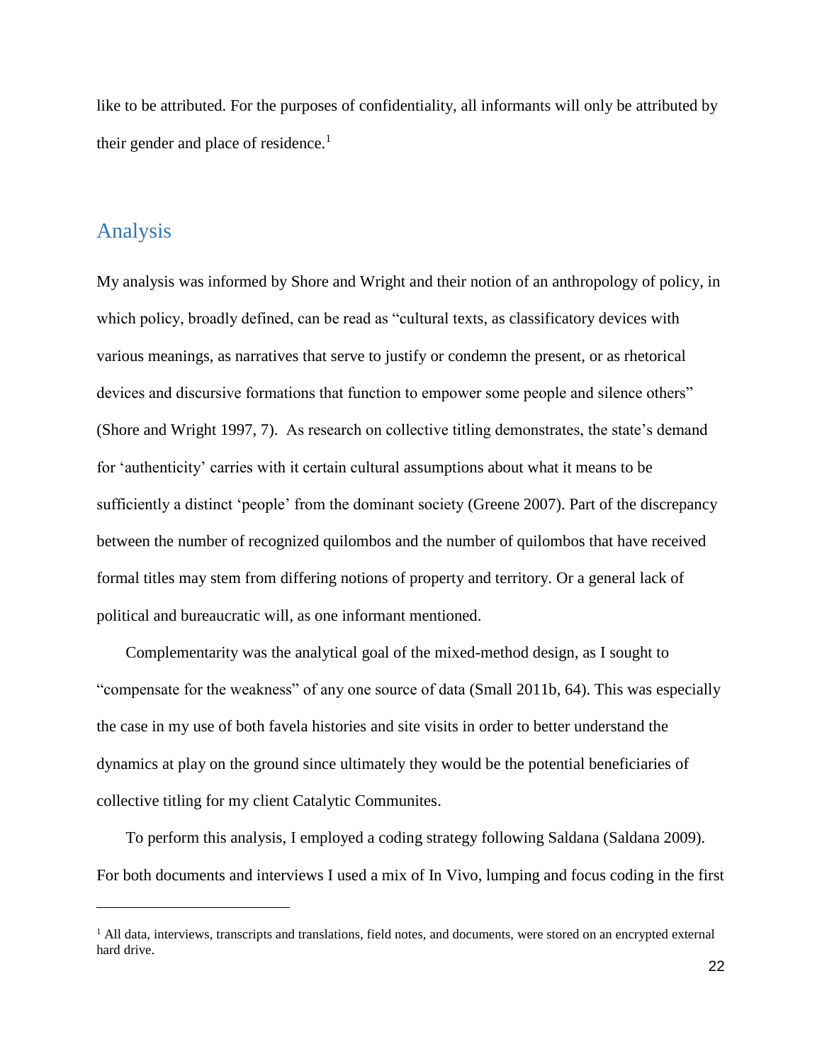like to be attributed. For the purposes of confidentiality, all informants will only be attributed by their gender and place of residence.[1]

## Analysis

My analysis was informed by Shore and Wright and their notion of an anthropology of policy, in which policy, broadly defined, can be read as "cultural texts, as classificatory devices with various meanings, as narratives that serve to justify or condemn the present, or as rhetorical devices and discursive formations that function to empower some people and silence others" (Shore and Wright 1997, 7). As research on collective titling demonstrates, the state's demand for 'authenticity' carries with it certain cultural assumptions about what it means to be sufficiently a distinct 'people' from the dominant society (Greene 2007). Part of the discrepancy between the number of recognized quilombos and the number of quilombos that have received formal titles may stem from differing notions of property and territory. Or a general lack of political and bureaucratic will, as one informant mentioned.

Complementarity was the analytical goal of the mixed-method design, as I sought to "compensate for the weakness" of any one source of data (Small 2011b, 64). This was especially the case in my use of both favela histories and site visits in order to better understand the dynamics at play on the ground since ultimately they would be the potential beneficiaries of collective titling for my client Catalytic Communites.

To perform this analysis, I employed a coding strategy following Saldana (Saldana 2009). For both documents and interviews I used a mix of In Vivo, lumping and focus coding in the first

[1] All data, interviews, transcripts and translations, field notes, and documents, were stored on an encrypted external hard drive.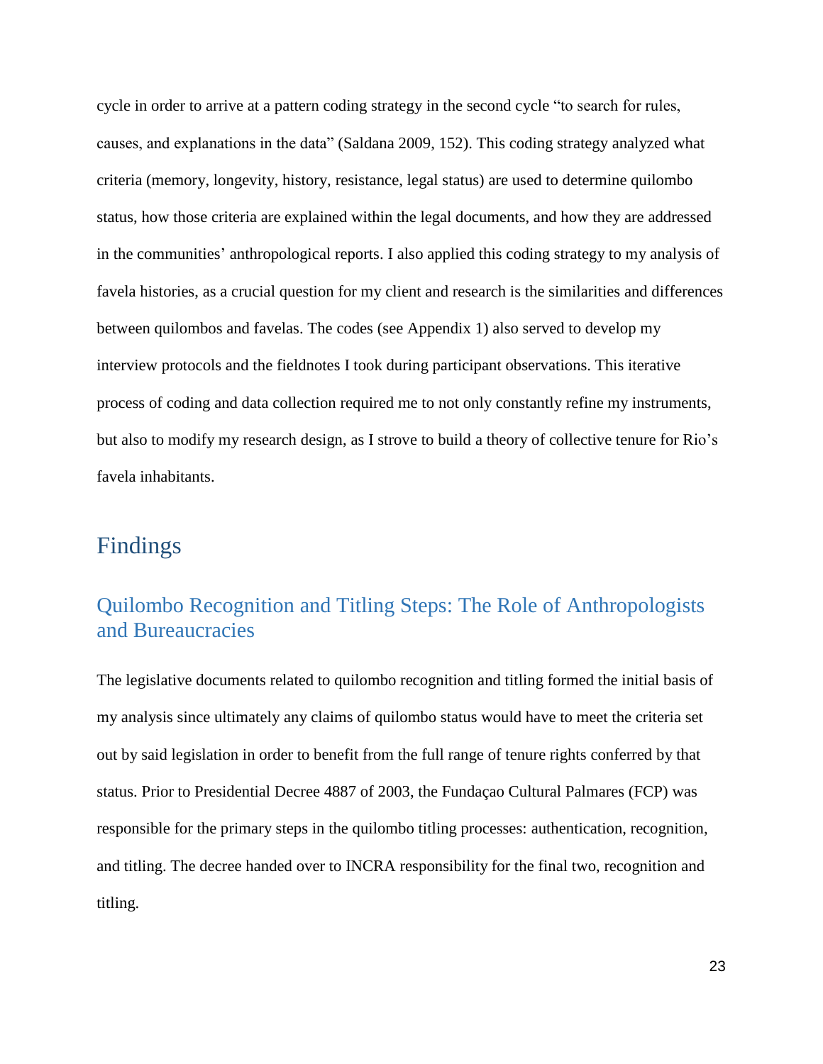cycle in order to arrive at a pattern coding strategy in the second cycle "to search for rules, causes, and explanations in the data" (Saldana 2009, 152). This coding strategy analyzed what criteria (memory, longevity, history, resistance, legal status) are used to determine quilombo status, how those criteria are explained within the legal documents, and how they are addressed in the communities' anthropological reports. I also applied this coding strategy to my analysis of favela histories, as a crucial question for my client and research is the similarities and differences between quilombos and favelas. The codes (see Appendix 1) also served to develop my interview protocols and the fieldnotes I took during participant observations. This iterative process of coding and data collection required me to not only constantly refine my instruments, but also to modify my research design, as I strove to build a theory of collective tenure for Rio's favela inhabitants.

# Findings

## Quilombo Recognition and Titling Steps: The Role of Anthropologists and Bureaucracies

The legislative documents related to quilombo recognition and titling formed the initial basis of my analysis since ultimately any claims of quilombo status would have to meet the criteria set out by said legislation in order to benefit from the full range of tenure rights conferred by that status. Prior to Presidential Decree 4887 of 2003, the Fundaçao Cultural Palmares (FCP) was responsible for the primary steps in the quilombo titling processes: authentication, recognition, and titling. The decree handed over to INCRA responsibility for the final two, recognition and titling.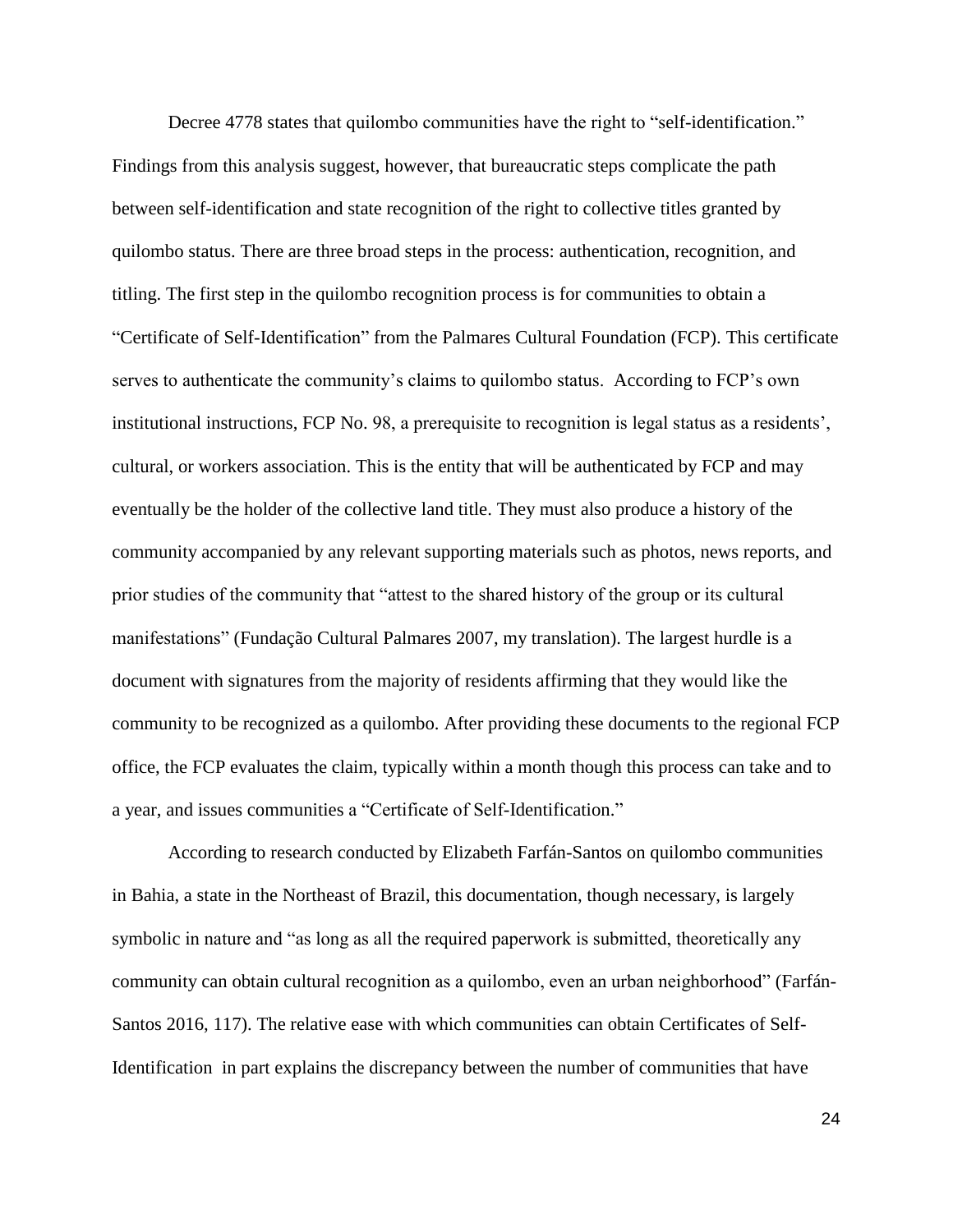Decree 4778 states that quilombo communities have the right to "self-identification." Findings from this analysis suggest, however, that bureaucratic steps complicate the path between self-identification and state recognition of the right to collective titles granted by quilombo status. There are three broad steps in the process: authentication, recognition, and titling. The first step in the quilombo recognition process is for communities to obtain a "Certificate of Self-Identification" from the Palmares Cultural Foundation (FCP). This certificate serves to authenticate the community's claims to quilombo status. According to FCP's own institutional instructions, FCP No. 98, a prerequisite to recognition is legal status as a residents', cultural, or workers association. This is the entity that will be authenticated by FCP and may eventually be the holder of the collective land title. They must also produce a history of the community accompanied by any relevant supporting materials such as photos, news reports, and prior studies of the community that "attest to the shared history of the group or its cultural manifestations" (Fundação Cultural Palmares 2007, my translation). The largest hurdle is a document with signatures from the majority of residents affirming that they would like the community to be recognized as a quilombo. After providing these documents to the regional FCP office, the FCP evaluates the claim, typically within a month though this process can take and to a year, and issues communities a "Certificate of Self-Identification."

According to research conducted by Elizabeth Farfán-Santos on quilombo communities in Bahia, a state in the Northeast of Brazil, this documentation, though necessary, is largely symbolic in nature and "as long as all the required paperwork is submitted, theoretically any community can obtain cultural recognition as a quilombo, even an urban neighborhood" (Farfán-Santos 2016, 117). The relative ease with which communities can obtain Certificates of Self-Identification in part explains the discrepancy between the number of communities that have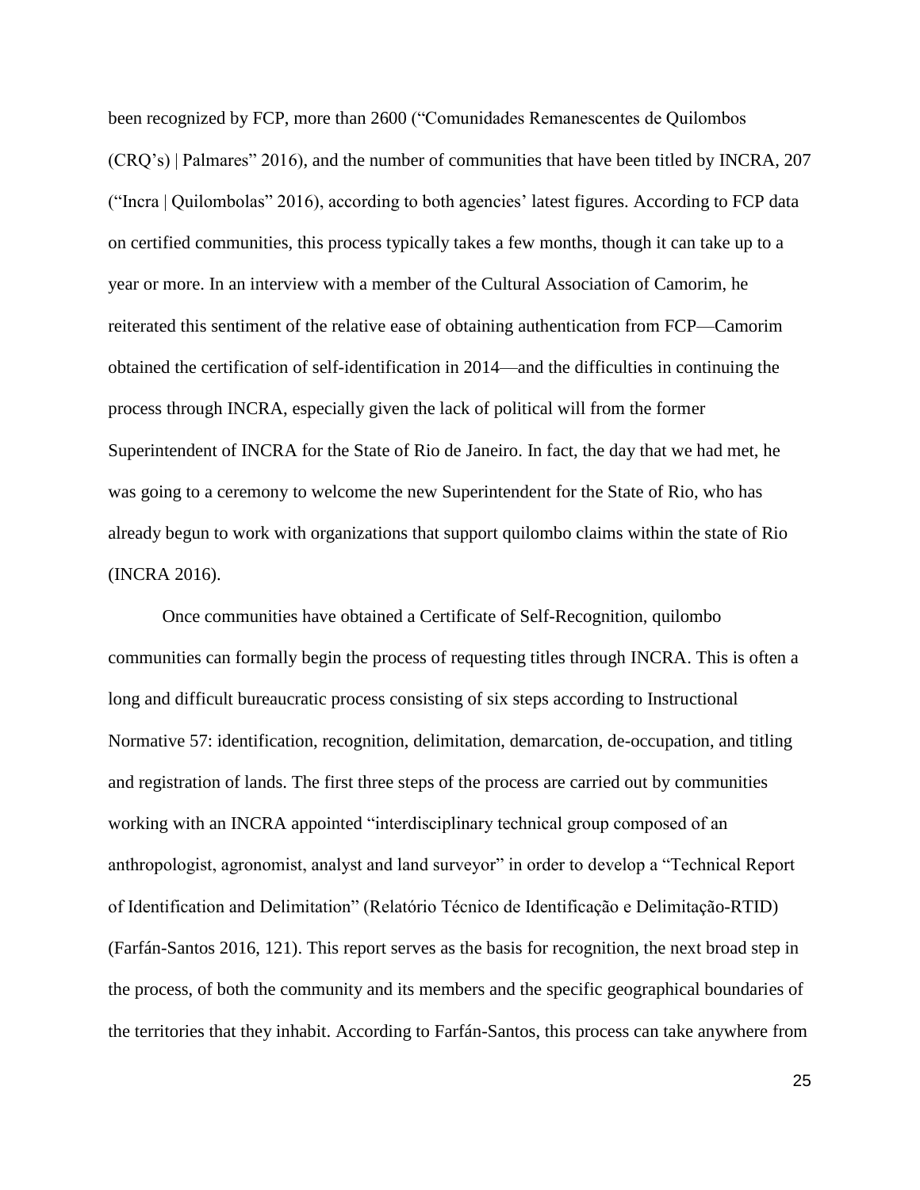been recognized by FCP, more than 2600 ("Comunidades Remanescentes de Quilombos (CRQ's) | Palmares" 2016), and the number of communities that have been titled by INCRA, 207 ("Incra | Quilombolas" 2016), according to both agencies' latest figures. According to FCP data on certified communities, this process typically takes a few months, though it can take up to a year or more. In an interview with a member of the Cultural Association of Camorim, he reiterated this sentiment of the relative ease of obtaining authentication from FCP—Camorim obtained the certification of self-identification in 2014—and the difficulties in continuing the process through INCRA, especially given the lack of political will from the former Superintendent of INCRA for the State of Rio de Janeiro. In fact, the day that we had met, he was going to a ceremony to welcome the new Superintendent for the State of Rio, who has already begun to work with organizations that support quilombo claims within the state of Rio (INCRA 2016).

Once communities have obtained a Certificate of Self-Recognition, quilombo communities can formally begin the process of requesting titles through INCRA. This is often a long and difficult bureaucratic process consisting of six steps according to Instructional Normative 57: identification, recognition, delimitation, demarcation, de-occupation, and titling and registration of lands. The first three steps of the process are carried out by communities working with an INCRA appointed "interdisciplinary technical group composed of an anthropologist, agronomist, analyst and land surveyor" in order to develop a "Technical Report of Identification and Delimitation" (Relatório Técnico de Identificação e Delimitação-RTID) (Farfán-Santos 2016, 121). This report serves as the basis for recognition, the next broad step in the process, of both the community and its members and the specific geographical boundaries of the territories that they inhabit. According to Farfán-Santos, this process can take anywhere from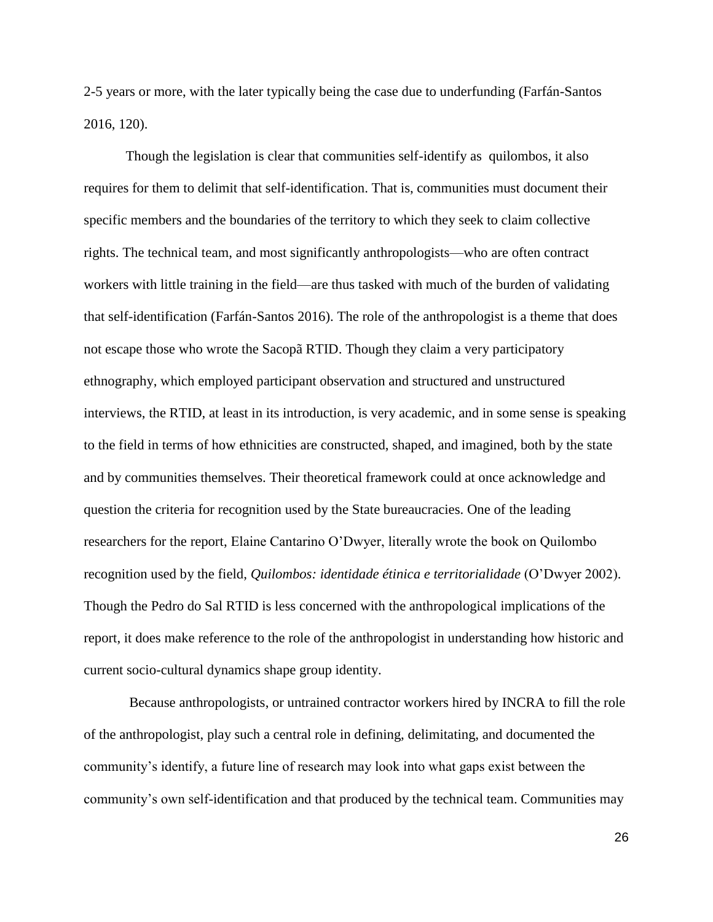2-5 years or more, with the later typically being the case due to underfunding (Farfán-Santos 2016, 120).

Though the legislation is clear that communities self-identify as quilombos, it also requires for them to delimit that self-identification. That is, communities must document their specific members and the boundaries of the territory to which they seek to claim collective rights. The technical team, and most significantly anthropologists—who are often contract workers with little training in the field—are thus tasked with much of the burden of validating that self-identification (Farfán-Santos 2016). The role of the anthropologist is a theme that does not escape those who wrote the Sacopã RTID. Though they claim a very participatory ethnography, which employed participant observation and structured and unstructured interviews, the RTID, at least in its introduction, is very academic, and in some sense is speaking to the field in terms of how ethnicities are constructed, shaped, and imagined, both by the state and by communities themselves. Their theoretical framework could at once acknowledge and question the criteria for recognition used by the State bureaucracies. One of the leading researchers for the report, Elaine Cantarino O'Dwyer, literally wrote the book on Quilombo recognition used by the field, *Quilombos: identidade étinica e territorialidade* (O'Dwyer 2002). Though the Pedro do Sal RTID is less concerned with the anthropological implications of the report, it does make reference to the role of the anthropologist in understanding how historic and current socio-cultural dynamics shape group identity.

Because anthropologists, or untrained contractor workers hired by INCRA to fill the role of the anthropologist, play such a central role in defining, delimitating, and documented the community's identify, a future line of research may look into what gaps exist between the community's own self-identification and that produced by the technical team. Communities may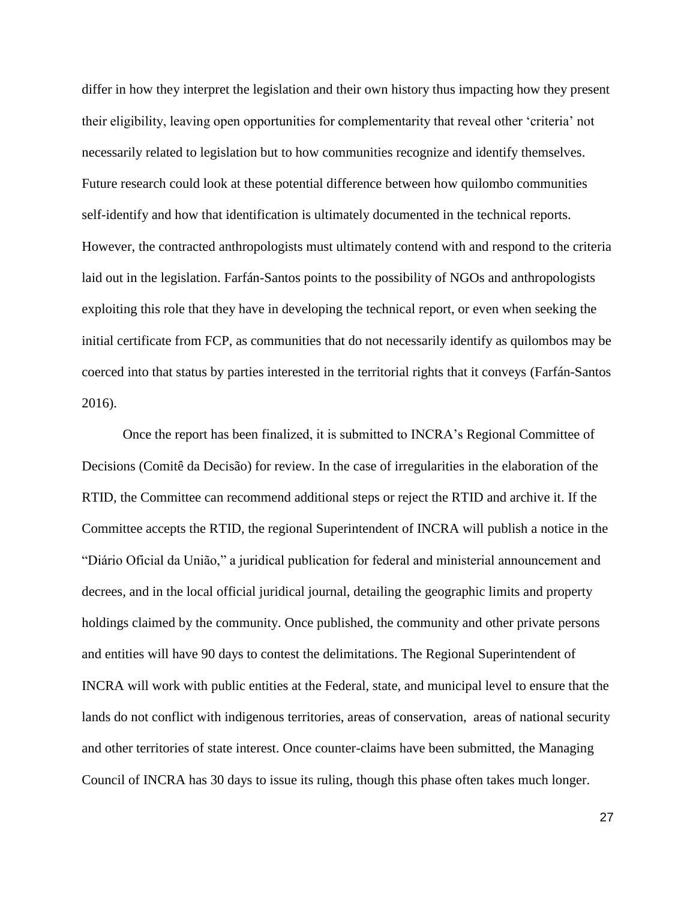differ in how they interpret the legislation and their own history thus impacting how they present their eligibility, leaving open opportunities for complementarity that reveal other 'criteria' not necessarily related to legislation but to how communities recognize and identify themselves. Future research could look at these potential difference between how quilombo communities self-identify and how that identification is ultimately documented in the technical reports. However, the contracted anthropologists must ultimately contend with and respond to the criteria laid out in the legislation. Farfán-Santos points to the possibility of NGOs and anthropologists exploiting this role that they have in developing the technical report, or even when seeking the initial certificate from FCP, as communities that do not necessarily identify as quilombos may be coerced into that status by parties interested in the territorial rights that it conveys (Farfán-Santos 2016).

Once the report has been finalized, it is submitted to INCRA's Regional Committee of Decisions (Comitê da Decisão) for review. In the case of irregularities in the elaboration of the RTID, the Committee can recommend additional steps or reject the RTID and archive it. If the Committee accepts the RTID, the regional Superintendent of INCRA will publish a notice in the "Diário Oficial da União," a juridical publication for federal and ministerial announcement and decrees, and in the local official juridical journal, detailing the geographic limits and property holdings claimed by the community. Once published, the community and other private persons and entities will have 90 days to contest the delimitations. The Regional Superintendent of INCRA will work with public entities at the Federal, state, and municipal level to ensure that the lands do not conflict with indigenous territories, areas of conservation, areas of national security and other territories of state interest. Once counter-claims have been submitted, the Managing Council of INCRA has 30 days to issue its ruling, though this phase often takes much longer.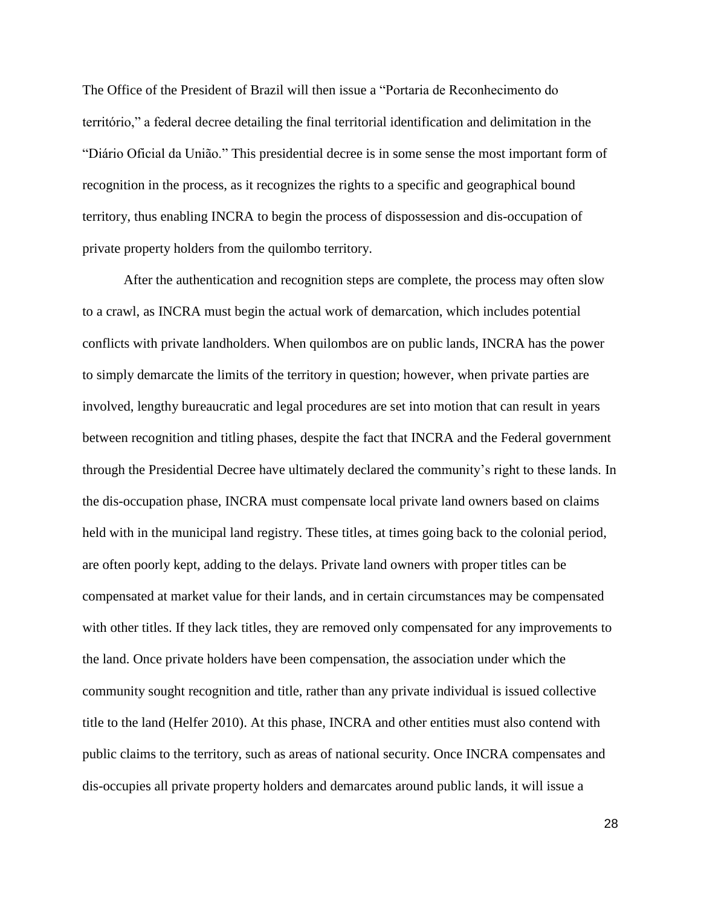The Office of the President of Brazil will then issue a "Portaria de Reconhecimento do território," a federal decree detailing the final territorial identification and delimitation in the "Diário Oficial da União." This presidential decree is in some sense the most important form of recognition in the process, as it recognizes the rights to a specific and geographical bound territory, thus enabling INCRA to begin the process of dispossession and dis-occupation of private property holders from the quilombo territory.

After the authentication and recognition steps are complete, the process may often slow to a crawl, as INCRA must begin the actual work of demarcation, which includes potential conflicts with private landholders. When quilombos are on public lands, INCRA has the power to simply demarcate the limits of the territory in question; however, when private parties are involved, lengthy bureaucratic and legal procedures are set into motion that can result in years between recognition and titling phases, despite the fact that INCRA and the Federal government through the Presidential Decree have ultimately declared the community's right to these lands. In the dis-occupation phase, INCRA must compensate local private land owners based on claims held with in the municipal land registry. These titles, at times going back to the colonial period, are often poorly kept, adding to the delays. Private land owners with proper titles can be compensated at market value for their lands, and in certain circumstances may be compensated with other titles. If they lack titles, they are removed only compensated for any improvements to the land. Once private holders have been compensation, the association under which the community sought recognition and title, rather than any private individual is issued collective title to the land (Helfer 2010). At this phase, INCRA and other entities must also contend with public claims to the territory, such as areas of national security. Once INCRA compensates and dis-occupies all private property holders and demarcates around public lands, it will issue a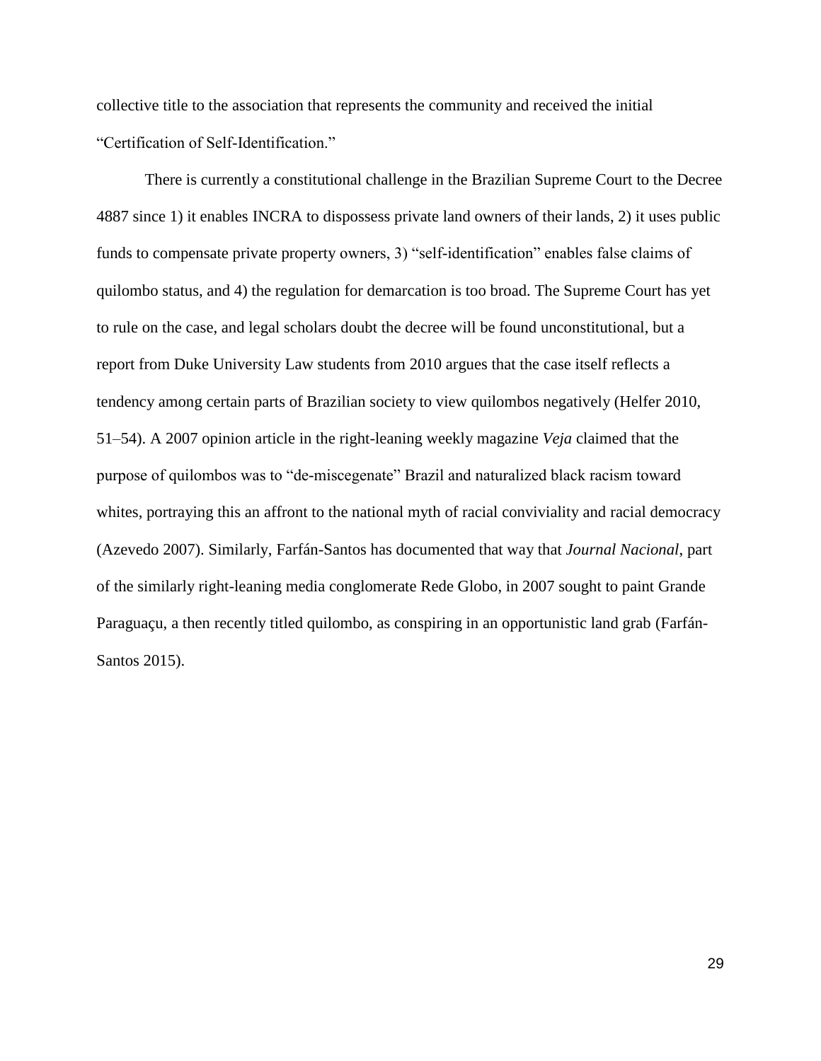collective title to the association that represents the community and received the initial "Certification of Self-Identification."

There is currently a constitutional challenge in the Brazilian Supreme Court to the Decree 4887 since 1) it enables INCRA to dispossess private land owners of their lands, 2) it uses public funds to compensate private property owners, 3) "self-identification" enables false claims of quilombo status, and 4) the regulation for demarcation is too broad. The Supreme Court has yet to rule on the case, and legal scholars doubt the decree will be found unconstitutional, but a report from Duke University Law students from 2010 argues that the case itself reflects a tendency among certain parts of Brazilian society to view quilombos negatively (Helfer 2010, 51–54). A 2007 opinion article in the right-leaning weekly magazine *Veja* claimed that the purpose of quilombos was to "de-miscegenate" Brazil and naturalized black racism toward whites, portraying this an affront to the national myth of racial conviviality and racial democracy (Azevedo 2007). Similarly, Farfán-Santos has documented that way that *Journal Nacional*, part of the similarly right-leaning media conglomerate Rede Globo, in 2007 sought to paint Grande Paraguaçu, a then recently titled quilombo, as conspiring in an opportunistic land grab (Farfán-Santos 2015).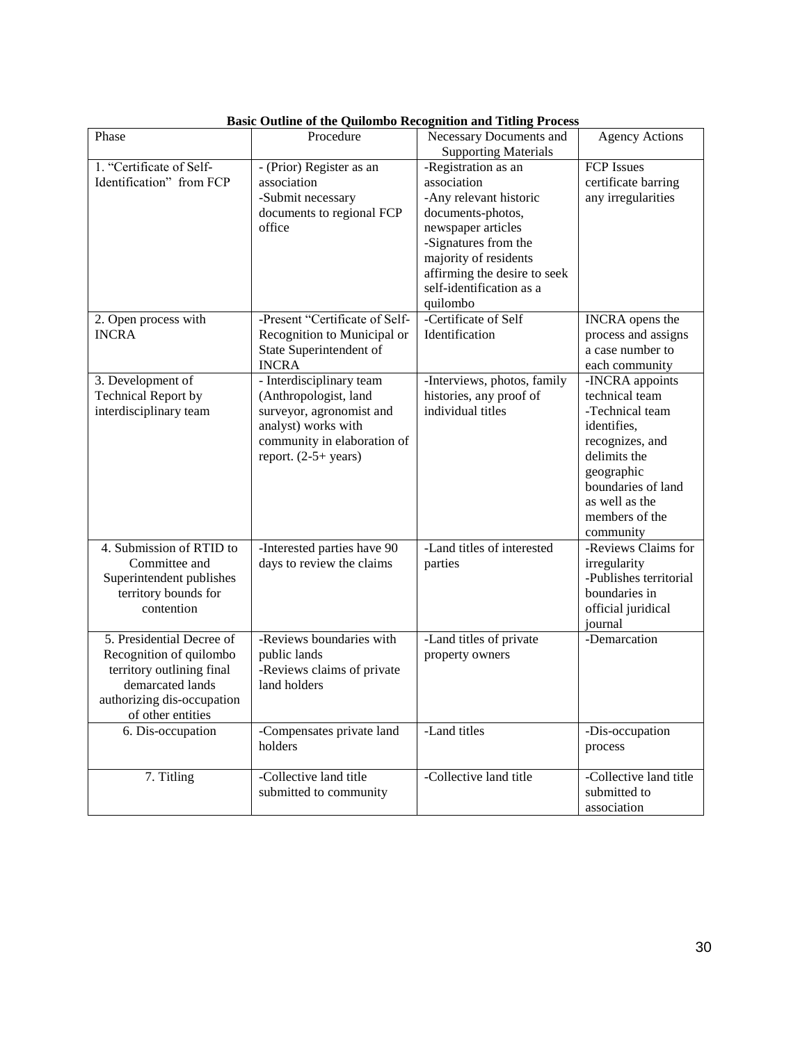**Basic Outline of the Quilombo Recognition and Titling Process**

| Phase | Procedure | Necessary Documents and Supporting Materials | Agency Actions |
|---|---|---|---|
| 1. "Certificate of Self-Identification" from FCP | - (Prior) Register as an association<br>-Submit necessary documents to regional FCP office | -Registration as an association<br>-Any relevant historic documents-photos, newspaper articles<br>-Signatures from the majority of residents affirming the desire to seek self-identification as a quilombo | FCP Issues certificate barring any irregularities |
| 2. Open process with INCRA | -Present "Certificate of Self-Recognition to Municipal or State Superintendent of INCRA | -Certificate of Self Identification | INCRA opens the process and assigns a case number to each community |
| 3. Development of Technical Report by interdisciplinary team | - Interdisciplinary team (Anthropologist, land surveyor, agronomist and analyst) works with community in elaboration of report. (2-5+ years) | -Interviews, photos, family histories, any proof of individual titles | -INCRA appoints technical team<br>-Technical team identifies, recognizes, and delimits the geographic boundaries of land as well as the members of the community |
| 4. Submission of RTID to Committee and Superintendent publishes territory bounds for contention | -Interested parties have 90 days to review the claims | -Land titles of interested parties | -Reviews Claims for irregularity<br>-Publishes territorial boundaries in official juridical journal |
| 5. Presidential Decree of Recognition of quilombo territory outlining final demarcated lands authorizing dis-occupation of other entities | -Reviews boundaries with public lands<br>-Reviews claims of private land holders | -Land titles of private property owners | -Demarcation |
| 6. Dis-occupation | -Compensates private land holders | -Land titles | -Dis-occupation process |
| 7. Titling | -Collective land title submitted to community | -Collective land title | -Collective land title submitted to association |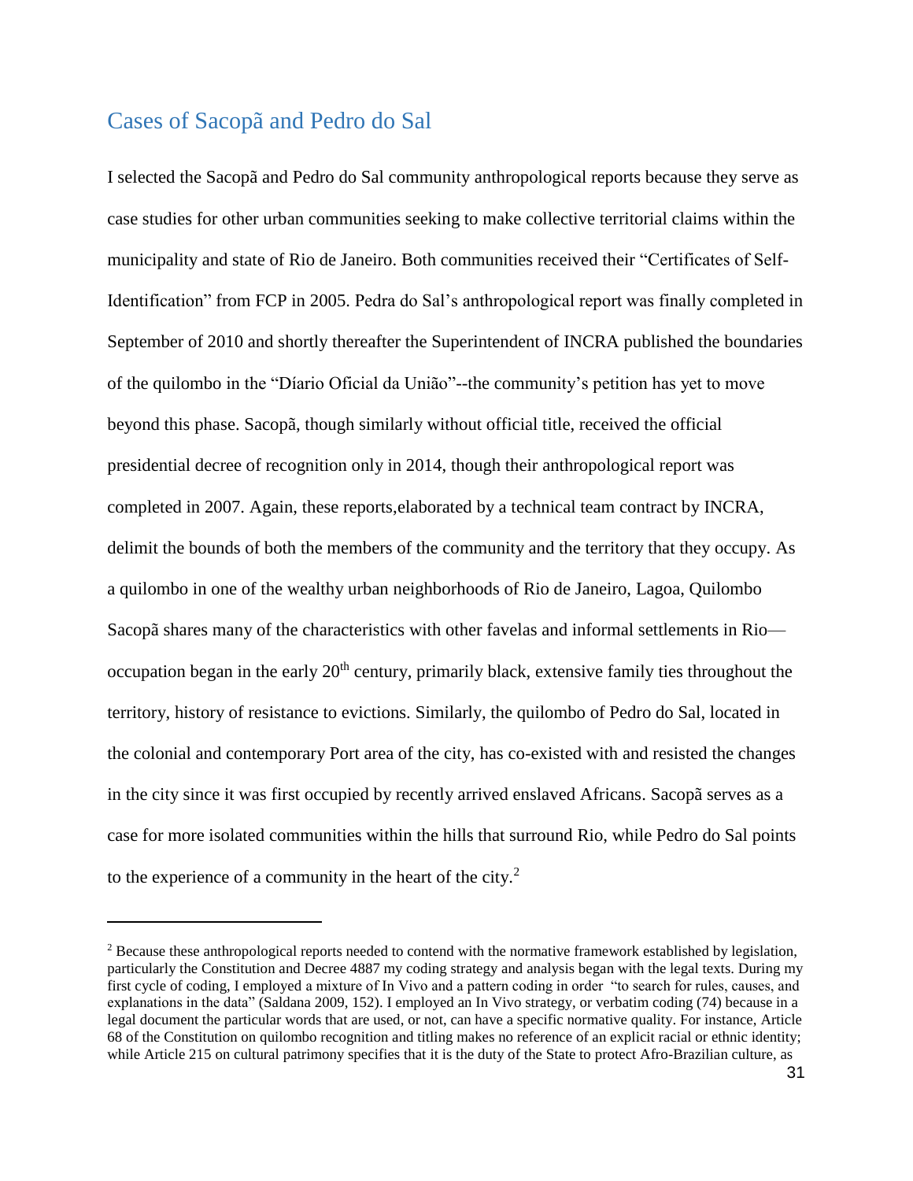## Cases of Sacopã and Pedro do Sal

I selected the Sacopã and Pedro do Sal community anthropological reports because they serve as case studies for other urban communities seeking to make collective territorial claims within the municipality and state of Rio de Janeiro. Both communities received their "Certificates of Self-Identification" from FCP in 2005. Pedra do Sal's anthropological report was finally completed in September of 2010 and shortly thereafter the Superintendent of INCRA published the boundaries of the quilombo in the "Díario Oficial da União"--the community's petition has yet to move beyond this phase. Sacopã, though similarly without official title, received the official presidential decree of recognition only in 2014, though their anthropological report was completed in 2007. Again, these reports,elaborated by a technical team contract by INCRA, delimit the bounds of both the members of the community and the territory that they occupy. As a quilombo in one of the wealthy urban neighborhoods of Rio de Janeiro, Lagoa, Quilombo Sacopã shares many of the characteristics with other favelas and informal settlements in Rio—occupation began in the early 20th century, primarily black, extensive family ties throughout the territory, history of resistance to evictions. Similarly, the quilombo of Pedro do Sal, located in the colonial and contemporary Port area of the city, has co-existed with and resisted the changes in the city since it was first occupied by recently arrived enslaved Africans. Sacopã serves as a case for more isolated communities within the hills that surround Rio, while Pedro do Sal points to the experience of a community in the heart of the city.[2]

---

[2] Because these anthropological reports needed to contend with the normative framework established by legislation, particularly the Constitution and Decree 4887 my coding strategy and analysis began with the legal texts. During my first cycle of coding, I employed a mixture of In Vivo and a pattern coding in order "to search for rules, causes, and explanations in the data" (Saldana 2009, 152). I employed an In Vivo strategy, or verbatim coding (74) because in a legal document the particular words that are used, or not, can have a specific normative quality. For instance, Article 68 of the Constitution on quilombo recognition and titling makes no reference of an explicit racial or ethnic identity; while Article 215 on cultural patrimony specifies that it is the duty of the State to protect Afro-Brazilian culture, as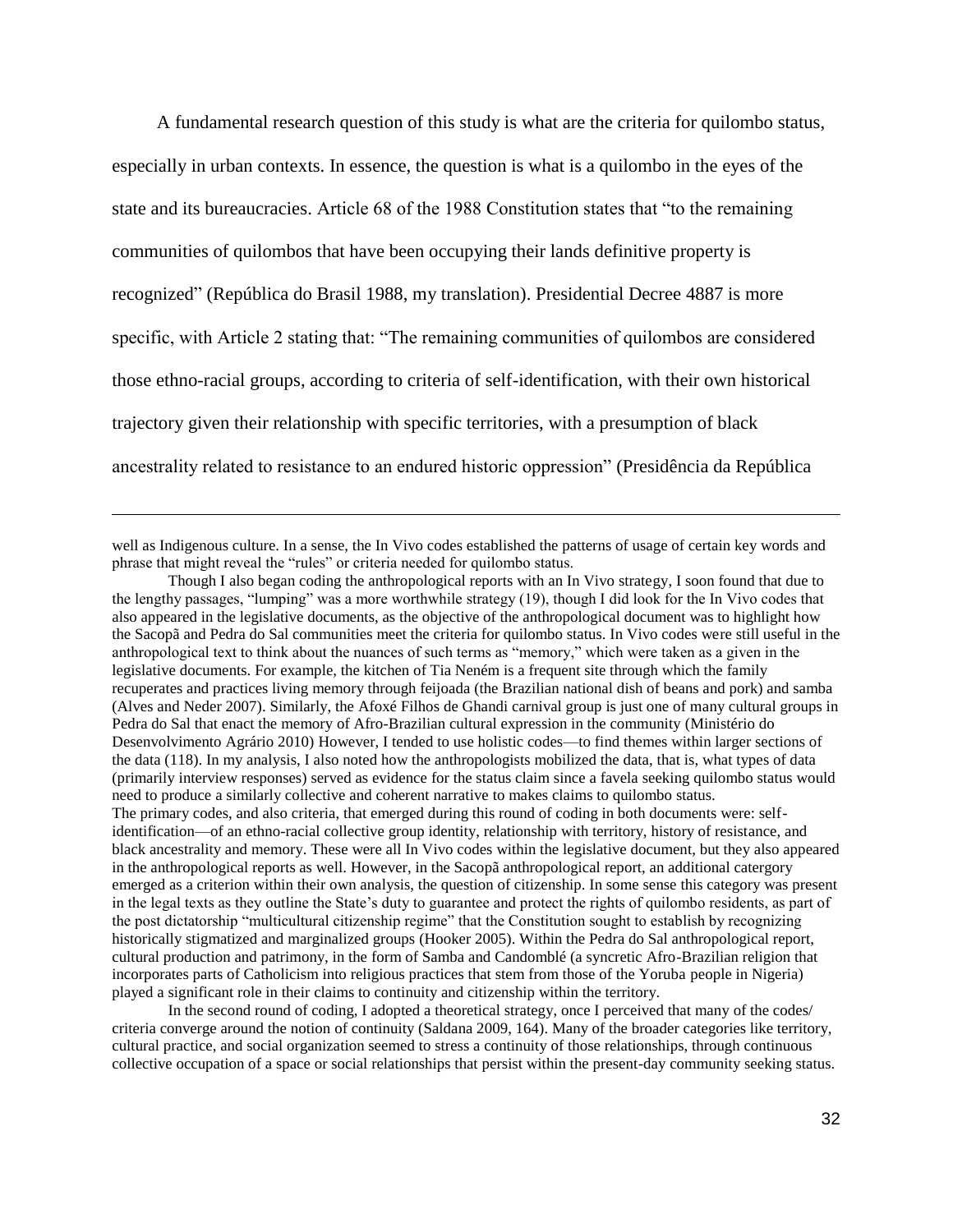A fundamental research question of this study is what are the criteria for quilombo status, especially in urban contexts. In essence, the question is what is a quilombo in the eyes of the state and its bureaucracies. Article 68 of the 1988 Constitution states that "to the remaining communities of quilombos that have been occupying their lands definitive property is recognized" (República do Brasil 1988, my translation). Presidential Decree 4887 is more specific, with Article 2 stating that: "The remaining communities of quilombos are considered those ethno-racial groups, according to criteria of self-identification, with their own historical trajectory given their relationship with specific territories, with a presumption of black ancestrality related to resistance to an endured historic oppression" (Presidência da República

---

well as Indigenous culture. In a sense, the In Vivo codes established the patterns of usage of certain key words and phrase that might reveal the "rules" or criteria needed for quilombo status.

Though I also began coding the anthropological reports with an In Vivo strategy, I soon found that due to the lengthy passages, "lumping" was a more worthwhile strategy (19), though I did look for the In Vivo codes that also appeared in the legislative documents, as the objective of the anthropological document was to highlight how the Sacopã and Pedra do Sal communities meet the criteria for quilombo status. In Vivo codes were still useful in the anthropological text to think about the nuances of such terms as "memory," which were taken as a given in the legislative documents. For example, the kitchen of Tia Neném is a frequent site through which the family recuperates and practices living memory through feijoada (the Brazilian national dish of beans and pork) and samba (Alves and Neder 2007). Similarly, the Afoxé Filhos de Ghandi carnival group is just one of many cultural groups in Pedra do Sal that enact the memory of Afro-Brazilian cultural expression in the community (Ministério do Desenvolvimento Agrário 2010) However, I tended to use holistic codes—to find themes within larger sections of the data (118). In my analysis, I also noted how the anthropologists mobilized the data, that is, what types of data (primarily interview responses) served as evidence for the status claim since a favela seeking quilombo status would need to produce a similarly collective and coherent narrative to makes claims to quilombo status.
The primary codes, and also criteria, that emerged during this round of coding in both documents were: self-identification—of an ethno-racial collective group identity, relationship with territory, history of resistance, and black ancestrality and memory. These were all In Vivo codes within the legislative document, but they also appeared in the anthropological reports as well. However, in the Sacopã anthropological report, an additional catergory emerged as a criterion within their own analysis, the question of citizenship. In some sense this category was present in the legal texts as they outline the State's duty to guarantee and protect the rights of quilombo residents, as part of the post dictatorship "multicultural citizenship regime" that the Constitution sought to establish by recognizing historically stigmatized and marginalized groups (Hooker 2005). Within the Pedra do Sal anthropological report, cultural production and patrimony, in the form of Samba and Candomblé (a syncretic Afro-Brazilian religion that incorporates parts of Catholicism into religious practices that stem from those of the Yoruba people in Nigeria) played a significant role in their claims to continuity and citizenship within the territory.

In the second round of coding, I adopted a theoretical strategy, once I perceived that many of the codes/ criteria converge around the notion of continuity (Saldana 2009, 164). Many of the broader categories like territory, cultural practice, and social organization seemed to stress a continuity of those relationships, through continuous collective occupation of a space or social relationships that persist within the present-day community seeking status.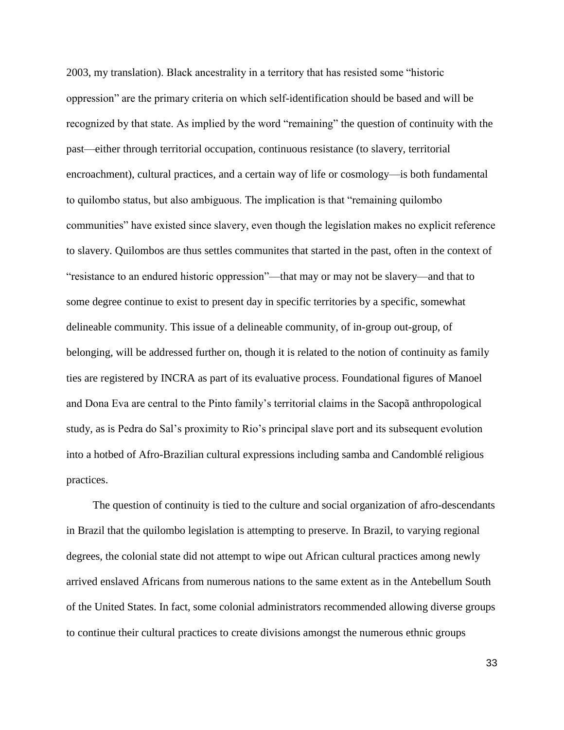2003, my translation). Black ancestrality in a territory that has resisted some "historic oppression" are the primary criteria on which self-identification should be based and will be recognized by that state. As implied by the word "remaining" the question of continuity with the past—either through territorial occupation, continuous resistance (to slavery, territorial encroachment), cultural practices, and a certain way of life or cosmology—is both fundamental to quilombo status, but also ambiguous. The implication is that "remaining quilombo communities" have existed since slavery, even though the legislation makes no explicit reference to slavery. Quilombos are thus settles communites that started in the past, often in the context of "resistance to an endured historic oppression"—that may or may not be slavery—and that to some degree continue to exist to present day in specific territories by a specific, somewhat delineable community. This issue of a delineable community, of in-group out-group, of belonging, will be addressed further on, though it is related to the notion of continuity as family ties are registered by INCRA as part of its evaluative process. Foundational figures of Manoel and Dona Eva are central to the Pinto family's territorial claims in the Sacopã anthropological study, as is Pedra do Sal's proximity to Rio's principal slave port and its subsequent evolution into a hotbed of Afro-Brazilian cultural expressions including samba and Candomblé religious practices.

The question of continuity is tied to the culture and social organization of afro-descendants in Brazil that the quilombo legislation is attempting to preserve. In Brazil, to varying regional degrees, the colonial state did not attempt to wipe out African cultural practices among newly arrived enslaved Africans from numerous nations to the same extent as in the Antebellum South of the United States. In fact, some colonial administrators recommended allowing diverse groups to continue their cultural practices to create divisions amongst the numerous ethnic groups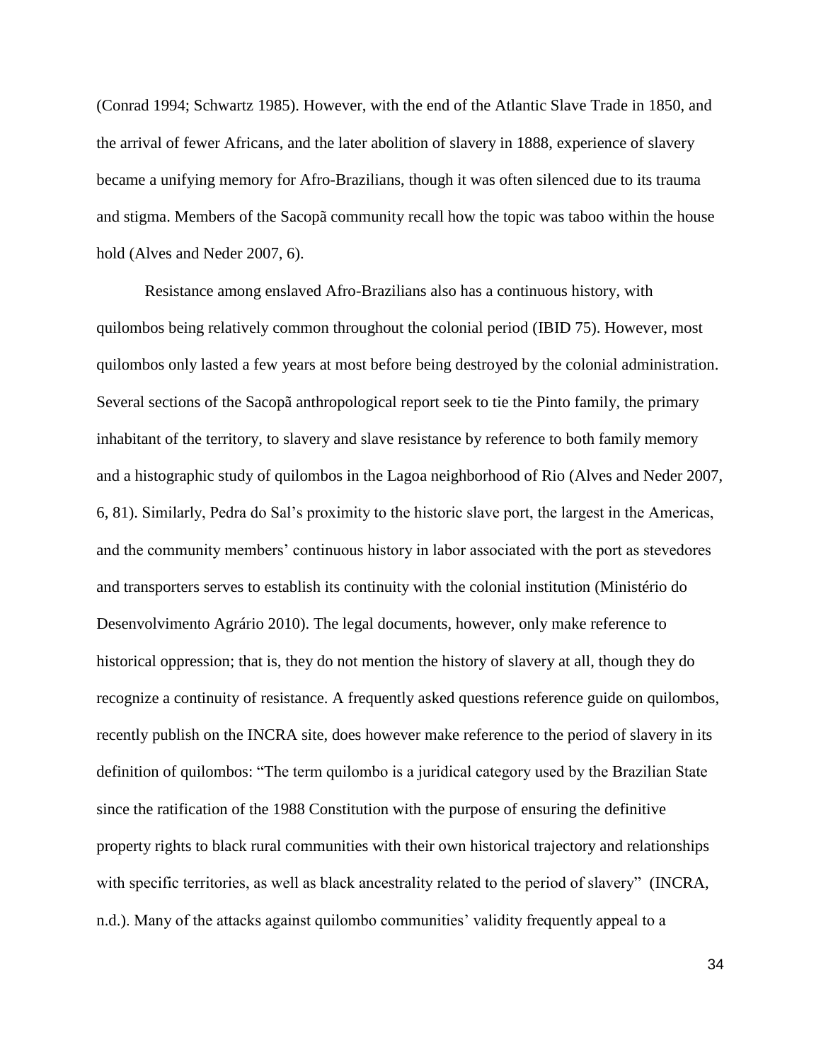(Conrad 1994; Schwartz 1985). However, with the end of the Atlantic Slave Trade in 1850, and the arrival of fewer Africans, and the later abolition of slavery in 1888, experience of slavery became a unifying memory for Afro-Brazilians, though it was often silenced due to its trauma and stigma. Members of the Sacopã community recall how the topic was taboo within the house hold (Alves and Neder 2007, 6).

Resistance among enslaved Afro-Brazilians also has a continuous history, with quilombos being relatively common throughout the colonial period (IBID 75). However, most quilombos only lasted a few years at most before being destroyed by the colonial administration. Several sections of the Sacopã anthropological report seek to tie the Pinto family, the primary inhabitant of the territory, to slavery and slave resistance by reference to both family memory and a histographic study of quilombos in the Lagoa neighborhood of Rio (Alves and Neder 2007, 6, 81). Similarly, Pedra do Sal's proximity to the historic slave port, the largest in the Americas, and the community members' continuous history in labor associated with the port as stevedores and transporters serves to establish its continuity with the colonial institution (Ministério do Desenvolvimento Agrário 2010). The legal documents, however, only make reference to historical oppression; that is, they do not mention the history of slavery at all, though they do recognize a continuity of resistance. A frequently asked questions reference guide on quilombos, recently publish on the INCRA site, does however make reference to the period of slavery in its definition of quilombos: "The term quilombo is a juridical category used by the Brazilian State since the ratification of the 1988 Constitution with the purpose of ensuring the definitive property rights to black rural communities with their own historical trajectory and relationships with specific territories, as well as black ancestrality related to the period of slavery" (INCRA, n.d.). Many of the attacks against quilombo communities' validity frequently appeal to a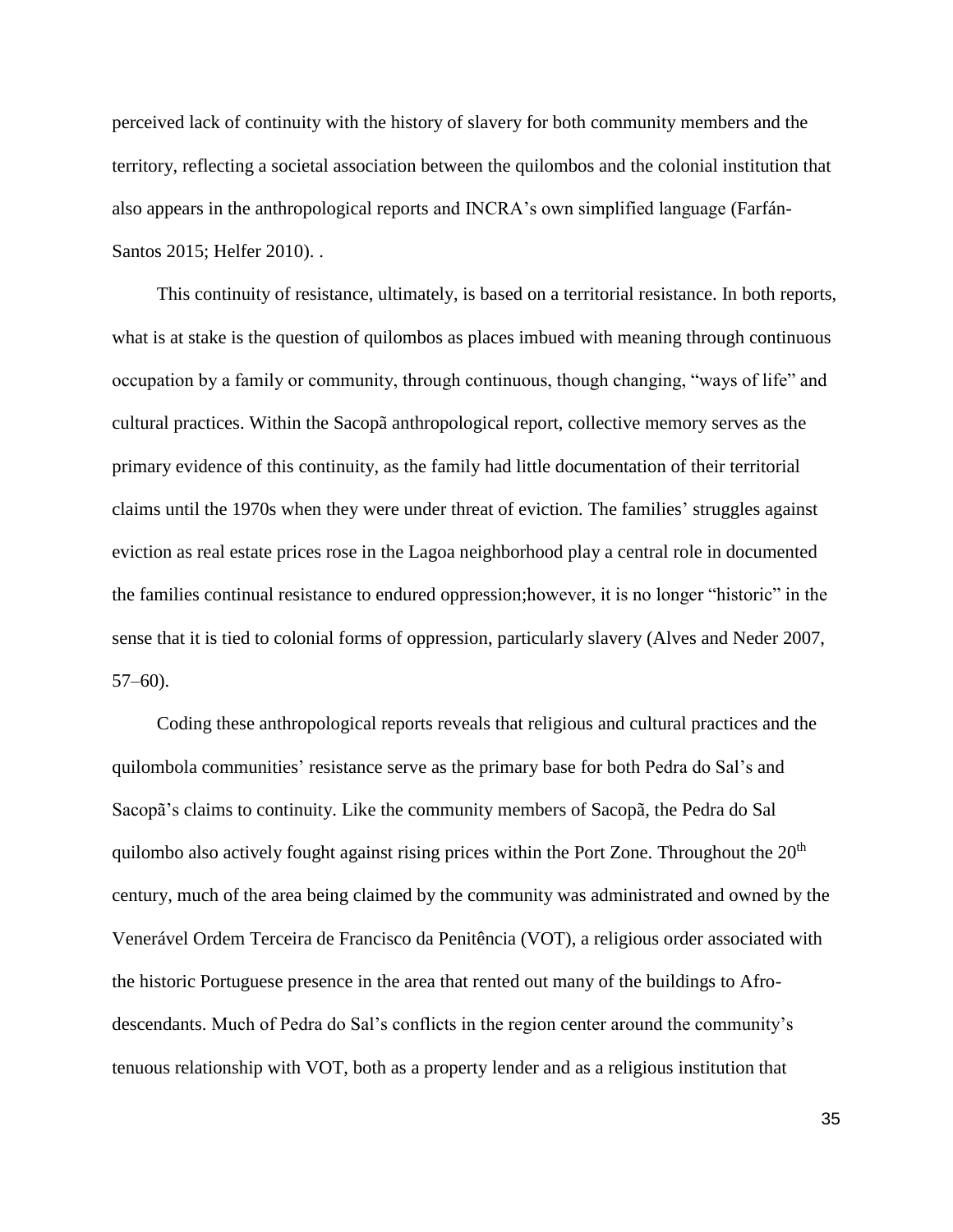perceived lack of continuity with the history of slavery for both community members and the territory, reflecting a societal association between the quilombos and the colonial institution that also appears in the anthropological reports and INCRA's own simplified language (Farfán-Santos 2015; Helfer 2010). .

This continuity of resistance, ultimately, is based on a territorial resistance. In both reports, what is at stake is the question of quilombos as places imbued with meaning through continuous occupation by a family or community, through continuous, though changing, "ways of life" and cultural practices. Within the Sacopã anthropological report, collective memory serves as the primary evidence of this continuity, as the family had little documentation of their territorial claims until the 1970s when they were under threat of eviction. The families' struggles against eviction as real estate prices rose in the Lagoa neighborhood play a central role in documented the families continual resistance to endured oppression;however, it is no longer "historic" in the sense that it is tied to colonial forms of oppression, particularly slavery (Alves and Neder 2007, 57–60).

Coding these anthropological reports reveals that religious and cultural practices and the quilombola communities' resistance serve as the primary base for both Pedra do Sal's and Sacopã's claims to continuity. Like the community members of Sacopã, the Pedra do Sal quilombo also actively fought against rising prices within the Port Zone. Throughout the 20th century, much of the area being claimed by the community was administrated and owned by the Venerável Ordem Terceira de Francisco da Penitência (VOT), a religious order associated with the historic Portuguese presence in the area that rented out many of the buildings to Afro-descendants. Much of Pedra do Sal's conflicts in the region center around the community's tenuous relationship with VOT, both as a property lender and as a religious institution that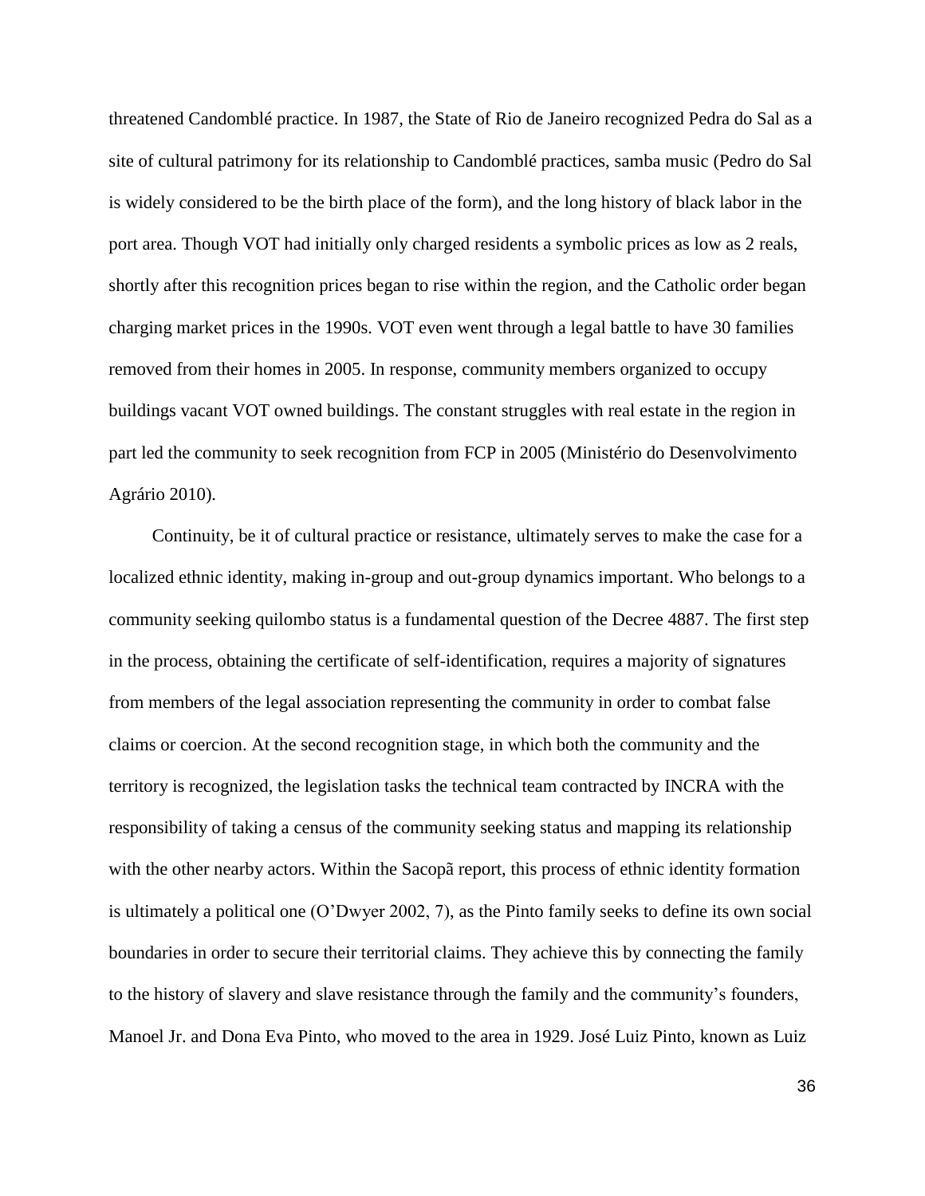threatened Candomblé practice. In 1987, the State of Rio de Janeiro recognized Pedra do Sal as a site of cultural patrimony for its relationship to Candomblé practices, samba music (Pedro do Sal is widely considered to be the birth place of the form), and the long history of black labor in the port area. Though VOT had initially only charged residents a symbolic prices as low as 2 reals, shortly after this recognition prices began to rise within the region, and the Catholic order began charging market prices in the 1990s. VOT even went through a legal battle to have 30 families removed from their homes in 2005. In response, community members organized to occupy buildings vacant VOT owned buildings. The constant struggles with real estate in the region in part led the community to seek recognition from FCP in 2005 (Ministério do Desenvolvimento Agrário 2010).

Continuity, be it of cultural practice or resistance, ultimately serves to make the case for a localized ethnic identity, making in-group and out-group dynamics important. Who belongs to a community seeking quilombo status is a fundamental question of the Decree 4887. The first step in the process, obtaining the certificate of self-identification, requires a majority of signatures from members of the legal association representing the community in order to combat false claims or coercion. At the second recognition stage, in which both the community and the territory is recognized, the legislation tasks the technical team contracted by INCRA with the responsibility of taking a census of the community seeking status and mapping its relationship with the other nearby actors. Within the Sacopã report, this process of ethnic identity formation is ultimately a political one (O'Dwyer 2002, 7), as the Pinto family seeks to define its own social boundaries in order to secure their territorial claims. They achieve this by connecting the family to the history of slavery and slave resistance through the family and the community's founders, Manoel Jr. and Dona Eva Pinto, who moved to the area in 1929. José Luiz Pinto, known as Luiz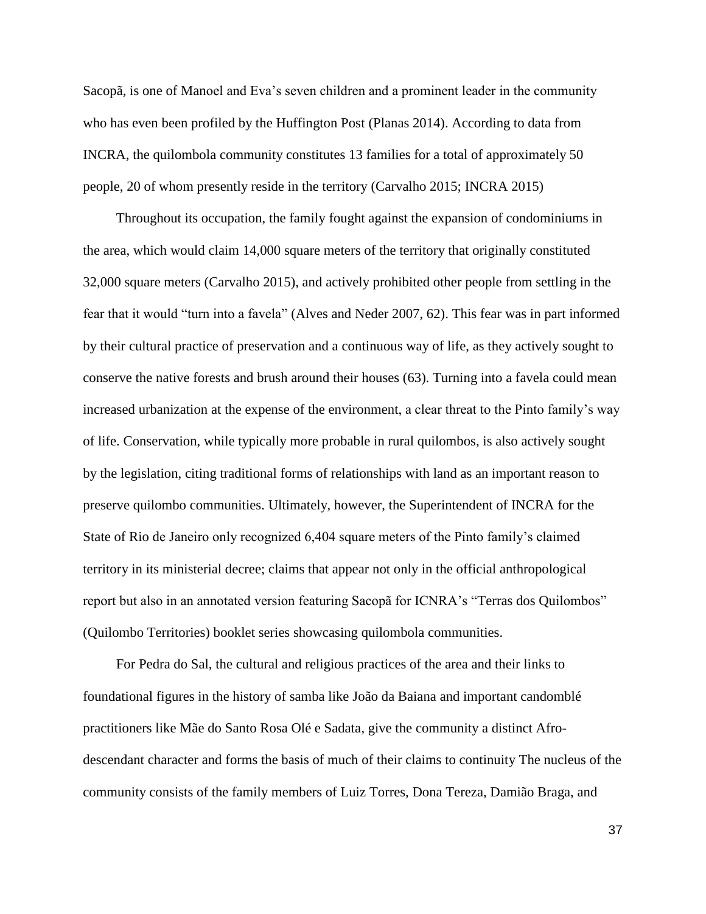Sacopã, is one of Manoel and Eva's seven children and a prominent leader in the community who has even been profiled by the Huffington Post (Planas 2014). According to data from INCRA, the quilombola community constitutes 13 families for a total of approximately 50 people, 20 of whom presently reside in the territory (Carvalho 2015; INCRA 2015)

Throughout its occupation, the family fought against the expansion of condominiums in the area, which would claim 14,000 square meters of the territory that originally constituted 32,000 square meters (Carvalho 2015), and actively prohibited other people from settling in the fear that it would "turn into a favela" (Alves and Neder 2007, 62). This fear was in part informed by their cultural practice of preservation and a continuous way of life, as they actively sought to conserve the native forests and brush around their houses (63). Turning into a favela could mean increased urbanization at the expense of the environment, a clear threat to the Pinto family's way of life. Conservation, while typically more probable in rural quilombos, is also actively sought by the legislation, citing traditional forms of relationships with land as an important reason to preserve quilombo communities. Ultimately, however, the Superintendent of INCRA for the State of Rio de Janeiro only recognized 6,404 square meters of the Pinto family's claimed territory in its ministerial decree; claims that appear not only in the official anthropological report but also in an annotated version featuring Sacopã for ICNRA's "Terras dos Quilombos" (Quilombo Territories) booklet series showcasing quilombola communities.

For Pedra do Sal, the cultural and religious practices of the area and their links to foundational figures in the history of samba like João da Baiana and important candomblé practitioners like Mãe do Santo Rosa Olé e Sadata, give the community a distinct Afro-descendant character and forms the basis of much of their claims to continuity The nucleus of the community consists of the family members of Luiz Torres, Dona Tereza, Damião Braga, and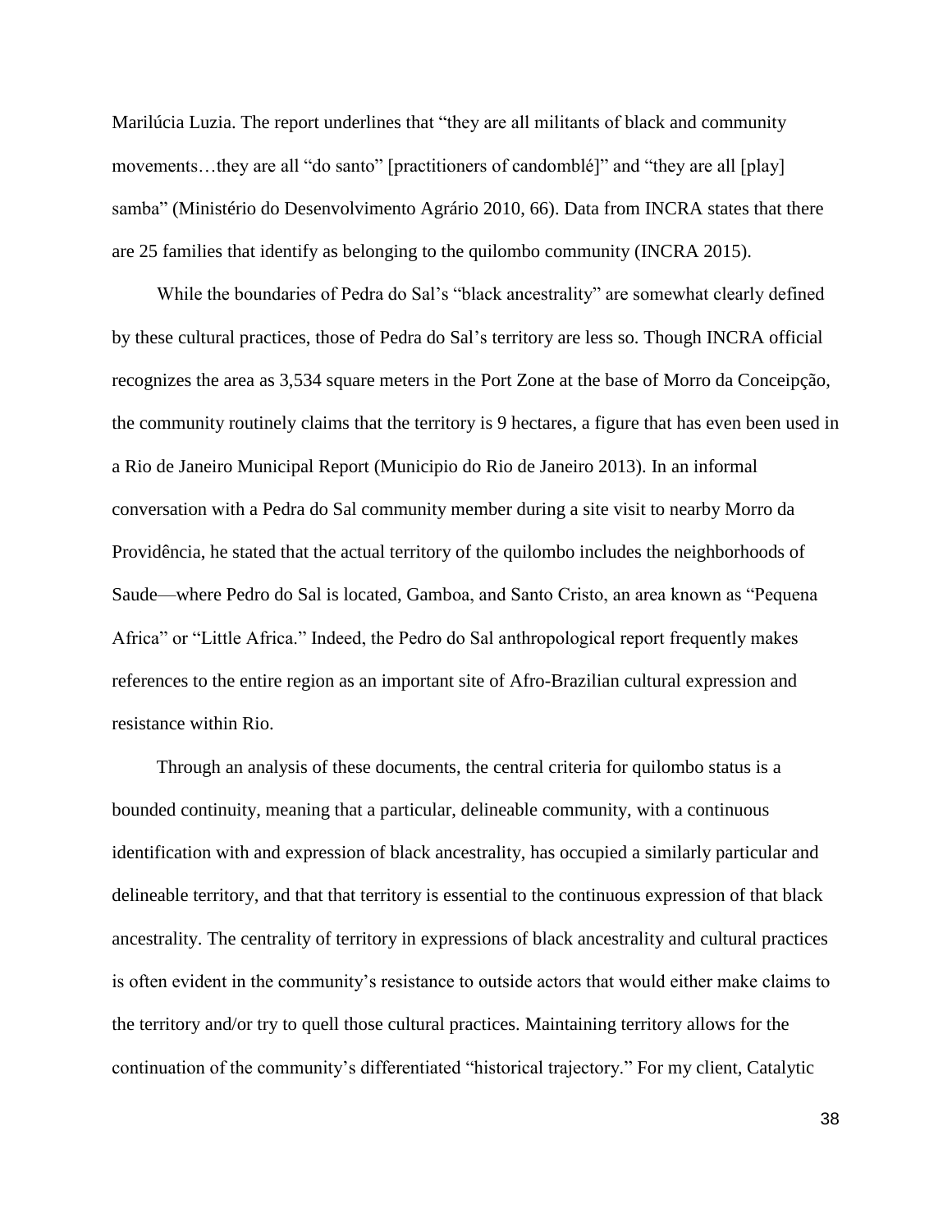Marilúcia Luzia. The report underlines that "they are all militants of black and community movements…they are all "do santo" [practitioners of candomblé]" and "they are all [play] samba" (Ministério do Desenvolvimento Agrário 2010, 66). Data from INCRA states that there are 25 families that identify as belonging to the quilombo community (INCRA 2015).

While the boundaries of Pedra do Sal's "black ancestrality" are somewhat clearly defined by these cultural practices, those of Pedra do Sal's territory are less so. Though INCRA official recognizes the area as 3,534 square meters in the Port Zone at the base of Morro da Conceipção, the community routinely claims that the territory is 9 hectares, a figure that has even been used in a Rio de Janeiro Municipal Report (Municipio do Rio de Janeiro 2013). In an informal conversation with a Pedra do Sal community member during a site visit to nearby Morro da Providência, he stated that the actual territory of the quilombo includes the neighborhoods of Saude—where Pedro do Sal is located, Gamboa, and Santo Cristo, an area known as "Pequena Africa" or "Little Africa." Indeed, the Pedro do Sal anthropological report frequently makes references to the entire region as an important site of Afro-Brazilian cultural expression and resistance within Rio.

Through an analysis of these documents, the central criteria for quilombo status is a bounded continuity, meaning that a particular, delineable community, with a continuous identification with and expression of black ancestrality, has occupied a similarly particular and delineable territory, and that that territory is essential to the continuous expression of that black ancestrality. The centrality of territory in expressions of black ancestrality and cultural practices is often evident in the community's resistance to outside actors that would either make claims to the territory and/or try to quell those cultural practices. Maintaining territory allows for the continuation of the community's differentiated "historical trajectory." For my client, Catalytic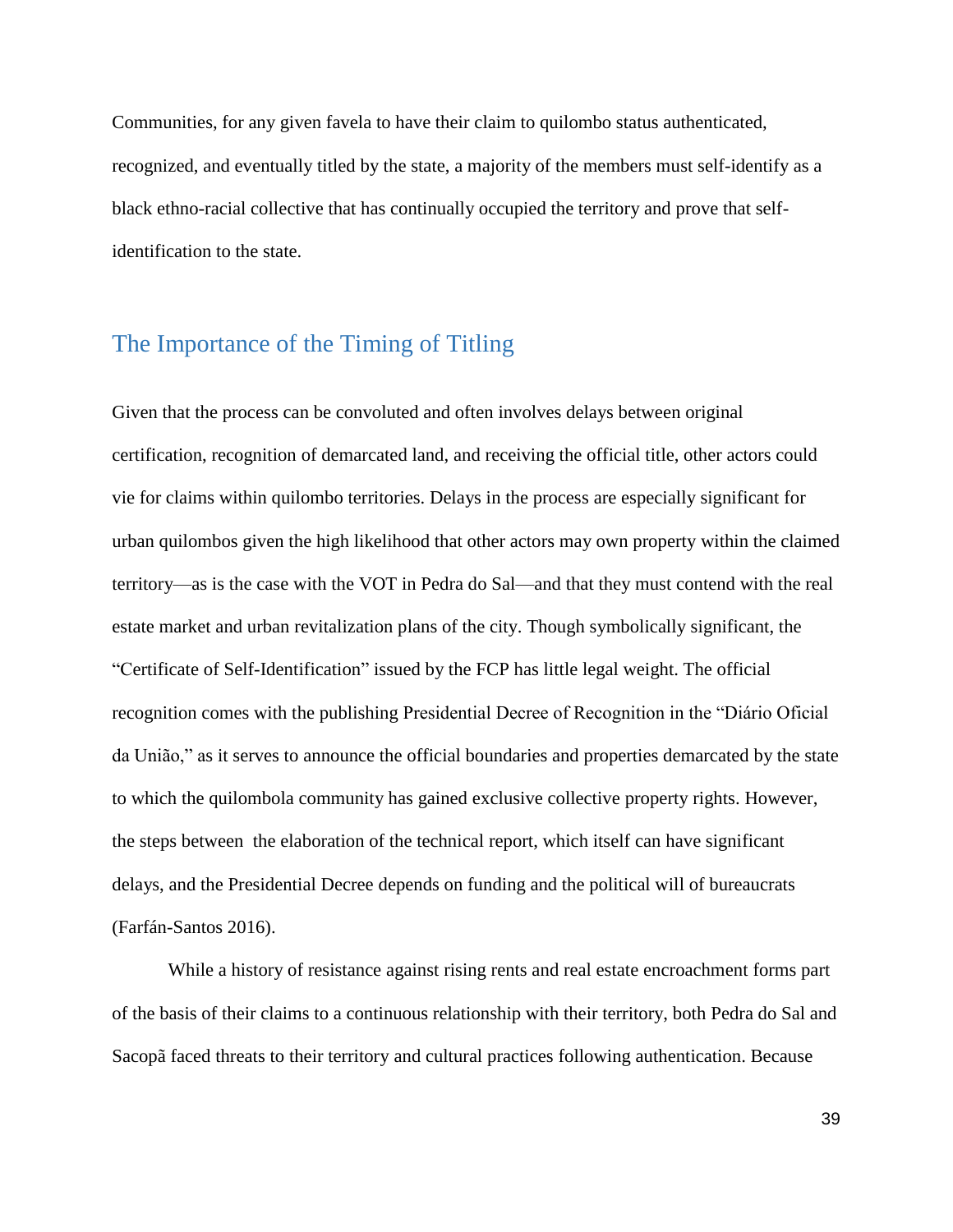Communities, for any given favela to have their claim to quilombo status authenticated, recognized, and eventually titled by the state, a majority of the members must self-identify as a black ethno-racial collective that has continually occupied the territory and prove that self-identification to the state.

## The Importance of the Timing of Titling

Given that the process can be convoluted and often involves delays between original certification, recognition of demarcated land, and receiving the official title, other actors could vie for claims within quilombo territories. Delays in the process are especially significant for urban quilombos given the high likelihood that other actors may own property within the claimed territory—as is the case with the VOT in Pedra do Sal—and that they must contend with the real estate market and urban revitalization plans of the city. Though symbolically significant, the "Certificate of Self-Identification" issued by the FCP has little legal weight. The official recognition comes with the publishing Presidential Decree of Recognition in the "Diário Oficial da União," as it serves to announce the official boundaries and properties demarcated by the state to which the quilombola community has gained exclusive collective property rights. However, the steps between the elaboration of the technical report, which itself can have significant delays, and the Presidential Decree depends on funding and the political will of bureaucrats (Farfán-Santos 2016).

While a history of resistance against rising rents and real estate encroachment forms part of the basis of their claims to a continuous relationship with their territory, both Pedra do Sal and Sacopã faced threats to their territory and cultural practices following authentication. Because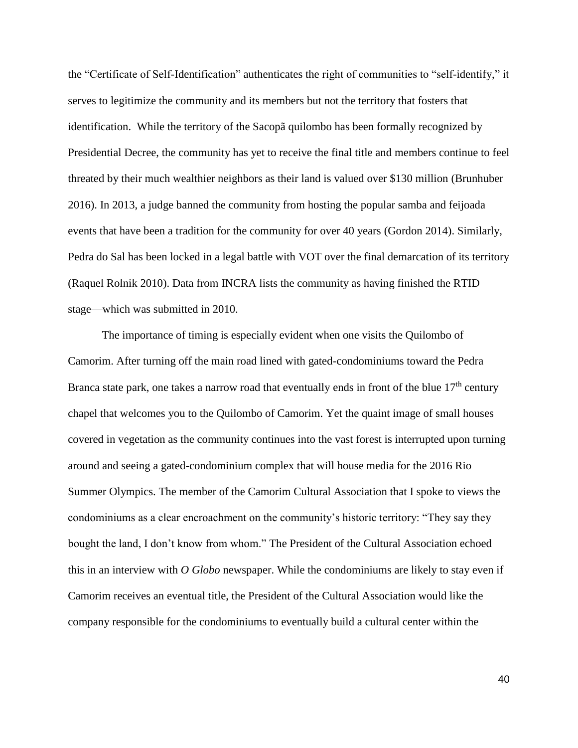the "Certificate of Self-Identification" authenticates the right of communities to "self-identify," it serves to legitimize the community and its members but not the territory that fosters that identification. While the territory of the Sacopã quilombo has been formally recognized by Presidential Decree, the community has yet to receive the final title and members continue to feel threated by their much wealthier neighbors as their land is valued over $130 million (Brunhuber 2016). In 2013, a judge banned the community from hosting the popular samba and feijoada events that have been a tradition for the community for over 40 years (Gordon 2014). Similarly, Pedra do Sal has been locked in a legal battle with VOT over the final demarcation of its territory (Raquel Rolnik 2010). Data from INCRA lists the community as having finished the RTID stage—which was submitted in 2010.

The importance of timing is especially evident when one visits the Quilombo of Camorim. After turning off the main road lined with gated-condominiums toward the Pedra Branca state park, one takes a narrow road that eventually ends in front of the blue 17th century chapel that welcomes you to the Quilombo of Camorim. Yet the quaint image of small houses covered in vegetation as the community continues into the vast forest is interrupted upon turning around and seeing a gated-condominium complex that will house media for the 2016 Rio Summer Olympics. The member of the Camorim Cultural Association that I spoke to views the condominiums as a clear encroachment on the community's historic territory: "They say they bought the land, I don't know from whom." The President of the Cultural Association echoed this in an interview with *O Globo* newspaper. While the condominiums are likely to stay even if Camorim receives an eventual title, the President of the Cultural Association would like the company responsible for the condominiums to eventually build a cultural center within the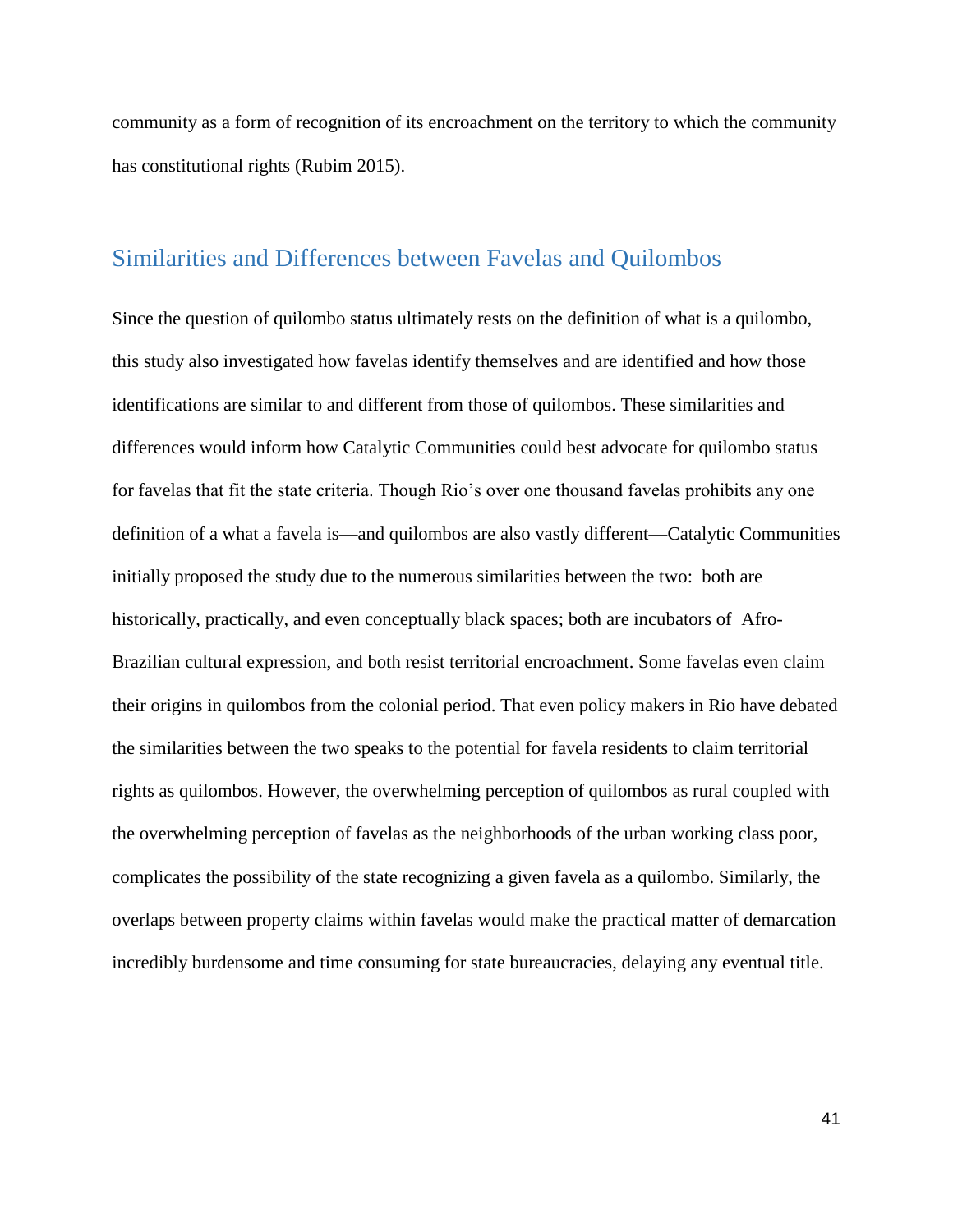community as a form of recognition of its encroachment on the territory to which the community has constitutional rights (Rubim 2015).

## Similarities and Differences between Favelas and Quilombos

Since the question of quilombo status ultimately rests on the definition of what is a quilombo, this study also investigated how favelas identify themselves and are identified and how those identifications are similar to and different from those of quilombos. These similarities and differences would inform how Catalytic Communities could best advocate for quilombo status for favelas that fit the state criteria. Though Rio's over one thousand favelas prohibits any one definition of a what a favela is—and quilombos are also vastly different—Catalytic Communities initially proposed the study due to the numerous similarities between the two: both are historically, practically, and even conceptually black spaces; both are incubators of Afro-Brazilian cultural expression, and both resist territorial encroachment. Some favelas even claim their origins in quilombos from the colonial period. That even policy makers in Rio have debated the similarities between the two speaks to the potential for favela residents to claim territorial rights as quilombos. However, the overwhelming perception of quilombos as rural coupled with the overwhelming perception of favelas as the neighborhoods of the urban working class poor, complicates the possibility of the state recognizing a given favela as a quilombo. Similarly, the overlaps between property claims within favelas would make the practical matter of demarcation incredibly burdensome and time consuming for state bureaucracies, delaying any eventual title.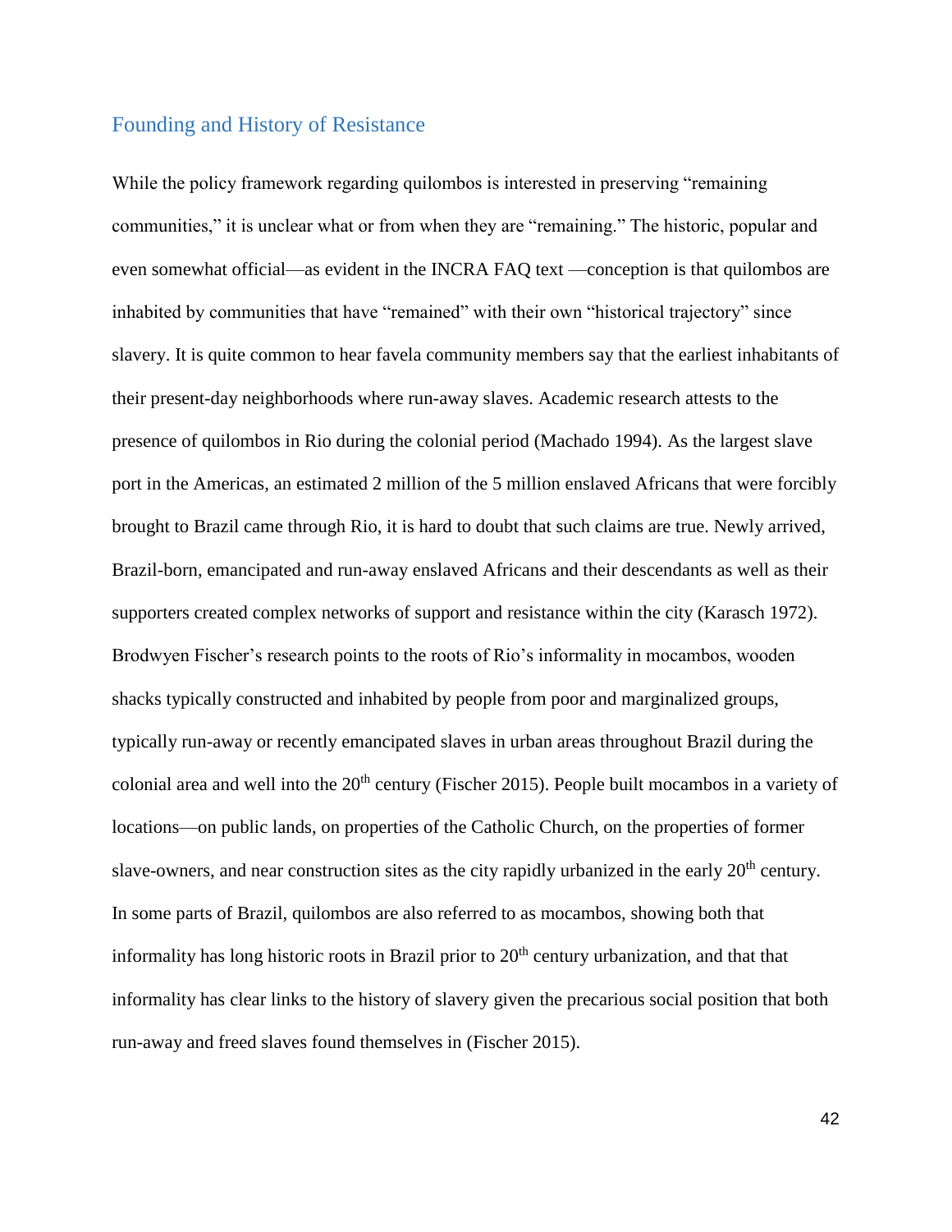## Founding and History of Resistance

While the policy framework regarding quilombos is interested in preserving "remaining communities," it is unclear what or from when they are "remaining." The historic, popular and even somewhat official—as evident in the INCRA FAQ text —conception is that quilombos are inhabited by communities that have "remained" with their own "historical trajectory" since slavery. It is quite common to hear favela community members say that the earliest inhabitants of their present-day neighborhoods where run-away slaves. Academic research attests to the presence of quilombos in Rio during the colonial period (Machado 1994). As the largest slave port in the Americas, an estimated 2 million of the 5 million enslaved Africans that were forcibly brought to Brazil came through Rio, it is hard to doubt that such claims are true. Newly arrived, Brazil-born, emancipated and run-away enslaved Africans and their descendants as well as their supporters created complex networks of support and resistance within the city (Karasch 1972). Brodwyen Fischer's research points to the roots of Rio's informality in mocambos, wooden shacks typically constructed and inhabited by people from poor and marginalized groups, typically run-away or recently emancipated slaves in urban areas throughout Brazil during the colonial area and well into the 20th century (Fischer 2015). People built mocambos in a variety of locations—on public lands, on properties of the Catholic Church, on the properties of former slave-owners, and near construction sites as the city rapidly urbanized in the early 20th century. In some parts of Brazil, quilombos are also referred to as mocambos, showing both that informality has long historic roots in Brazil prior to 20th century urbanization, and that that informality has clear links to the history of slavery given the precarious social position that both run-away and freed slaves found themselves in (Fischer 2015).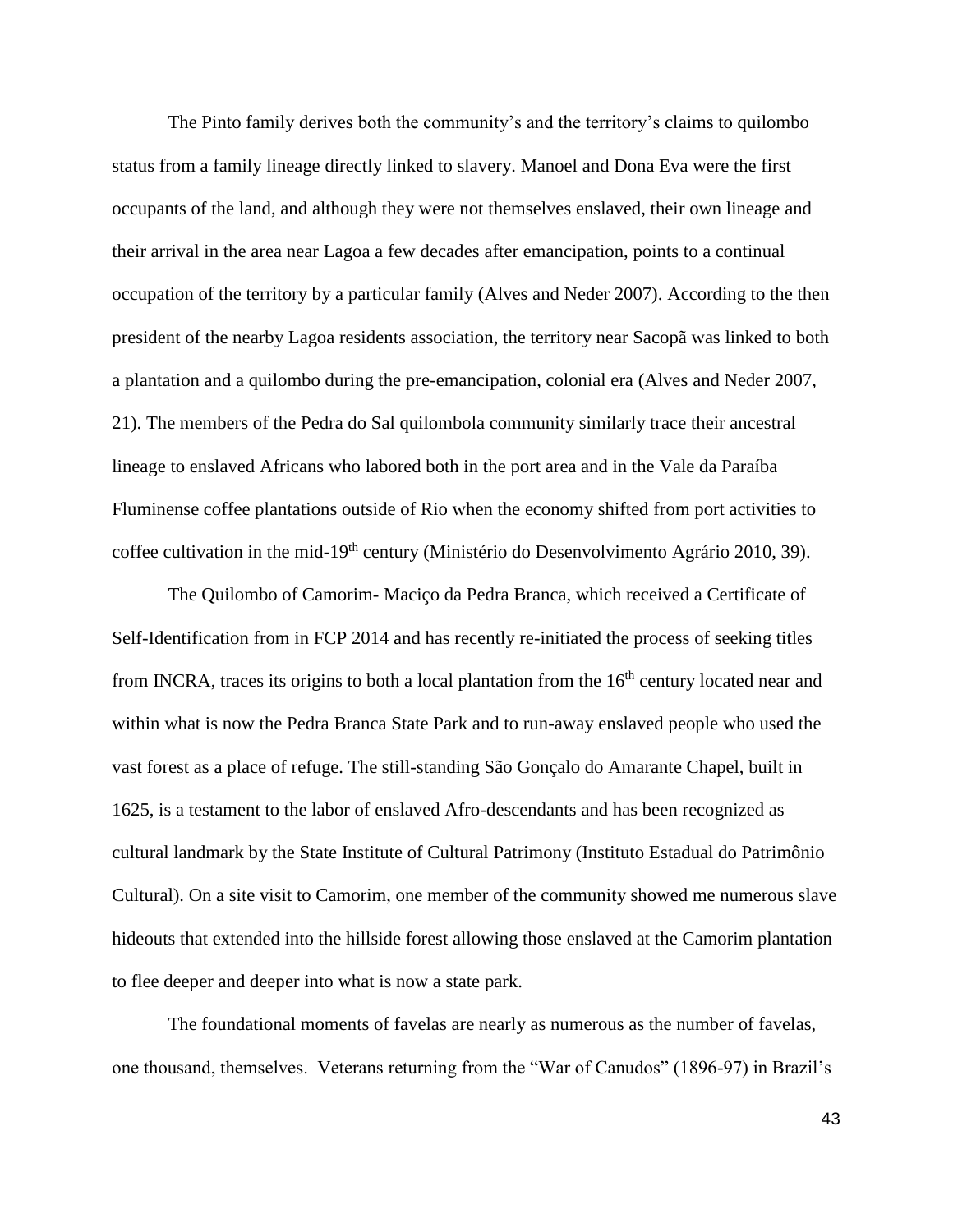The Pinto family derives both the community's and the territory's claims to quilombo status from a family lineage directly linked to slavery. Manoel and Dona Eva were the first occupants of the land, and although they were not themselves enslaved, their own lineage and their arrival in the area near Lagoa a few decades after emancipation, points to a continual occupation of the territory by a particular family (Alves and Neder 2007). According to the then president of the nearby Lagoa residents association, the territory near Sacopã was linked to both a plantation and a quilombo during the pre-emancipation, colonial era (Alves and Neder 2007, 21). The members of the Pedra do Sal quilombola community similarly trace their ancestral lineage to enslaved Africans who labored both in the port area and in the Vale da Paraíba Fluminense coffee plantations outside of Rio when the economy shifted from port activities to coffee cultivation in the mid-19th century (Ministério do Desenvolvimento Agrário 2010, 39).

The Quilombo of Camorim- Maciço da Pedra Branca, which received a Certificate of Self-Identification from in FCP 2014 and has recently re-initiated the process of seeking titles from INCRA, traces its origins to both a local plantation from the 16th century located near and within what is now the Pedra Branca State Park and to run-away enslaved people who used the vast forest as a place of refuge. The still-standing São Gonçalo do Amarante Chapel, built in 1625, is a testament to the labor of enslaved Afro-descendants and has been recognized as cultural landmark by the State Institute of Cultural Patrimony (Instituto Estadual do Patrimônio Cultural). On a site visit to Camorim, one member of the community showed me numerous slave hideouts that extended into the hillside forest allowing those enslaved at the Camorim plantation to flee deeper and deeper into what is now a state park.

The foundational moments of favelas are nearly as numerous as the number of favelas, one thousand, themselves. Veterans returning from the "War of Canudos" (1896-97) in Brazil's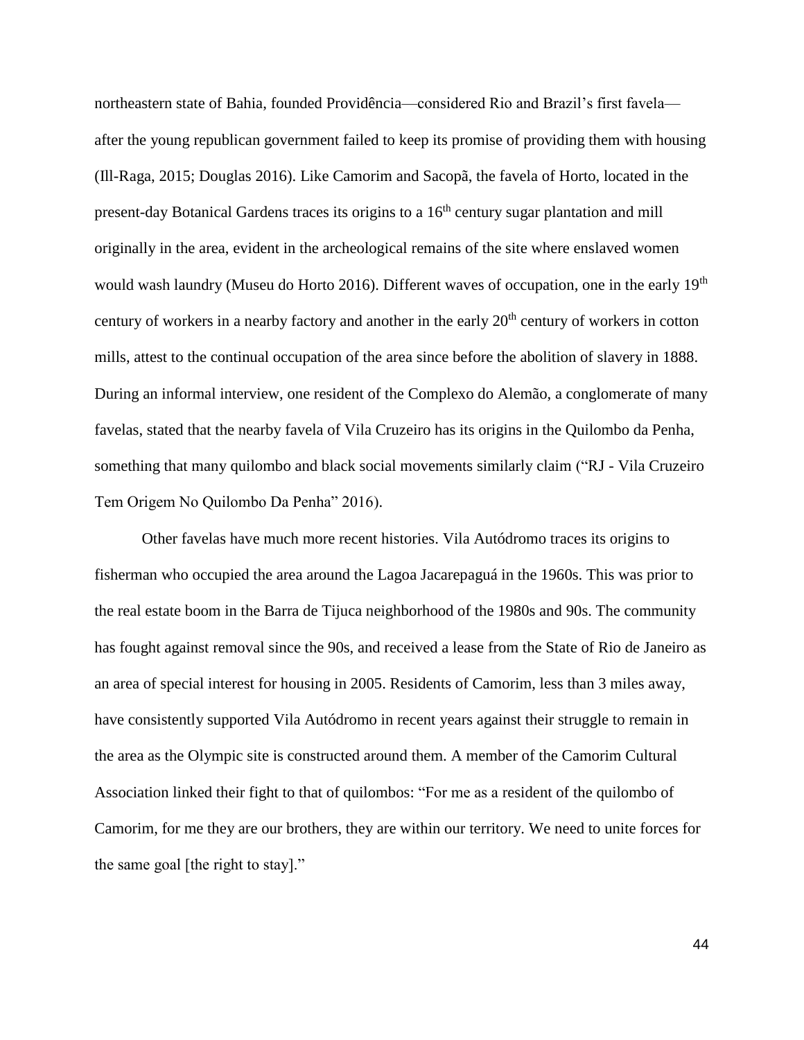northeastern state of Bahia, founded Providência—considered Rio and Brazil's first favela—after the young republican government failed to keep its promise of providing them with housing (Ill-Raga, 2015; Douglas 2016). Like Camorim and Sacopã, the favela of Horto, located in the present-day Botanical Gardens traces its origins to a 16th century sugar plantation and mill originally in the area, evident in the archeological remains of the site where enslaved women would wash laundry (Museu do Horto 2016). Different waves of occupation, one in the early 19th century of workers in a nearby factory and another in the early 20th century of workers in cotton mills, attest to the continual occupation of the area since before the abolition of slavery in 1888. During an informal interview, one resident of the Complexo do Alemão, a conglomerate of many favelas, stated that the nearby favela of Vila Cruzeiro has its origins in the Quilombo da Penha, something that many quilombo and black social movements similarly claim ("RJ - Vila Cruzeiro Tem Origem No Quilombo Da Penha" 2016).

Other favelas have much more recent histories. Vila Autódromo traces its origins to fisherman who occupied the area around the Lagoa Jacarepaguá in the 1960s. This was prior to the real estate boom in the Barra de Tijuca neighborhood of the 1980s and 90s. The community has fought against removal since the 90s, and received a lease from the State of Rio de Janeiro as an area of special interest for housing in 2005. Residents of Camorim, less than 3 miles away, have consistently supported Vila Autódromo in recent years against their struggle to remain in the area as the Olympic site is constructed around them. A member of the Camorim Cultural Association linked their fight to that of quilombos: "For me as a resident of the quilombo of Camorim, for me they are our brothers, they are within our territory. We need to unite forces for the same goal [the right to stay]."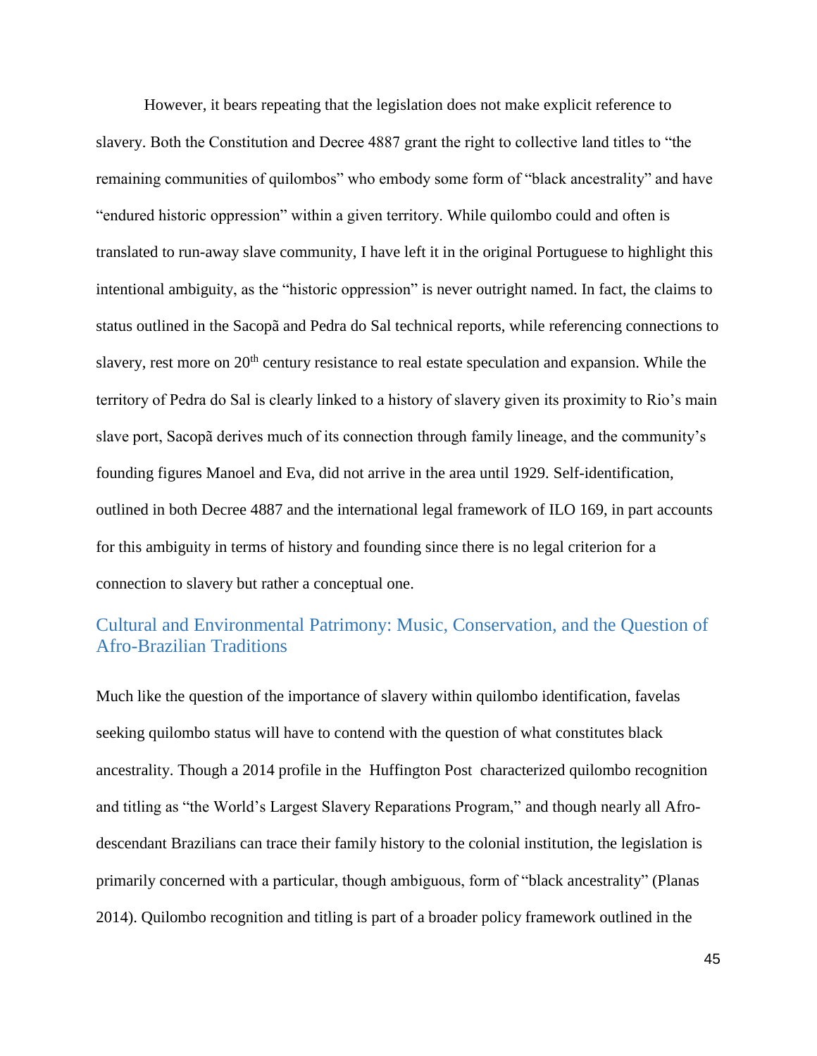However, it bears repeating that the legislation does not make explicit reference to slavery. Both the Constitution and Decree 4887 grant the right to collective land titles to "the remaining communities of quilombos" who embody some form of "black ancestrality" and have "endured historic oppression" within a given territory. While quilombo could and often is translated to run-away slave community, I have left it in the original Portuguese to highlight this intentional ambiguity, as the "historic oppression" is never outright named. In fact, the claims to status outlined in the Sacopã and Pedra do Sal technical reports, while referencing connections to slavery, rest more on 20th century resistance to real estate speculation and expansion. While the territory of Pedra do Sal is clearly linked to a history of slavery given its proximity to Rio's main slave port, Sacopã derives much of its connection through family lineage, and the community's founding figures Manoel and Eva, did not arrive in the area until 1929. Self-identification, outlined in both Decree 4887 and the international legal framework of ILO 169, in part accounts for this ambiguity in terms of history and founding since there is no legal criterion for a connection to slavery but rather a conceptual one.

## Cultural and Environmental Patrimony: Music, Conservation, and the Question of Afro-Brazilian Traditions

Much like the question of the importance of slavery within quilombo identification, favelas seeking quilombo status will have to contend with the question of what constitutes black ancestrality. Though a 2014 profile in the Huffington Post characterized quilombo recognition and titling as "the World's Largest Slavery Reparations Program," and though nearly all Afro-descendant Brazilians can trace their family history to the colonial institution, the legislation is primarily concerned with a particular, though ambiguous, form of "black ancestrality" (Planas 2014). Quilombo recognition and titling is part of a broader policy framework outlined in the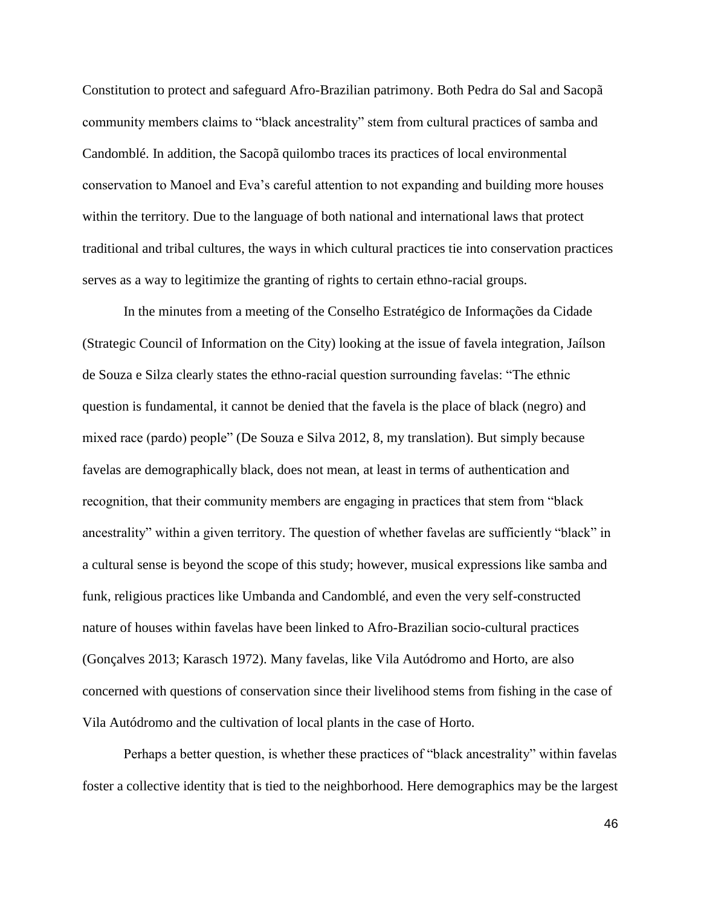Constitution to protect and safeguard Afro-Brazilian patrimony. Both Pedra do Sal and Sacopã community members claims to "black ancestrality" stem from cultural practices of samba and Candomblé. In addition, the Sacopã quilombo traces its practices of local environmental conservation to Manoel and Eva's careful attention to not expanding and building more houses within the territory. Due to the language of both national and international laws that protect traditional and tribal cultures, the ways in which cultural practices tie into conservation practices serves as a way to legitimize the granting of rights to certain ethno-racial groups.

In the minutes from a meeting of the Conselho Estratégico de Informações da Cidade (Strategic Council of Information on the City) looking at the issue of favela integration, Jaílson de Souza e Silza clearly states the ethno-racial question surrounding favelas: "The ethnic question is fundamental, it cannot be denied that the favela is the place of black (negro) and mixed race (pardo) people" (De Souza e Silva 2012, 8, my translation). But simply because favelas are demographically black, does not mean, at least in terms of authentication and recognition, that their community members are engaging in practices that stem from "black ancestrality" within a given territory. The question of whether favelas are sufficiently "black" in a cultural sense is beyond the scope of this study; however, musical expressions like samba and funk, religious practices like Umbanda and Candomblé, and even the very self-constructed nature of houses within favelas have been linked to Afro-Brazilian socio-cultural practices (Gonçalves 2013; Karasch 1972). Many favelas, like Vila Autódromo and Horto, are also concerned with questions of conservation since their livelihood stems from fishing in the case of Vila Autódromo and the cultivation of local plants in the case of Horto.

Perhaps a better question, is whether these practices of "black ancestrality" within favelas foster a collective identity that is tied to the neighborhood. Here demographics may be the largest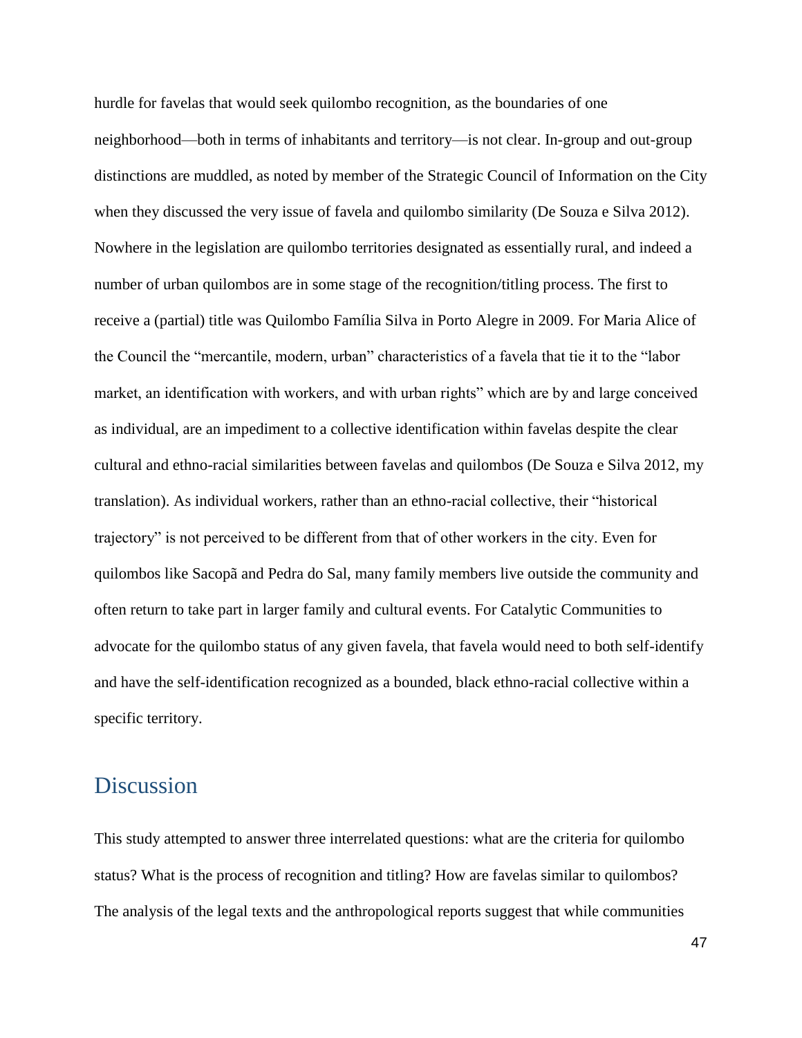hurdle for favelas that would seek quilombo recognition, as the boundaries of one neighborhood—both in terms of inhabitants and territory—is not clear. In-group and out-group distinctions are muddled, as noted by member of the Strategic Council of Information on the City when they discussed the very issue of favela and quilombo similarity (De Souza e Silva 2012). Nowhere in the legislation are quilombo territories designated as essentially rural, and indeed a number of urban quilombos are in some stage of the recognition/titling process. The first to receive a (partial) title was Quilombo Família Silva in Porto Alegre in 2009. For Maria Alice of the Council the "mercantile, modern, urban" characteristics of a favela that tie it to the "labor market, an identification with workers, and with urban rights" which are by and large conceived as individual, are an impediment to a collective identification within favelas despite the clear cultural and ethno-racial similarities between favelas and quilombos (De Souza e Silva 2012, my translation). As individual workers, rather than an ethno-racial collective, their "historical trajectory" is not perceived to be different from that of other workers in the city. Even for quilombos like Sacopã and Pedra do Sal, many family members live outside the community and often return to take part in larger family and cultural events. For Catalytic Communities to advocate for the quilombo status of any given favela, that favela would need to both self-identify and have the self-identification recognized as a bounded, black ethno-racial collective within a specific territory.

## Discussion

This study attempted to answer three interrelated questions: what are the criteria for quilombo status? What is the process of recognition and titling? How are favelas similar to quilombos? The analysis of the legal texts and the anthropological reports suggest that while communities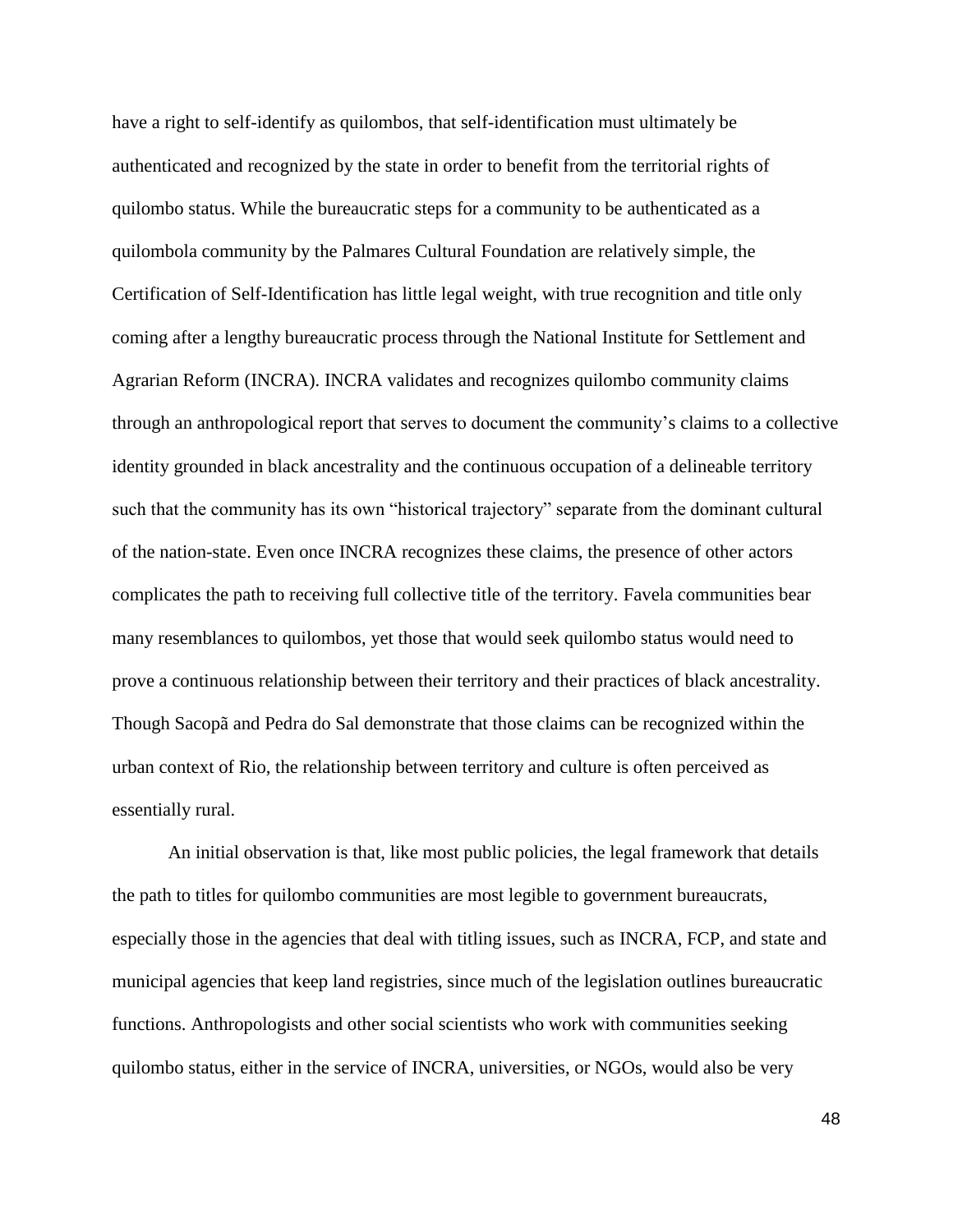have a right to self-identify as quilombos, that self-identification must ultimately be authenticated and recognized by the state in order to benefit from the territorial rights of quilombo status. While the bureaucratic steps for a community to be authenticated as a quilombola community by the Palmares Cultural Foundation are relatively simple, the Certification of Self-Identification has little legal weight, with true recognition and title only coming after a lengthy bureaucratic process through the National Institute for Settlement and Agrarian Reform (INCRA). INCRA validates and recognizes quilombo community claims through an anthropological report that serves to document the community's claims to a collective identity grounded in black ancestrality and the continuous occupation of a delineable territory such that the community has its own "historical trajectory" separate from the dominant cultural of the nation-state. Even once INCRA recognizes these claims, the presence of other actors complicates the path to receiving full collective title of the territory. Favela communities bear many resemblances to quilombos, yet those that would seek quilombo status would need to prove a continuous relationship between their territory and their practices of black ancestrality. Though Sacopã and Pedra do Sal demonstrate that those claims can be recognized within the urban context of Rio, the relationship between territory and culture is often perceived as essentially rural.

An initial observation is that, like most public policies, the legal framework that details the path to titles for quilombo communities are most legible to government bureaucrats, especially those in the agencies that deal with titling issues, such as INCRA, FCP, and state and municipal agencies that keep land registries, since much of the legislation outlines bureaucratic functions. Anthropologists and other social scientists who work with communities seeking quilombo status, either in the service of INCRA, universities, or NGOs, would also be very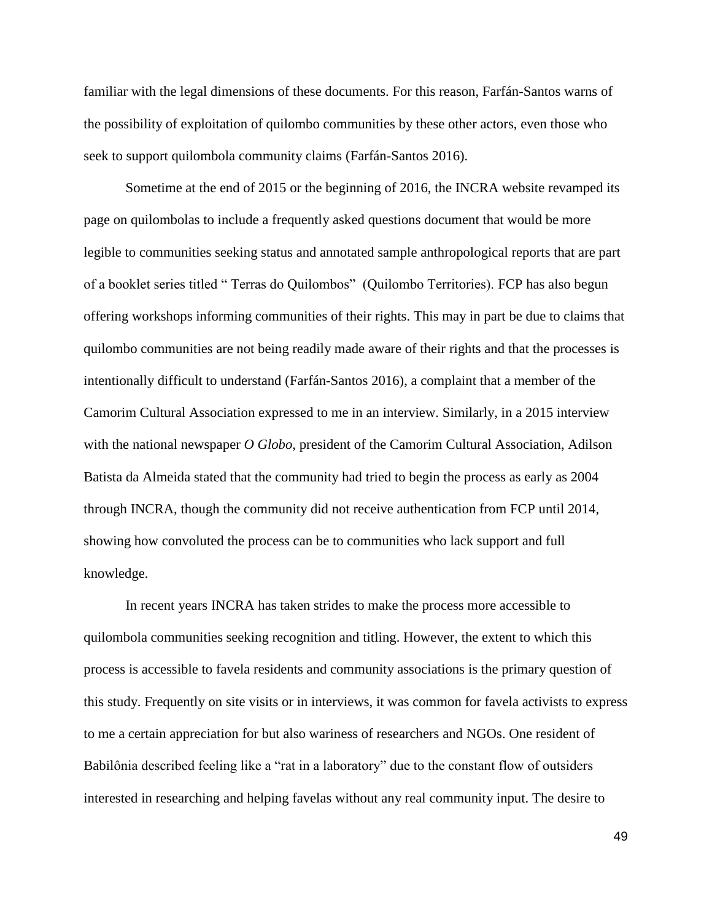familiar with the legal dimensions of these documents. For this reason, Farfán-Santos warns of the possibility of exploitation of quilombo communities by these other actors, even those who seek to support quilombola community claims (Farfán-Santos 2016).

Sometime at the end of 2015 or the beginning of 2016, the INCRA website revamped its page on quilombolas to include a frequently asked questions document that would be more legible to communities seeking status and annotated sample anthropological reports that are part of a booklet series titled " Terras do Quilombos" (Quilombo Territories). FCP has also begun offering workshops informing communities of their rights. This may in part be due to claims that quilombo communities are not being readily made aware of their rights and that the processes is intentionally difficult to understand (Farfán-Santos 2016), a complaint that a member of the Camorim Cultural Association expressed to me in an interview. Similarly, in a 2015 interview with the national newspaper *O Globo*, president of the Camorim Cultural Association, Adilson Batista da Almeida stated that the community had tried to begin the process as early as 2004 through INCRA, though the community did not receive authentication from FCP until 2014, showing how convoluted the process can be to communities who lack support and full knowledge.

In recent years INCRA has taken strides to make the process more accessible to quilombola communities seeking recognition and titling. However, the extent to which this process is accessible to favela residents and community associations is the primary question of this study. Frequently on site visits or in interviews, it was common for favela activists to express to me a certain appreciation for but also wariness of researchers and NGOs. One resident of Babilônia described feeling like a "rat in a laboratory" due to the constant flow of outsiders interested in researching and helping favelas without any real community input. The desire to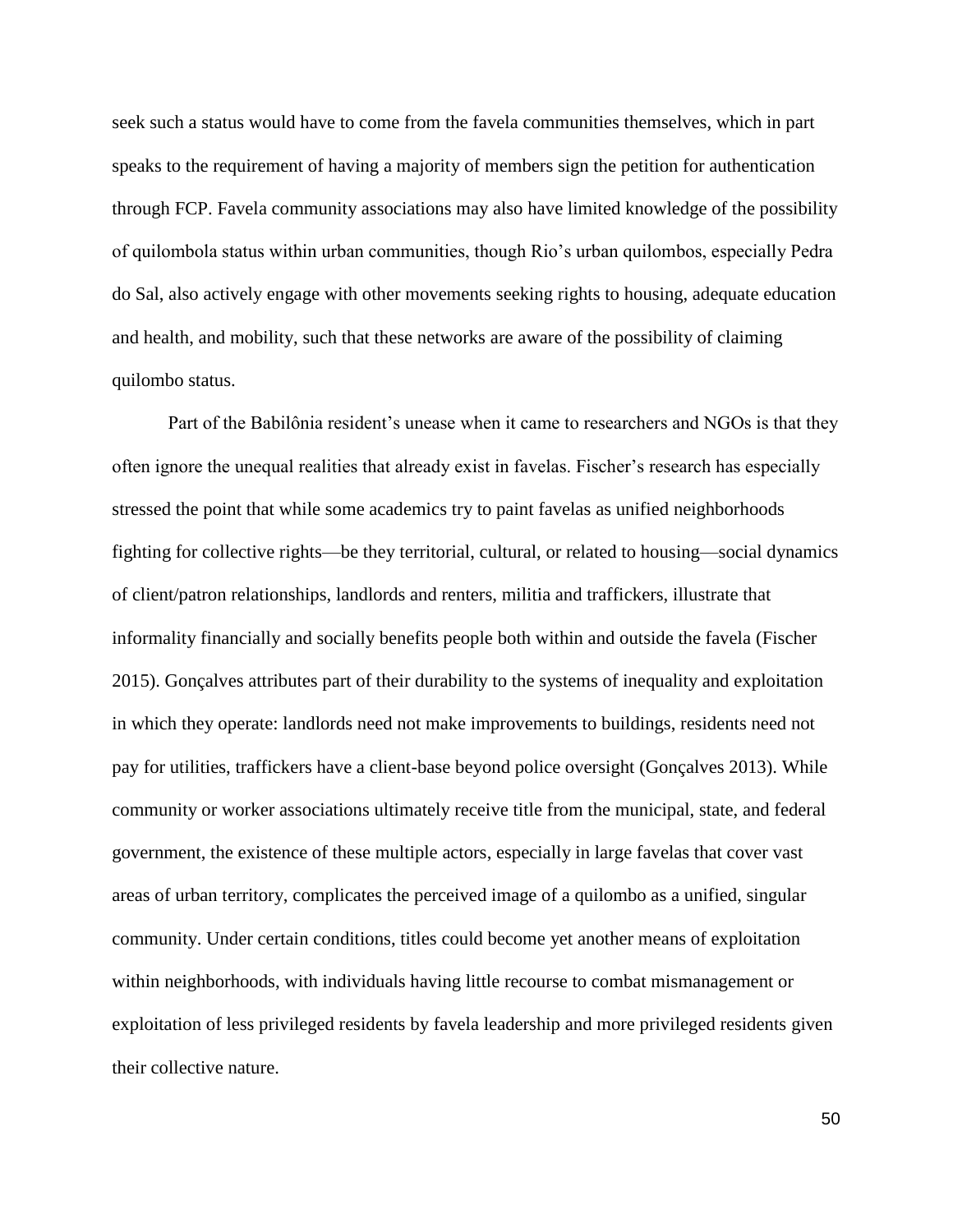seek such a status would have to come from the favela communities themselves, which in part speaks to the requirement of having a majority of members sign the petition for authentication through FCP. Favela community associations may also have limited knowledge of the possibility of quilombola status within urban communities, though Rio's urban quilombos, especially Pedra do Sal, also actively engage with other movements seeking rights to housing, adequate education and health, and mobility, such that these networks are aware of the possibility of claiming quilombo status.

Part of the Babilônia resident's unease when it came to researchers and NGOs is that they often ignore the unequal realities that already exist in favelas. Fischer's research has especially stressed the point that while some academics try to paint favelas as unified neighborhoods fighting for collective rights—be they territorial, cultural, or related to housing—social dynamics of client/patron relationships, landlords and renters, militia and traffickers, illustrate that informality financially and socially benefits people both within and outside the favela (Fischer 2015). Gonçalves attributes part of their durability to the systems of inequality and exploitation in which they operate: landlords need not make improvements to buildings, residents need not pay for utilities, traffickers have a client-base beyond police oversight (Gonçalves 2013). While community or worker associations ultimately receive title from the municipal, state, and federal government, the existence of these multiple actors, especially in large favelas that cover vast areas of urban territory, complicates the perceived image of a quilombo as a unified, singular community. Under certain conditions, titles could become yet another means of exploitation within neighborhoods, with individuals having little recourse to combat mismanagement or exploitation of less privileged residents by favela leadership and more privileged residents given their collective nature.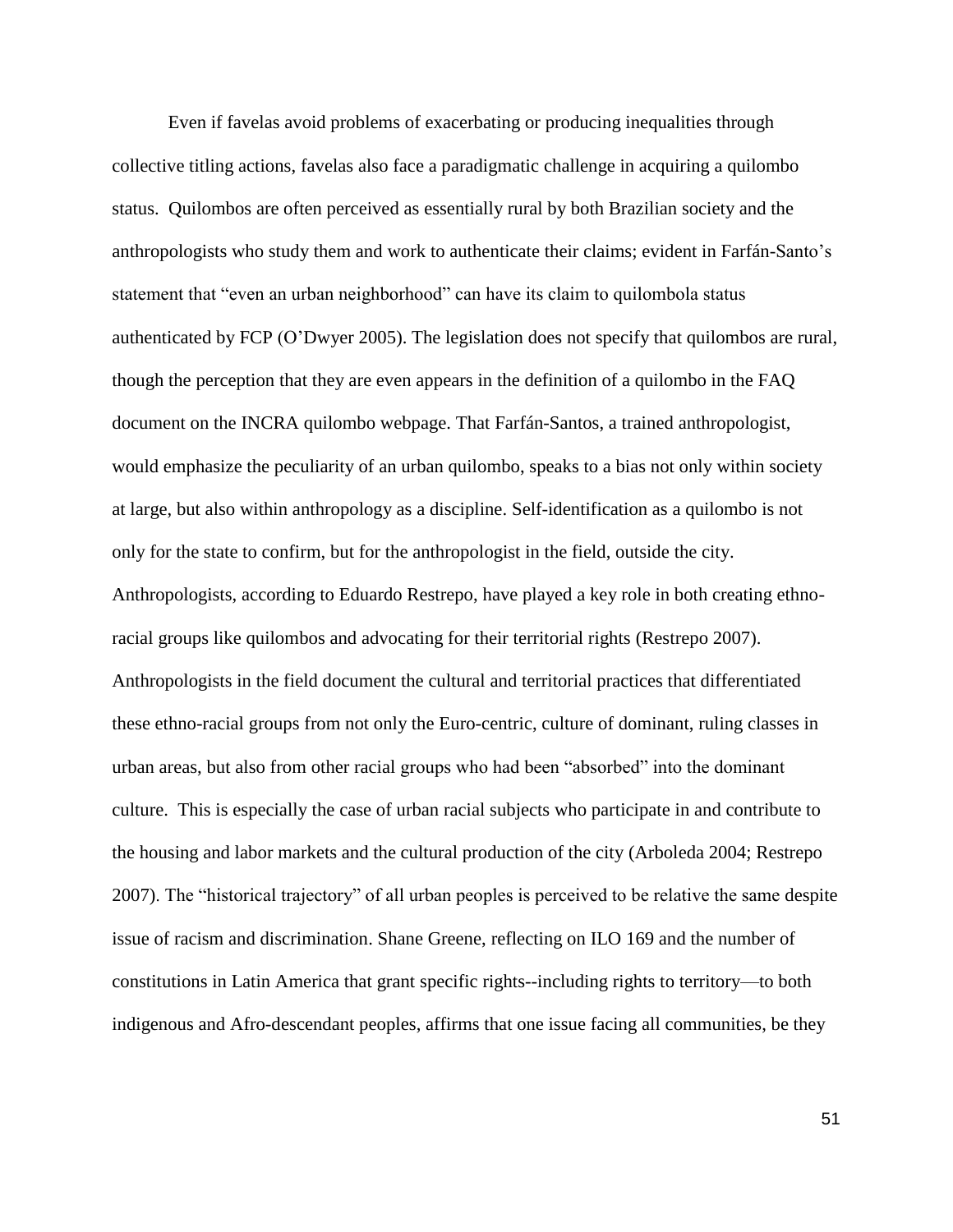Even if favelas avoid problems of exacerbating or producing inequalities through collective titling actions, favelas also face a paradigmatic challenge in acquiring a quilombo status. Quilombos are often perceived as essentially rural by both Brazilian society and the anthropologists who study them and work to authenticate their claims; evident in Farfán-Santo's statement that "even an urban neighborhood" can have its claim to quilombola status authenticated by FCP (O'Dwyer 2005). The legislation does not specify that quilombos are rural, though the perception that they are even appears in the definition of a quilombo in the FAQ document on the INCRA quilombo webpage. That Farfán-Santos, a trained anthropologist, would emphasize the peculiarity of an urban quilombo, speaks to a bias not only within society at large, but also within anthropology as a discipline. Self-identification as a quilombo is not only for the state to confirm, but for the anthropologist in the field, outside the city. Anthropologists, according to Eduardo Restrepo, have played a key role in both creating ethno-racial groups like quilombos and advocating for their territorial rights (Restrepo 2007). Anthropologists in the field document the cultural and territorial practices that differentiated these ethno-racial groups from not only the Euro-centric, culture of dominant, ruling classes in urban areas, but also from other racial groups who had been "absorbed" into the dominant culture. This is especially the case of urban racial subjects who participate in and contribute to the housing and labor markets and the cultural production of the city (Arboleda 2004; Restrepo 2007). The "historical trajectory" of all urban peoples is perceived to be relative the same despite issue of racism and discrimination. Shane Greene, reflecting on ILO 169 and the number of constitutions in Latin America that grant specific rights--including rights to territory—to both indigenous and Afro-descendant peoples, affirms that one issue facing all communities, be they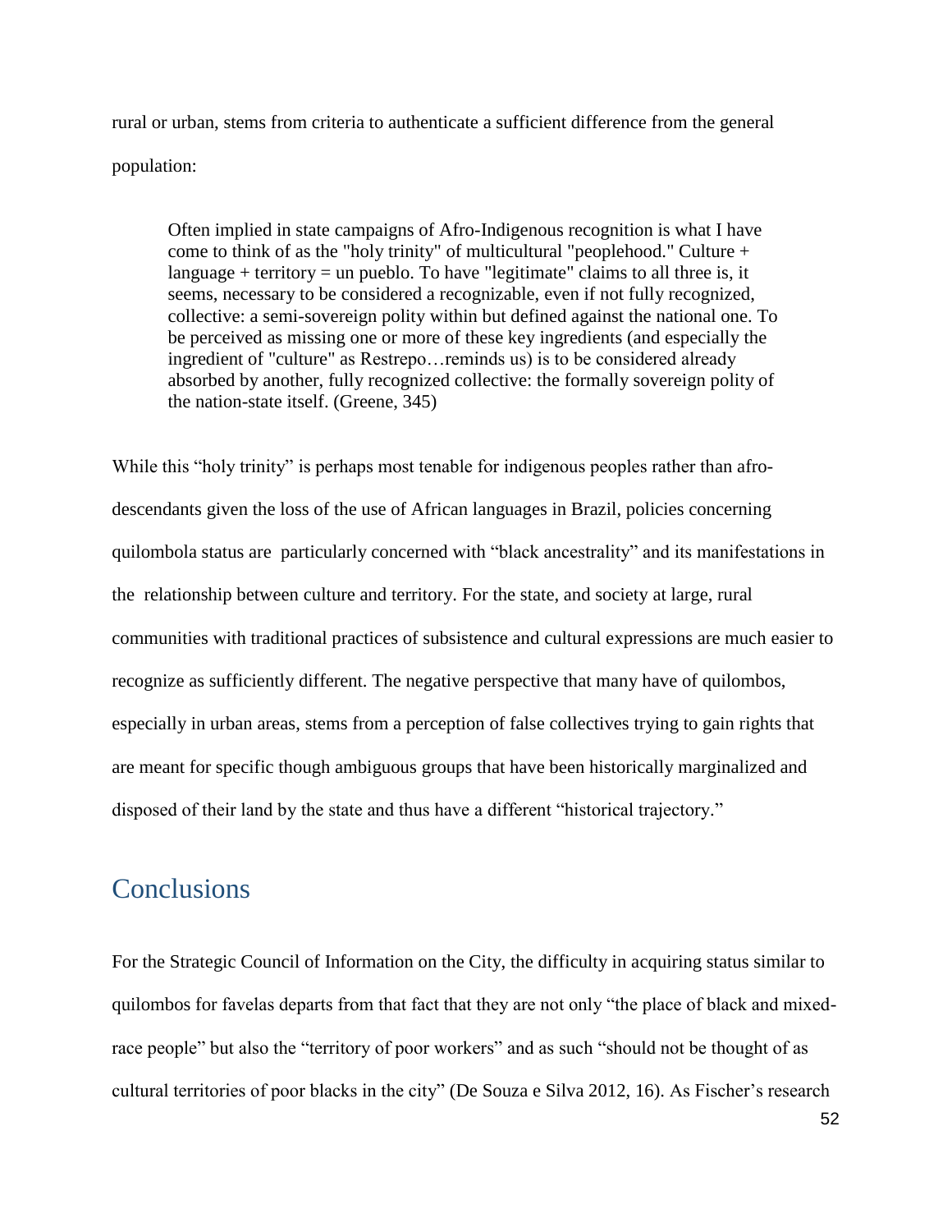rural or urban, stems from criteria to authenticate a sufficient difference from the general population:

> Often implied in state campaigns of Afro-Indigenous recognition is what I have come to think of as the "holy trinity" of multicultural "peoplehood." Culture + language + territory = un pueblo. To have "legitimate" claims to all three is, it seems, necessary to be considered a recognizable, even if not fully recognized, collective: a semi-sovereign polity within but defined against the national one. To be perceived as missing one or more of these key ingredients (and especially the ingredient of "culture" as Restrepo…reminds us) is to be considered already absorbed by another, fully recognized collective: the formally sovereign polity of the nation-state itself. (Greene, 345)

While this "holy trinity" is perhaps most tenable for indigenous peoples rather than afro-descendants given the loss of the use of African languages in Brazil, policies concerning quilombola status are particularly concerned with "black ancestrality" and its manifestations in the relationship between culture and territory. For the state, and society at large, rural communities with traditional practices of subsistence and cultural expressions are much easier to recognize as sufficiently different. The negative perspective that many have of quilombos, especially in urban areas, stems from a perception of false collectives trying to gain rights that are meant for specific though ambiguous groups that have been historically marginalized and disposed of their land by the state and thus have a different "historical trajectory."

## Conclusions

For the Strategic Council of Information on the City, the difficulty in acquiring status similar to quilombos for favelas departs from that fact that they are not only "the place of black and mixed-race people" but also the "territory of poor workers" and as such "should not be thought of as cultural territories of poor blacks in the city" (De Souza e Silva 2012, 16). As Fischer's research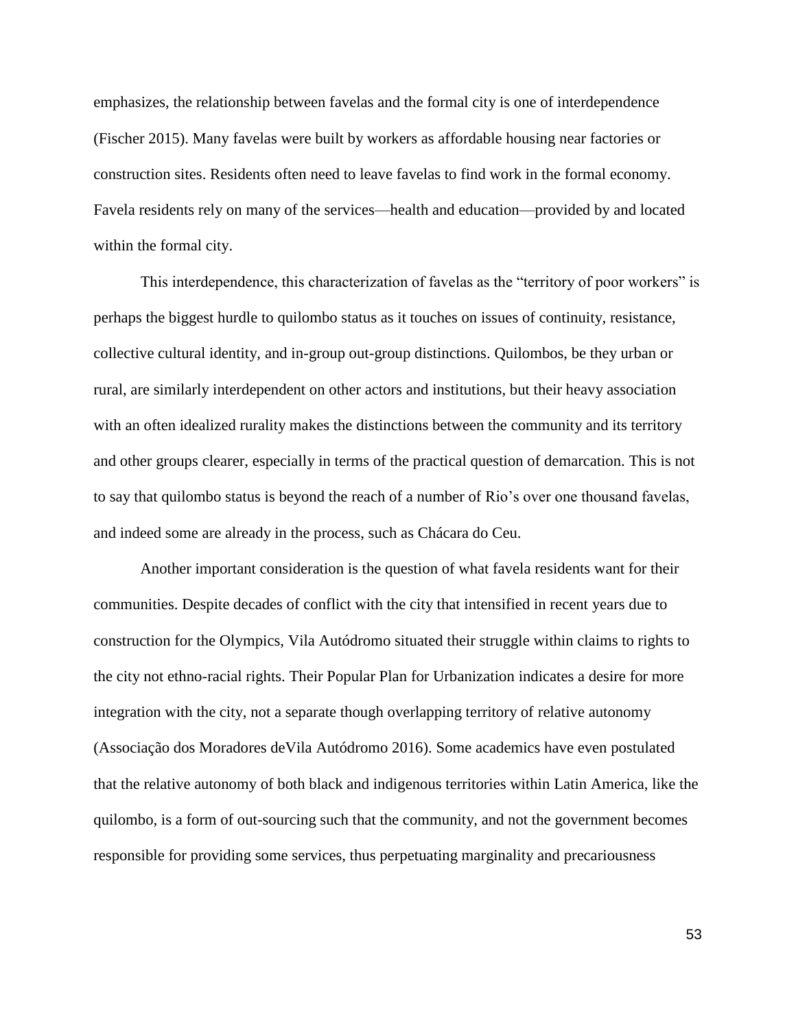emphasizes, the relationship between favelas and the formal city is one of interdependence (Fischer 2015). Many favelas were built by workers as affordable housing near factories or construction sites. Residents often need to leave favelas to find work in the formal economy. Favela residents rely on many of the services—health and education—provided by and located within the formal city.

This interdependence, this characterization of favelas as the "territory of poor workers" is perhaps the biggest hurdle to quilombo status as it touches on issues of continuity, resistance, collective cultural identity, and in-group out-group distinctions. Quilombos, be they urban or rural, are similarly interdependent on other actors and institutions, but their heavy association with an often idealized rurality makes the distinctions between the community and its territory and other groups clearer, especially in terms of the practical question of demarcation. This is not to say that quilombo status is beyond the reach of a number of Rio's over one thousand favelas, and indeed some are already in the process, such as Chácara do Ceu.

Another important consideration is the question of what favela residents want for their communities. Despite decades of conflict with the city that intensified in recent years due to construction for the Olympics, Vila Autódromo situated their struggle within claims to rights to the city not ethno-racial rights. Their Popular Plan for Urbanization indicates a desire for more integration with the city, not a separate though overlapping territory of relative autonomy (Associação dos Moradores deVila Autódromo 2016). Some academics have even postulated that the relative autonomy of both black and indigenous territories within Latin America, like the quilombo, is a form of out-sourcing such that the community, and not the government becomes responsible for providing some services, thus perpetuating marginality and precariousness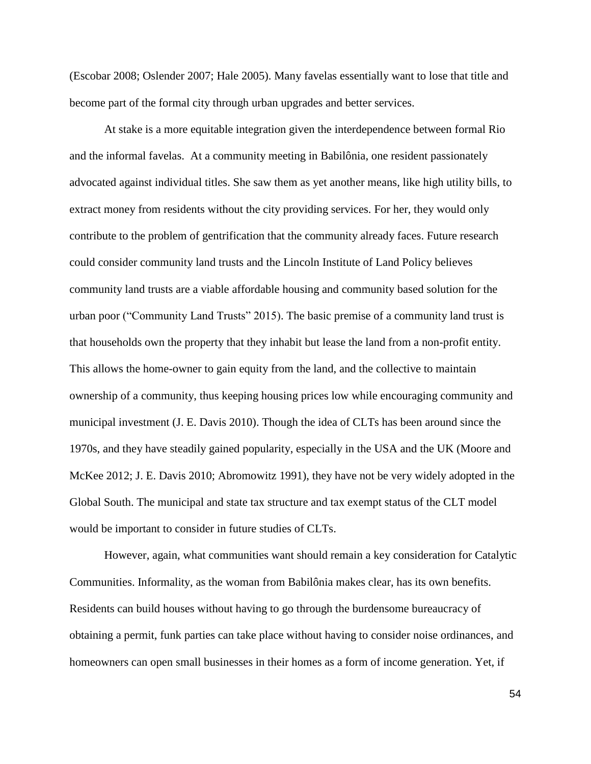(Escobar 2008; Oslender 2007; Hale 2005). Many favelas essentially want to lose that title and become part of the formal city through urban upgrades and better services.

At stake is a more equitable integration given the interdependence between formal Rio and the informal favelas. At a community meeting in Babilônia, one resident passionately advocated against individual titles. She saw them as yet another means, like high utility bills, to extract money from residents without the city providing services. For her, they would only contribute to the problem of gentrification that the community already faces. Future research could consider community land trusts and the Lincoln Institute of Land Policy believes community land trusts are a viable affordable housing and community based solution for the urban poor ("Community Land Trusts" 2015). The basic premise of a community land trust is that households own the property that they inhabit but lease the land from a non-profit entity. This allows the home-owner to gain equity from the land, and the collective to maintain ownership of a community, thus keeping housing prices low while encouraging community and municipal investment (J. E. Davis 2010). Though the idea of CLTs has been around since the 1970s, and they have steadily gained popularity, especially in the USA and the UK (Moore and McKee 2012; J. E. Davis 2010; Abromowitz 1991), they have not be very widely adopted in the Global South. The municipal and state tax structure and tax exempt status of the CLT model would be important to consider in future studies of CLTs.

However, again, what communities want should remain a key consideration for Catalytic Communities. Informality, as the woman from Babilônia makes clear, has its own benefits. Residents can build houses without having to go through the burdensome bureaucracy of obtaining a permit, funk parties can take place without having to consider noise ordinances, and homeowners can open small businesses in their homes as a form of income generation. Yet, if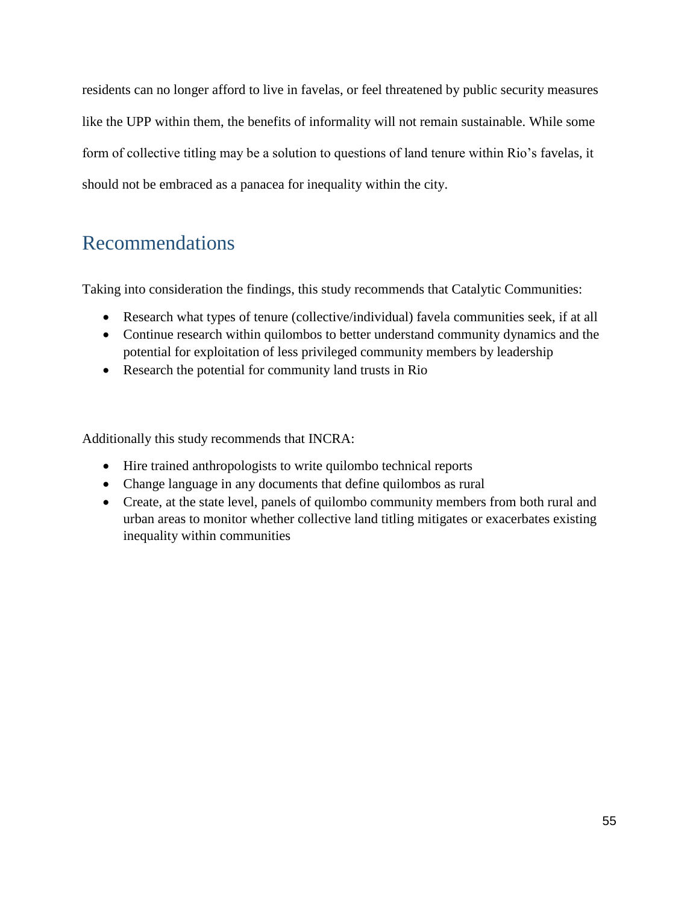residents can no longer afford to live in favelas, or feel threatened by public security measures like the UPP within them, the benefits of informality will not remain sustainable. While some form of collective titling may be a solution to questions of land tenure within Rio's favelas, it should not be embraced as a panacea for inequality within the city.

## Recommendations

Taking into consideration the findings, this study recommends that Catalytic Communities:

- Research what types of tenure (collective/individual) favela communities seek, if at all
- Continue research within quilombos to better understand community dynamics and the potential for exploitation of less privileged community members by leadership
- Research the potential for community land trusts in Rio

Additionally this study recommends that INCRA:

- Hire trained anthropologists to write quilombo technical reports
- Change language in any documents that define quilombos as rural
- Create, at the state level, panels of quilombo community members from both rural and urban areas to monitor whether collective land titling mitigates or exacerbates existing inequality within communities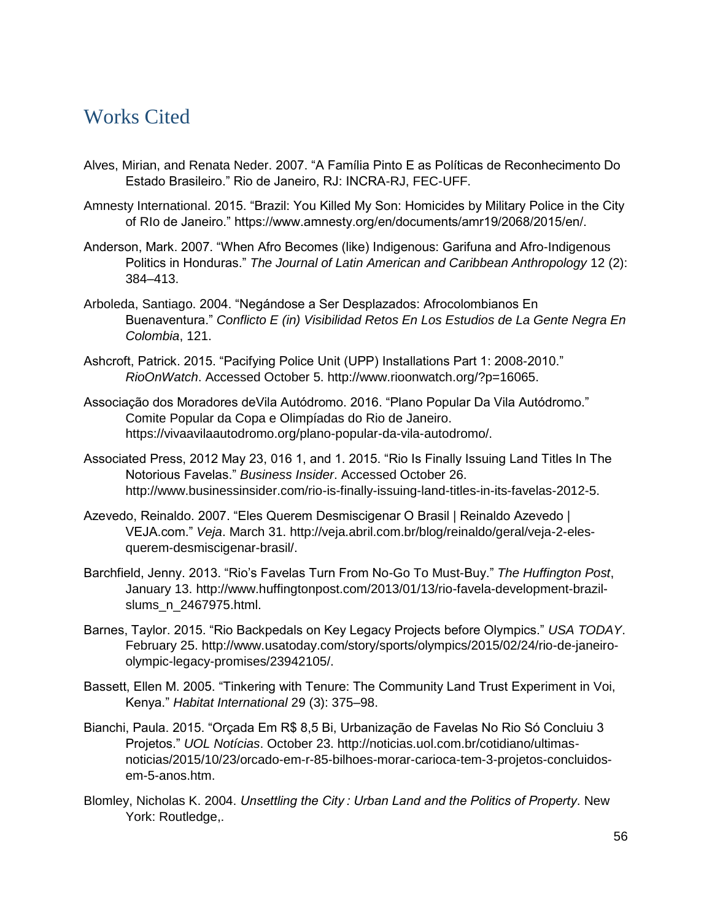# Works Cited

Alves, Mirian, and Renata Neder. 2007. "A Família Pinto E as Políticas de Reconhecimento Do Estado Brasileiro." Rio de Janeiro, RJ: INCRA-RJ, FEC-UFF.

Amnesty International. 2015. "Brazil: You Killed My Son: Homicides by Military Police in the City of RIo de Janeiro." https://www.amnesty.org/en/documents/amr19/2068/2015/en/.

Anderson, Mark. 2007. "When Afro Becomes (like) Indigenous: Garifuna and Afro-Indigenous Politics in Honduras." *The Journal of Latin American and Caribbean Anthropology* 12 (2): 384–413.

Arboleda, Santiago. 2004. "Negándose a Ser Desplazados: Afrocolombianos En Buenaventura." *Conflicto E (in) Visibilidad Retos En Los Estudios de La Gente Negra En Colombia*, 121.

Ashcroft, Patrick. 2015. "Pacifying Police Unit (UPP) Installations Part 1: 2008-2010." *RioOnWatch*. Accessed October 5. http://www.rioonwatch.org/?p=16065.

Associação dos Moradores deVila Autódromo. 2016. "Plano Popular Da Vila Autódromo." Comite Popular da Copa e Olimpíadas do Rio de Janeiro. https://vivaavilaautodromo.org/plano-popular-da-vila-autodromo/.

Associated Press, 2012 May 23, 016 1, and 1. 2015. "Rio Is Finally Issuing Land Titles In The Notorious Favelas." *Business Insider*. Accessed October 26. http://www.businessinsider.com/rio-is-finally-issuing-land-titles-in-its-favelas-2012-5.

Azevedo, Reinaldo. 2007. "Eles Querem Desmiscigenar O Brasil | Reinaldo Azevedo | VEJA.com." *Veja*. March 31. http://veja.abril.com.br/blog/reinaldo/geral/veja-2-eles-querem-desmiscigenar-brasil/.

Barchfield, Jenny. 2013. "Rio's Favelas Turn From No-Go To Must-Buy." *The Huffington Post*, January 13. http://www.huffingtonpost.com/2013/01/13/rio-favela-development-brazil-slums_n_2467975.html.

Barnes, Taylor. 2015. "Rio Backpedals on Key Legacy Projects before Olympics." *USA TODAY*. February 25. http://www.usatoday.com/story/sports/olympics/2015/02/24/rio-de-janeiro-olympic-legacy-promises/23942105/.

Bassett, Ellen M. 2005. "Tinkering with Tenure: The Community Land Trust Experiment in Voi, Kenya." *Habitat International* 29 (3): 375–98.

Bianchi, Paula. 2015. "Orçada Em R$ 8,5 Bi, Urbanização de Favelas No Rio Só Concluiu 3 Projetos." *UOL Notícias*. October 23. http://noticias.uol.com.br/cotidiano/ultimas-noticias/2015/10/23/orcado-em-r-85-bilhoes-morar-carioca-tem-3-projetos-concluidos-em-5-anos.htm.

Blomley, Nicholas K. 2004. *Unsettling the City : Urban Land and the Politics of Property*. New York: Routledge,.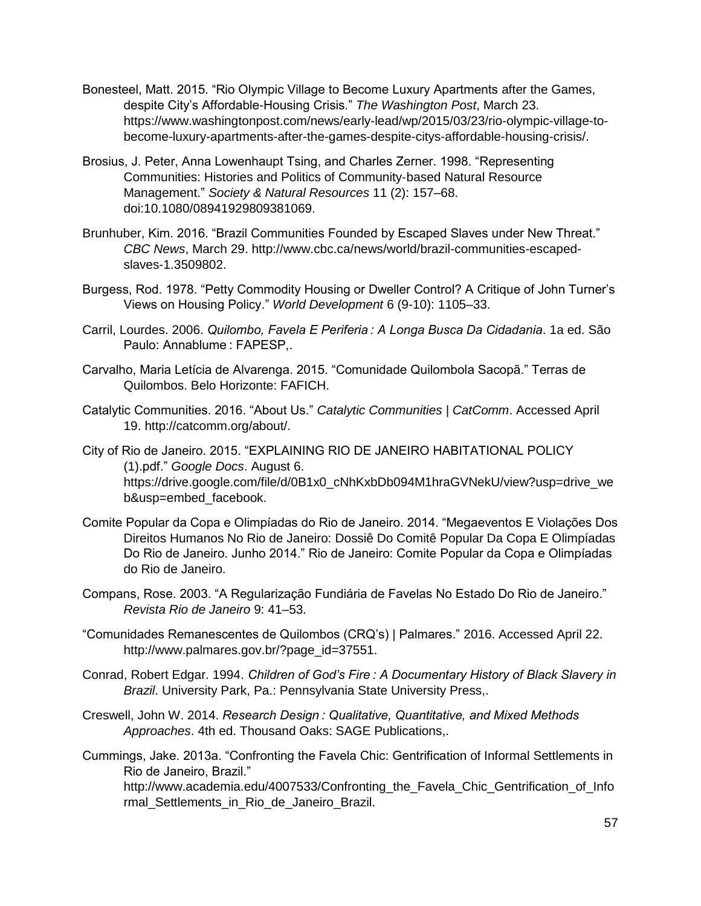Bonesteel, Matt. 2015. “Rio Olympic Village to Become Luxury Apartments after the Games, despite City’s Affordable-Housing Crisis.” *The Washington Post*, March 23. https://www.washingtonpost.com/news/early-lead/wp/2015/03/23/rio-olympic-village-to-become-luxury-apartments-after-the-games-despite-citys-affordable-housing-crisis/.

Brosius, J. Peter, Anna Lowenhaupt Tsing, and Charles Zerner. 1998. “Representing Communities: Histories and Politics of Community-based Natural Resource Management.” *Society & Natural Resources* 11 (2): 157–68. doi:10.1080/08941929809381069.

Brunhuber, Kim. 2016. “Brazil Communities Founded by Escaped Slaves under New Threat.” *CBC News*, March 29. http://www.cbc.ca/news/world/brazil-communities-escaped-slaves-1.3509802.

Burgess, Rod. 1978. “Petty Commodity Housing or Dweller Control? A Critique of John Turner’s Views on Housing Policy.” *World Development* 6 (9-10): 1105–33.

Carril, Lourdes. 2006. *Quilombo, Favela E Periferia : A Longa Busca Da Cidadania*. 1a ed. São Paulo: Annablume : FAPESP,.

Carvalho, Maria Letícia de Alvarenga. 2015. “Comunidade Quilombola Sacopã.” Terras de Quilombos. Belo Horizonte: FAFICH.

Catalytic Communities. 2016. “About Us.” *Catalytic Communities | CatComm*. Accessed April 19. http://catcomm.org/about/.

City of Rio de Janeiro. 2015. “EXPLAINING RIO DE JANEIRO HABITATIONAL POLICY (1).pdf.” *Google Docs*. August 6. https://drive.google.com/file/d/0B1x0_cNhKxbDb094M1hraGVNekU/view?usp=drive_web&usp=embed_facebook.

Comite Popular da Copa e Olimpíadas do Rio de Janeiro. 2014. “Megaeventos E Violações Dos Direitos Humanos No Rio de Janeiro: Dossiê Do Comitê Popular Da Copa E Olimpíadas Do Rio de Janeiro. Junho 2014.” Rio de Janeiro: Comite Popular da Copa e Olimpíadas do Rio de Janeiro.

Compans, Rose. 2003. “A Regularização Fundiária de Favelas No Estado Do Rio de Janeiro.” *Revista Rio de Janeiro* 9: 41–53.

“Comunidades Remanescentes de Quilombos (CRQ’s) | Palmares.” 2016. Accessed April 22. http://www.palmares.gov.br/?page_id=37551.

Conrad, Robert Edgar. 1994. *Children of God’s Fire : A Documentary History of Black Slavery in Brazil*. University Park, Pa.: Pennsylvania State University Press,.

Creswell, John W. 2014. *Research Design : Qualitative, Quantitative, and Mixed Methods Approaches*. 4th ed. Thousand Oaks: SAGE Publications,.

Cummings, Jake. 2013a. “Confronting the Favela Chic: Gentrification of Informal Settlements in Rio de Janeiro, Brazil.” http://www.academia.edu/4007533/Confronting_the_Favela_Chic_Gentrification_of_Informal_Settlements_in_Rio_de_Janeiro_Brazil.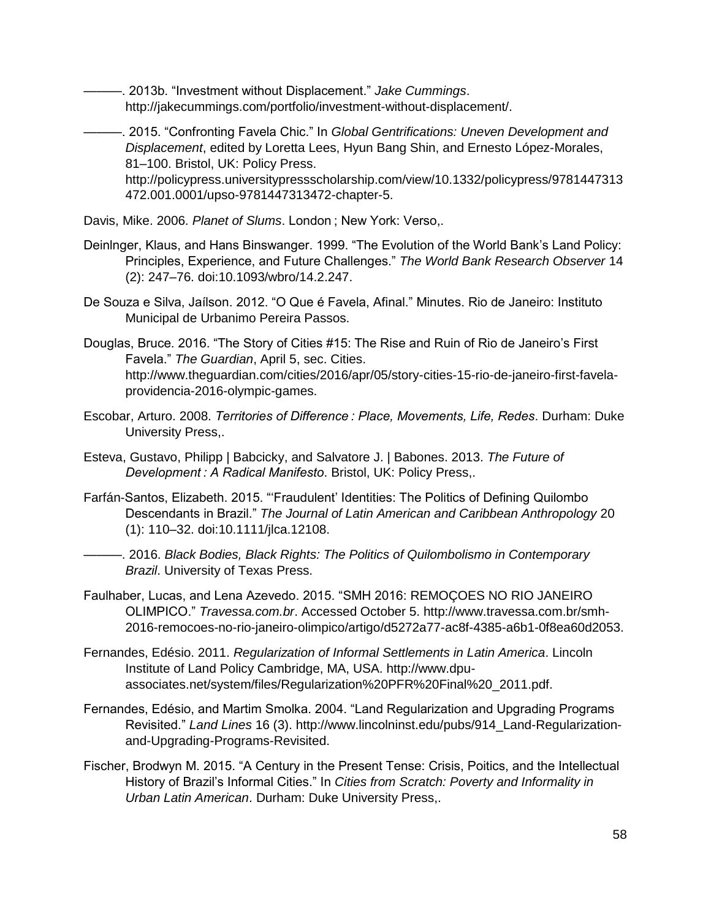———. 2013b. “Investment without Displacement.” *Jake Cummings*. http://jakecummings.com/portfolio/investment-without-displacement/.

———. 2015. “Confronting Favela Chic.” In *Global Gentrifications: Uneven Development and Displacement*, edited by Loretta Lees, Hyun Bang Shin, and Ernesto López-Morales, 81–100. Bristol, UK: Policy Press. http://policypress.universitypressscholarship.com/view/10.1332/policypress/9781447313472.001.0001/upso-9781447313472-chapter-5.

Davis, Mike. 2006. *Planet of Slums*. London ; New York: Verso,.

Deinlnger, Klaus, and Hans Binswanger. 1999. “The Evolution of the World Bank’s Land Policy: Principles, Experience, and Future Challenges.” *The World Bank Research Observer* 14 (2): 247–76. doi:10.1093/wbro/14.2.247.

De Souza e Silva, Jaílson. 2012. “O Que é Favela, Afinal.” Minutes. Rio de Janeiro: Instituto Municipal de Urbanimo Pereira Passos.

Douglas, Bruce. 2016. “The Story of Cities #15: The Rise and Ruin of Rio de Janeiro’s First Favela.” *The Guardian*, April 5, sec. Cities. http://www.theguardian.com/cities/2016/apr/05/story-cities-15-rio-de-janeiro-first-favela-providencia-2016-olympic-games.

Escobar, Arturo. 2008. *Territories of Difference : Place, Movements, Life, Redes*. Durham: Duke University Press,.

Esteva, Gustavo, Philipp | Babcicky, and Salvatore J. | Babones. 2013. *The Future of Development : A Radical Manifesto*. Bristol, UK: Policy Press,.

Farfán-Santos, Elizabeth. 2015. “‘Fraudulent’ Identities: The Politics of Defining Quilombo Descendants in Brazil.” *The Journal of Latin American and Caribbean Anthropology* 20 (1): 110–32. doi:10.1111/jlca.12108.

———. 2016. *Black Bodies, Black Rights: The Politics of Quilombolismo in Contemporary Brazil*. University of Texas Press.

Faulhaber, Lucas, and Lena Azevedo. 2015. “SMH 2016: REMOÇOES NO RIO JANEIRO OLIMPICO.” *Travessa.com.br*. Accessed October 5. http://www.travessa.com.br/smh-2016-remocoes-no-rio-janeiro-olimpico/artigo/d5272a77-ac8f-4385-a6b1-0f8ea60d2053.

Fernandes, Edésio. 2011. *Regularization of Informal Settlements in Latin America*. Lincoln Institute of Land Policy Cambridge, MA, USA. http://www.dpu-associates.net/system/files/Regularization%20PFR%20Final%20_2011.pdf.

Fernandes, Edésio, and Martim Smolka. 2004. “Land Regularization and Upgrading Programs Revisited.” *Land Lines* 16 (3). http://www.lincolninst.edu/pubs/914_Land-Regularization-and-Upgrading-Programs-Revisited.

Fischer, Brodwyn M. 2015. “A Century in the Present Tense: Crisis, Poitics, and the Intellectual History of Brazil’s Informal Cities.” In *Cities from Scratch: Poverty and Informality in Urban Latin American*. Durham: Duke University Press,.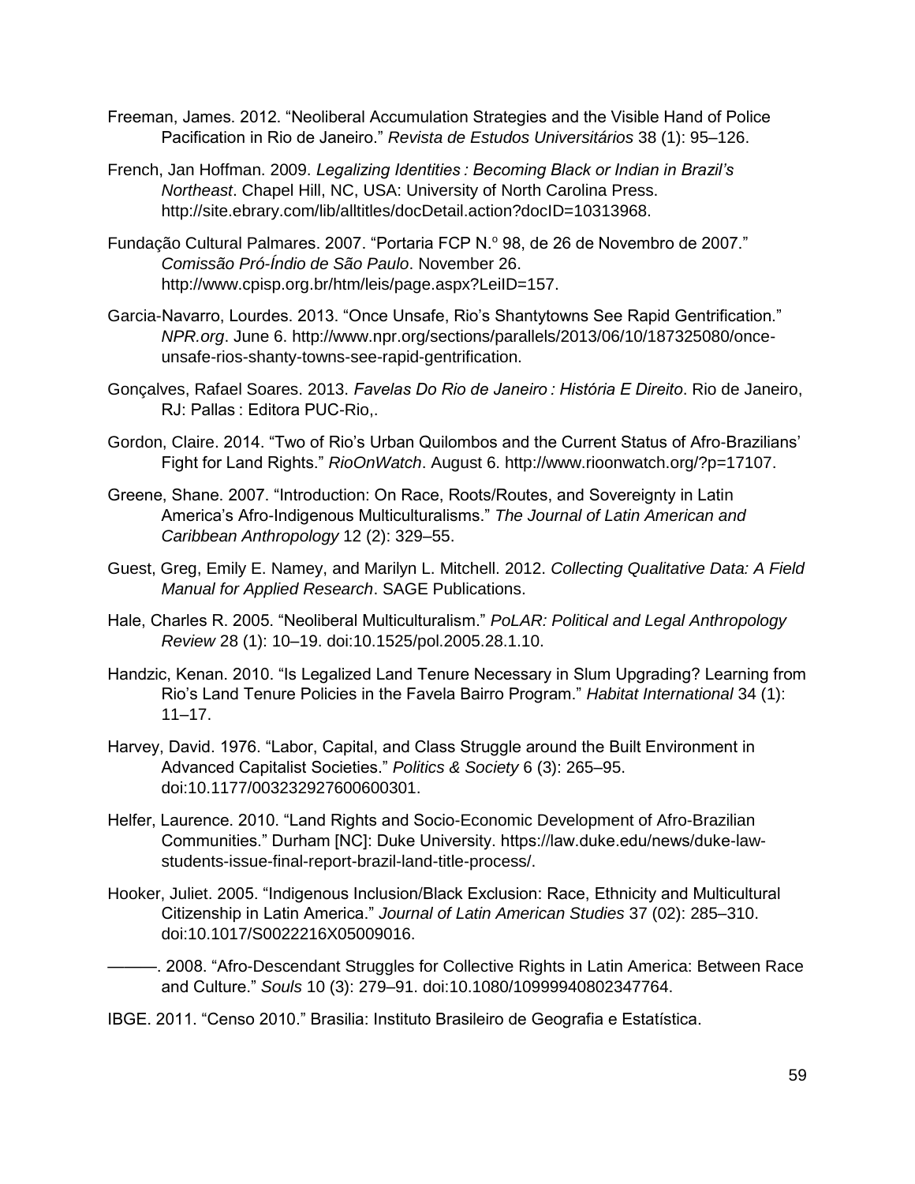Freeman, James. 2012. “Neoliberal Accumulation Strategies and the Visible Hand of Police Pacification in Rio de Janeiro.” *Revista de Estudos Universitários* 38 (1): 95–126.

French, Jan Hoffman. 2009. *Legalizing Identities : Becoming Black or Indian in Brazil’s Northeast*. Chapel Hill, NC, USA: University of North Carolina Press. http://site.ebrary.com/lib/alltitles/docDetail.action?docID=10313968.

Fundação Cultural Palmares. 2007. “Portaria FCP N.º 98, de 26 de Novembro de 2007.” *Comissão Pró-Índio de São Paulo*. November 26. http://www.cpisp.org.br/htm/leis/page.aspx?LeiID=157.

Garcia-Navarro, Lourdes. 2013. “Once Unsafe, Rio’s Shantytowns See Rapid Gentrification.” *NPR.org*. June 6. http://www.npr.org/sections/parallels/2013/06/10/187325080/once-unsafe-rios-shanty-towns-see-rapid-gentrification.

Gonçalves, Rafael Soares. 2013. *Favelas Do Rio de Janeiro : História E Direito*. Rio de Janeiro, RJ: Pallas : Editora PUC-Rio,.

Gordon, Claire. 2014. “Two of Rio’s Urban Quilombos and the Current Status of Afro-Brazilians’ Fight for Land Rights.” *RioOnWatch*. August 6. http://www.rioonwatch.org/?p=17107.

Greene, Shane. 2007. “Introduction: On Race, Roots/Routes, and Sovereignty in Latin America’s Afro-Indigenous Multiculturalisms.” *The Journal of Latin American and Caribbean Anthropology* 12 (2): 329–55.

Guest, Greg, Emily E. Namey, and Marilyn L. Mitchell. 2012. *Collecting Qualitative Data: A Field Manual for Applied Research*. SAGE Publications.

Hale, Charles R. 2005. “Neoliberal Multiculturalism.” *PoLAR: Political and Legal Anthropology Review* 28 (1): 10–19. doi:10.1525/pol.2005.28.1.10.

Handzic, Kenan. 2010. “Is Legalized Land Tenure Necessary in Slum Upgrading? Learning from Rio’s Land Tenure Policies in the Favela Bairro Program.” *Habitat International* 34 (1): 11–17.

Harvey, David. 1976. “Labor, Capital, and Class Struggle around the Built Environment in Advanced Capitalist Societies.” *Politics & Society* 6 (3): 265–95. doi:10.1177/003232927600600301.

Helfer, Laurence. 2010. “Land Rights and Socio-Economic Development of Afro-Brazilian Communities.” Durham [NC]: Duke University. https://law.duke.edu/news/duke-law-students-issue-final-report-brazil-land-title-process/.

Hooker, Juliet. 2005. “Indigenous Inclusion/Black Exclusion: Race, Ethnicity and Multicultural Citizenship in Latin America.” *Journal of Latin American Studies* 37 (02): 285–310. doi:10.1017/S0022216X05009016.

———. 2008. “Afro-Descendant Struggles for Collective Rights in Latin America: Between Race and Culture.” *Souls* 10 (3): 279–91. doi:10.1080/10999940802347764.

IBGE. 2011. “Censo 2010.” Brasilia: Instituto Brasileiro de Geografia e Estatística.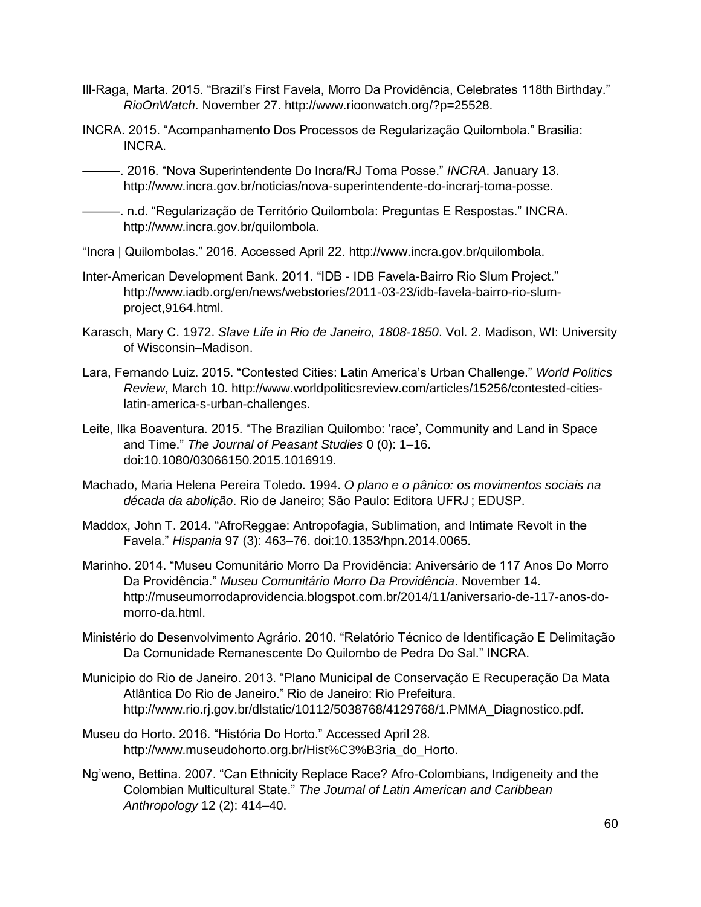Ill-Raga, Marta. 2015. “Brazil’s First Favela, Morro Da Providência, Celebrates 118th Birthday.” *RioOnWatch*. November 27. http://www.rioonwatch.org/?p=25528.

INCRA. 2015. “Acompanhamento Dos Processos de Regularização Quilombola.” Brasilia: INCRA.

———. 2016. “Nova Superintendente Do Incra/RJ Toma Posse.” *INCRA*. January 13. http://www.incra.gov.br/noticias/nova-superintendente-do-incrarj-toma-posse.

———. n.d. “Regularização de Território Quilombola: Preguntas E Respostas.” INCRA. http://www.incra.gov.br/quilombola.

“Incra | Quilombolas.” 2016. Accessed April 22. http://www.incra.gov.br/quilombola.

Inter-American Development Bank. 2011. “IDB - IDB Favela-Bairro Rio Slum Project.” http://www.iadb.org/en/news/webstories/2011-03-23/idb-favela-bairro-rio-slum-project,9164.html.

Karasch, Mary C. 1972. *Slave Life in Rio de Janeiro, 1808-1850*. Vol. 2. Madison, WI: University of Wisconsin–Madison.

Lara, Fernando Luiz. 2015. “Contested Cities: Latin America’s Urban Challenge.” *World Politics Review*, March 10. http://www.worldpoliticsreview.com/articles/15256/contested-cities-latin-america-s-urban-challenges.

Leite, Ilka Boaventura. 2015. “The Brazilian Quilombo: ‘race’, Community and Land in Space and Time.” *The Journal of Peasant Studies* 0 (0): 1–16. doi:10.1080/03066150.2015.1016919.

Machado, Maria Helena Pereira Toledo. 1994. *O plano e o pânico: os movimentos sociais na década da abolição*. Rio de Janeiro; São Paulo: Editora UFRJ ; EDUSP.

Maddox, John T. 2014. “AfroReggae: Antropofagia, Sublimation, and Intimate Revolt in the Favela.” *Hispania* 97 (3): 463–76. doi:10.1353/hpn.2014.0065.

Marinho. 2014. “Museu Comunitário Morro Da Providência: Aniversário de 117 Anos Do Morro Da Providência.” *Museu Comunitário Morro Da Providência*. November 14. http://museumorrodaprovidencia.blogspot.com.br/2014/11/aniversario-de-117-anos-do-morro-da.html.

Ministério do Desenvolvimento Agrário. 2010. “Relatório Técnico de Identificação E Delimitação Da Comunidade Remanescente Do Quilombo de Pedra Do Sal.” INCRA.

Municipio do Rio de Janeiro. 2013. “Plano Municipal de Conservação E Recuperação Da Mata Atlântica Do Rio de Janeiro.” Rio de Janeiro: Rio Prefeitura. http://www.rio.rj.gov.br/dlstatic/10112/5038768/4129768/1.PMMA_Diagnostico.pdf.

Museu do Horto. 2016. “História Do Horto.” Accessed April 28. http://www.museudohorto.org.br/Hist%C3%B3ria_do_Horto.

Ng’weno, Bettina. 2007. “Can Ethnicity Replace Race? Afro-Colombians, Indigeneity and the Colombian Multicultural State.” *The Journal of Latin American and Caribbean Anthropology* 12 (2): 414–40.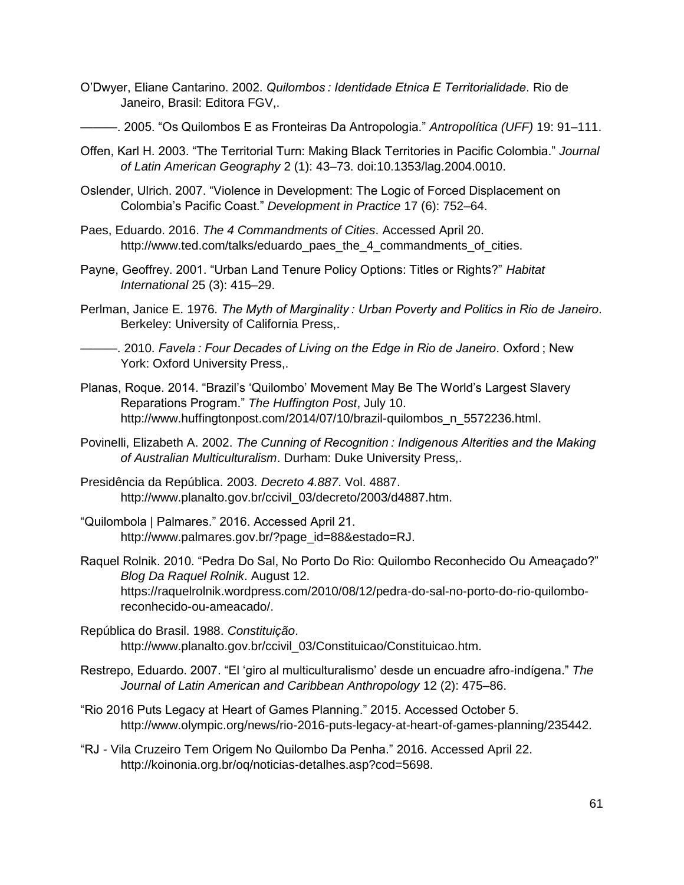O'Dwyer, Eliane Cantarino. 2002. *Quilombos : Identidade Etnica E Territorialidade*. Rio de Janeiro, Brasil: Editora FGV,.

———. 2005. "Os Quilombos E as Fronteiras Da Antropologia." *Antropolítica (UFF)* 19: 91–111.

Offen, Karl H. 2003. "The Territorial Turn: Making Black Territories in Pacific Colombia." *Journal of Latin American Geography* 2 (1): 43–73. doi:10.1353/lag.2004.0010.

Oslender, Ulrich. 2007. "Violence in Development: The Logic of Forced Displacement on Colombia's Pacific Coast." *Development in Practice* 17 (6): 752–64.

Paes, Eduardo. 2016. *The 4 Commandments of Cities*. Accessed April 20. http://www.ted.com/talks/eduardo_paes_the_4_commandments_of_cities.

Payne, Geoffrey. 2001. "Urban Land Tenure Policy Options: Titles or Rights?" *Habitat International* 25 (3): 415–29.

Perlman, Janice E. 1976. *The Myth of Marginality : Urban Poverty and Politics in Rio de Janeiro*. Berkeley: University of California Press,.

———. 2010. *Favela : Four Decades of Living on the Edge in Rio de Janeiro*. Oxford ; New York: Oxford University Press,.

Planas, Roque. 2014. "Brazil's 'Quilombo' Movement May Be The World's Largest Slavery Reparations Program." *The Huffington Post*, July 10. http://www.huffingtonpost.com/2014/07/10/brazil-quilombos_n_5572236.html.

Povinelli, Elizabeth A. 2002. *The Cunning of Recognition : Indigenous Alterities and the Making of Australian Multiculturalism*. Durham: Duke University Press,.

Presidência da República. 2003. *Decreto 4.887*. Vol. 4887. http://www.planalto.gov.br/ccivil_03/decreto/2003/d4887.htm.

"Quilombola | Palmares." 2016. Accessed April 21. http://www.palmares.gov.br/?page_id=88&estado=RJ.

Raquel Rolnik. 2010. "Pedra Do Sal, No Porto Do Rio: Quilombo Reconhecido Ou Ameaçado?" *Blog Da Raquel Rolnik*. August 12. https://raquelrolnik.wordpress.com/2010/08/12/pedra-do-sal-no-porto-do-rio-quilombo-reconhecido-ou-ameacado/.

República do Brasil. 1988. *Constituição*. http://www.planalto.gov.br/ccivil_03/Constituicao/Constituicao.htm.

Restrepo, Eduardo. 2007. "El 'giro al multiculturalismo' desde un encuadre afro-indígena." *The Journal of Latin American and Caribbean Anthropology* 12 (2): 475–86.

"Rio 2016 Puts Legacy at Heart of Games Planning." 2015. Accessed October 5. http://www.olympic.org/news/rio-2016-puts-legacy-at-heart-of-games-planning/235442.

"RJ - Vila Cruzeiro Tem Origem No Quilombo Da Penha." 2016. Accessed April 22. http://koinonia.org.br/oq/noticias-detalhes.asp?cod=5698.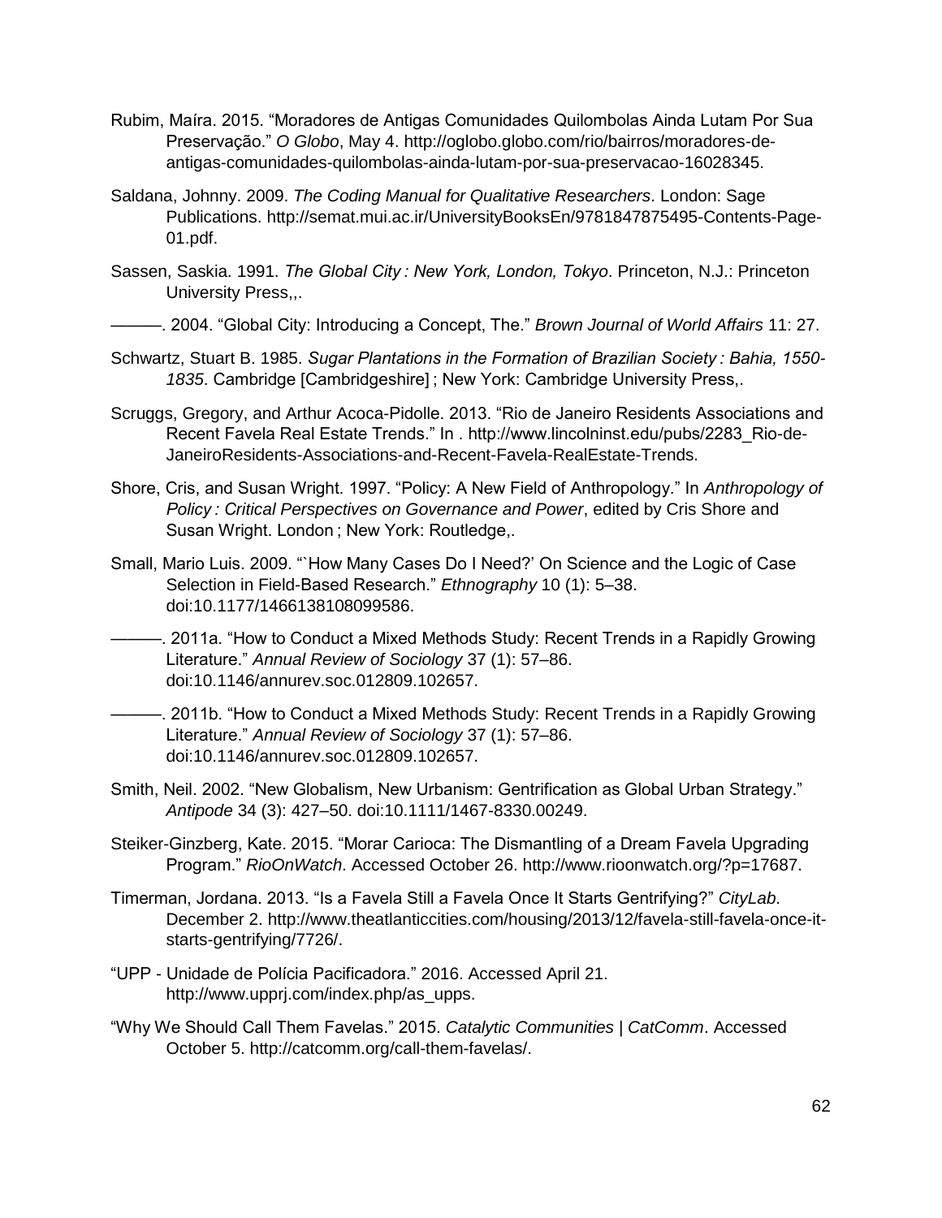Rubim, Maíra. 2015. “Moradores de Antigas Comunidades Quilombolas Ainda Lutam Por Sua Preservação.” *O Globo*, May 4. http://oglobo.globo.com/rio/bairros/moradores-de-antigas-comunidades-quilombolas-ainda-lutam-por-sua-preservacao-16028345.

Saldana, Johnny. 2009. *The Coding Manual for Qualitative Researchers*. London: Sage Publications. http://semat.mui.ac.ir/UniversityBooksEn/9781847875495-Contents-Page-01.pdf.

Sassen, Saskia. 1991. *The Global City : New York, London, Tokyo*. Princeton, N.J.: Princeton University Press,,.

———. 2004. “Global City: Introducing a Concept, The.” *Brown Journal of World Affairs* 11: 27.

Schwartz, Stuart B. 1985. *Sugar Plantations in the Formation of Brazilian Society : Bahia, 1550-1835*. Cambridge [Cambridgeshire] ; New York: Cambridge University Press,.

Scruggs, Gregory, and Arthur Acoca-Pidolle. 2013. “Rio de Janeiro Residents Associations and Recent Favela Real Estate Trends.” In . http://www.lincolninst.edu/pubs/2283_Rio-de-JaneiroResidents-Associations-and-Recent-Favela-RealEstate-Trends.

Shore, Cris, and Susan Wright. 1997. “Policy: A New Field of Anthropology.” In *Anthropology of Policy : Critical Perspectives on Governance and Power*, edited by Cris Shore and Susan Wright. London ; New York: Routledge,.

Small, Mario Luis. 2009. “`How Many Cases Do I Need?’ On Science and the Logic of Case Selection in Field-Based Research.” *Ethnography* 10 (1): 5–38. doi:10.1177/1466138108099586.

———. 2011a. “How to Conduct a Mixed Methods Study: Recent Trends in a Rapidly Growing Literature.” *Annual Review of Sociology* 37 (1): 57–86. doi:10.1146/annurev.soc.012809.102657.

———. 2011b. “How to Conduct a Mixed Methods Study: Recent Trends in a Rapidly Growing Literature.” *Annual Review of Sociology* 37 (1): 57–86. doi:10.1146/annurev.soc.012809.102657.

Smith, Neil. 2002. “New Globalism, New Urbanism: Gentrification as Global Urban Strategy.” *Antipode* 34 (3): 427–50. doi:10.1111/1467-8330.00249.

Steiker-Ginzberg, Kate. 2015. “Morar Carioca: The Dismantling of a Dream Favela Upgrading Program.” *RioOnWatch*. Accessed October 26. http://www.rioonwatch.org/?p=17687.

Timerman, Jordana. 2013. “Is a Favela Still a Favela Once It Starts Gentrifying?” *CityLab*. December 2. http://www.theatlanticcities.com/housing/2013/12/favela-still-favela-once-it-starts-gentrifying/7726/.

“UPP - Unidade de Polícia Pacificadora.” 2016. Accessed April 21. http://www.upprj.com/index.php/as_upps.

“Why We Should Call Them Favelas.” 2015. *Catalytic Communities | CatComm*. Accessed October 5. http://catcomm.org/call-them-favelas/.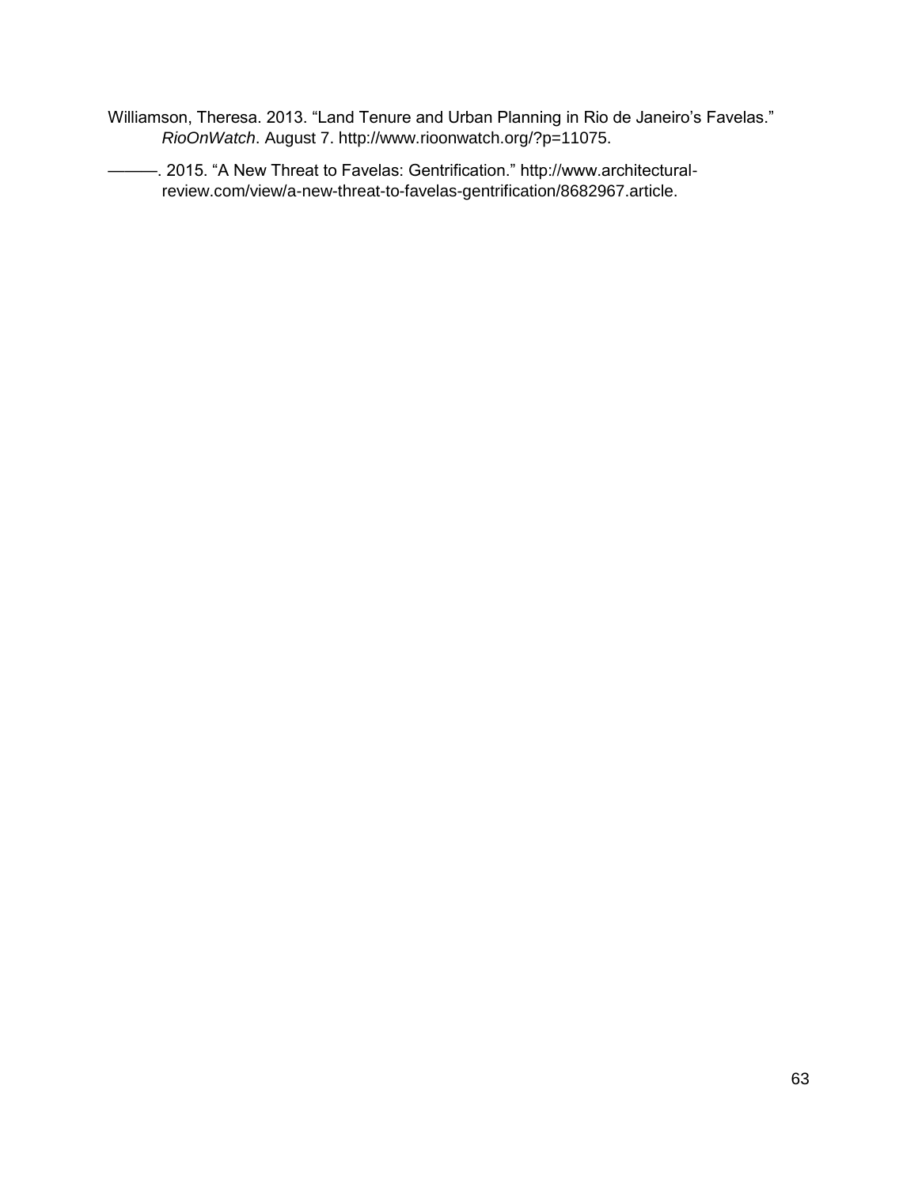Williamson, Theresa. 2013. “Land Tenure and Urban Planning in Rio de Janeiro’s Favelas.” *RioOnWatch*. August 7. http://www.rioonwatch.org/?p=11075.

———. 2015. “A New Threat to Favelas: Gentrification.” http://www.architectural-review.com/view/a-new-threat-to-favelas-gentrification/8682967.article.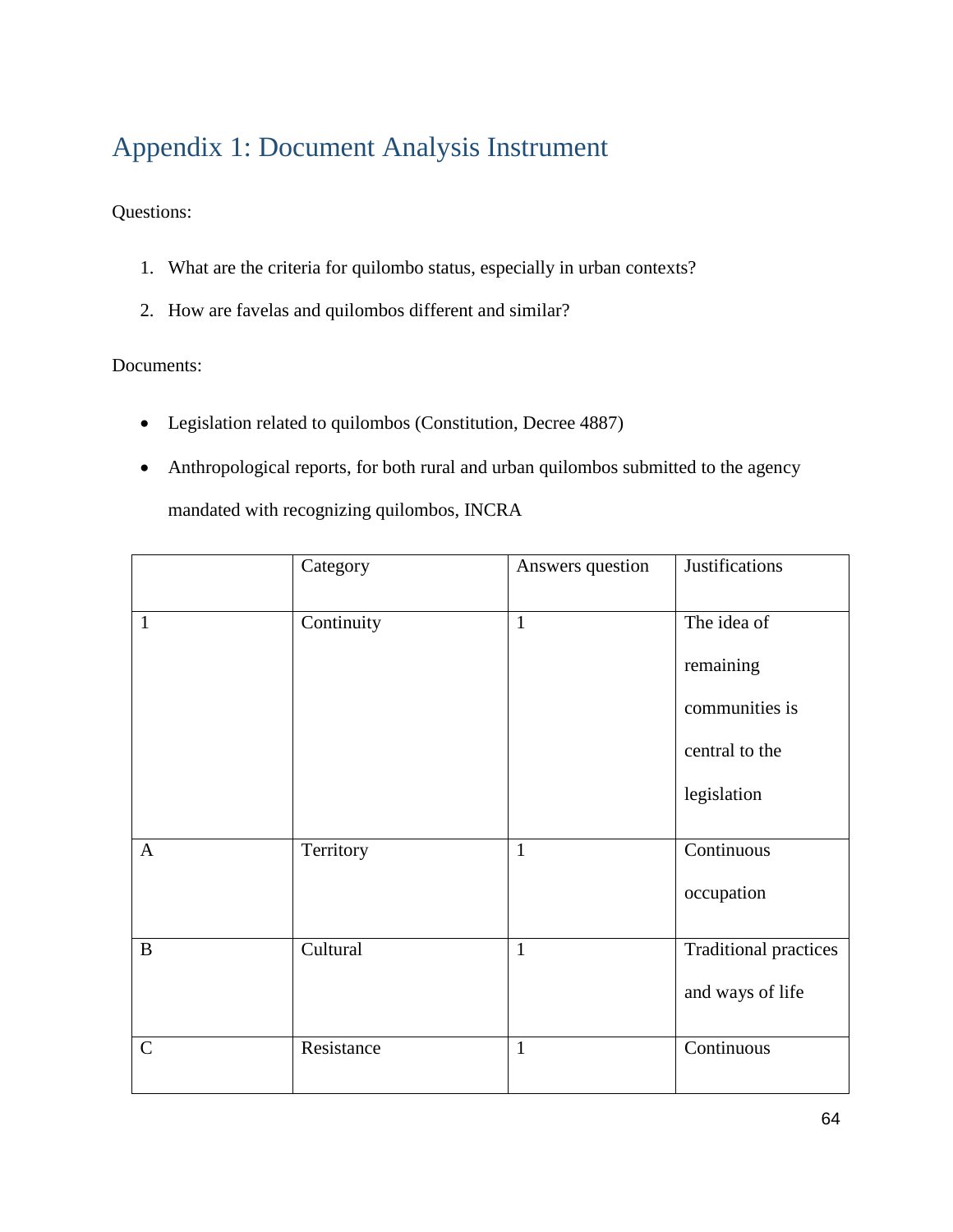# Appendix 1: Document Analysis Instrument

Questions:

1. What are the criteria for quilombo status, especially in urban contexts?
2. How are favelas and quilombos different and similar?

Documents:

- Legislation related to quilombos (Constitution, Decree 4887)
- Anthropological reports, for both rural and urban quilombos submitted to the agency mandated with recognizing quilombos, INCRA

| | Category | Answers question | Justifications |
|---|---|---|---|
| 1 | Continuity | 1 | The idea of remaining communities is central to the legislation |
| A | Territory | 1 | Continuous occupation |
| B | Cultural | 1 | Traditional practices and ways of life |
| C | Resistance | 1 | Continuous |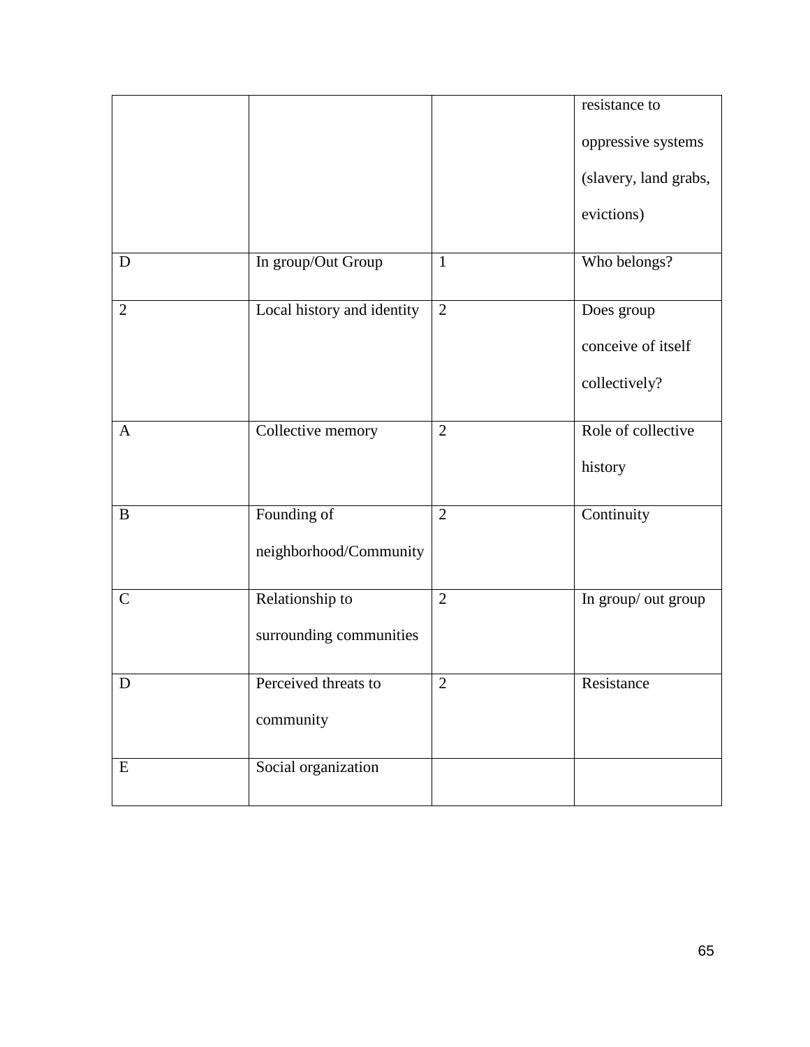| | | | |
|---|---|---|---|
| | | | resistance to oppressive systems (slavery, land grabs, evictions) |
| D | In group/Out Group | 1 | Who belongs? |
| 2 | Local history and identity | 2 | Does group conceive of itself collectively? |
| A | Collective memory | 2 | Role of collective history |
| B | Founding of neighborhood/Community | 2 | Continuity |
| C | Relationship to surrounding communities | 2 | In group/ out group |
| D | Perceived threats to community | 2 | Resistance |
| E | Social organization | | |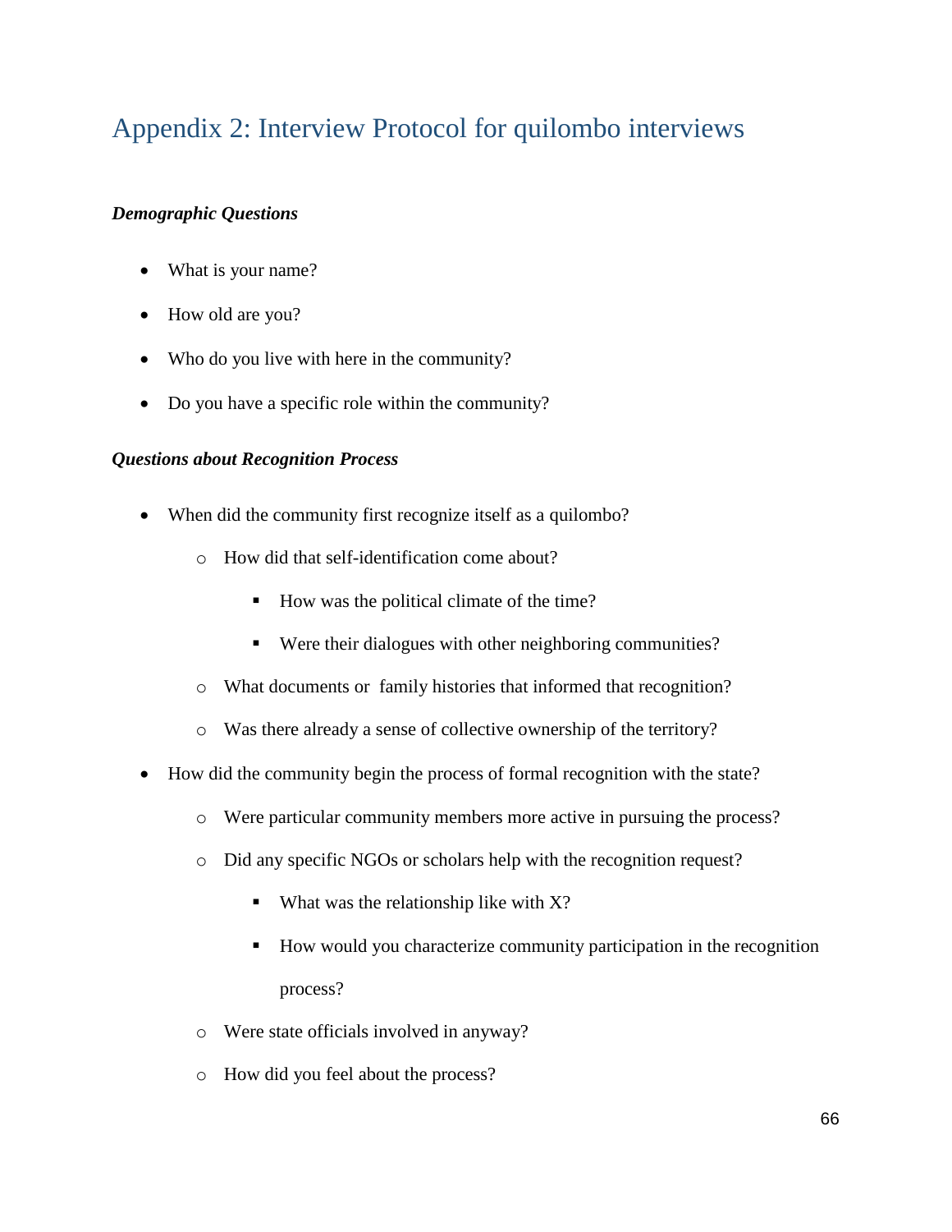# Appendix 2: Interview Protocol for quilombo interviews

***Demographic Questions***

- What is your name?
- How old are you?
- Who do you live with here in the community?
- Do you have a specific role within the community?

***Questions about Recognition Process***

- When did the community first recognize itself as a quilombo?
  - How did that self-identification come about?
    - How was the political climate of the time?
    - Were their dialogues with other neighboring communities?
  - What documents or  family histories that informed that recognition?
  - Was there already a sense of collective ownership of the territory?
- How did the community begin the process of formal recognition with the state?
  - Were particular community members more active in pursuing the process?
  - Did any specific NGOs or scholars help with the recognition request?
    - What was the relationship like with X?
    - How would you characterize community participation in the recognition process?
  - Were state officials involved in anyway?
  - How did you feel about the process?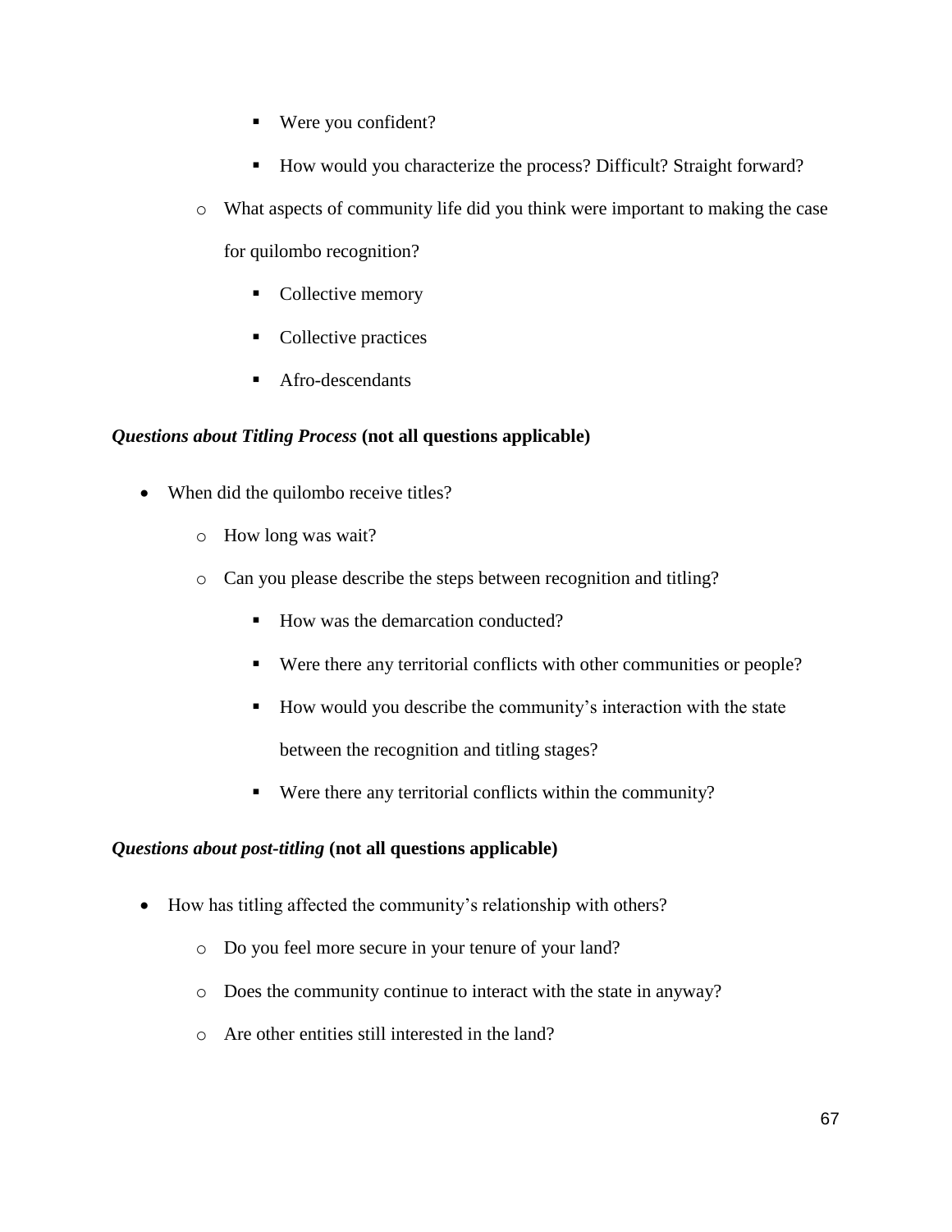- Were you confident?
        - How would you characterize the process? Difficult? Straight forward?
    - What aspects of community life did you think were important to making the case for quilombo recognition?
        - Collective memory
        - Collective practices
        - Afro-descendants

***Questions about Titling Process*** **(not all questions applicable)**

- When did the quilombo receive titles?
    - How long was wait?
    - Can you please describe the steps between recognition and titling?
        - How was the demarcation conducted?
        - Were there any territorial conflicts with other communities or people?
        - How would you describe the community's interaction with the state between the recognition and titling stages?
        - Were there any territorial conflicts within the community?

***Questions about post-titling*** **(not all questions applicable)**

- How has titling affected the community's relationship with others?
    - Do you feel more secure in your tenure of your land?
    - Does the community continue to interact with the state in anyway?
    - Are other entities still interested in the land?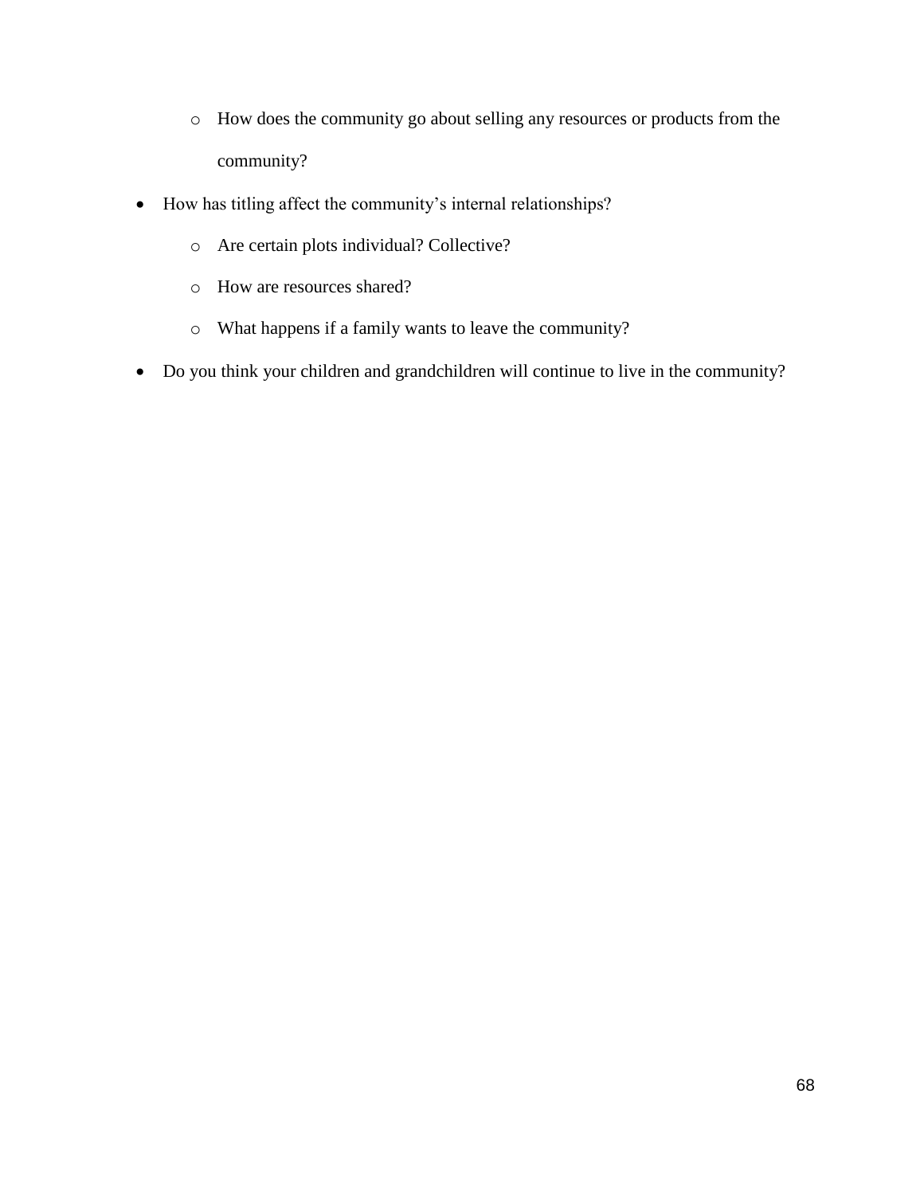- How does the community go about selling any resources or products from the community?
- How has titling affect the community's internal relationships?
  - Are certain plots individual? Collective?
  - How are resources shared?
  - What happens if a family wants to leave the community?
- Do you think your children and grandchildren will continue to live in the community?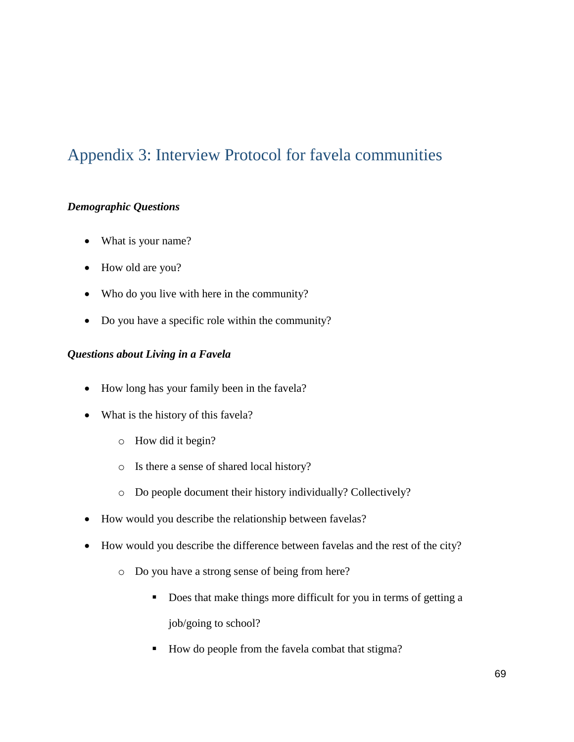# Appendix 3: Interview Protocol for favela communities

***Demographic Questions***

- What is your name?
- How old are you?
- Who do you live with here in the community?
- Do you have a specific role within the community?

***Questions about Living in a Favela***

- How long has your family been in the favela?
- What is the history of this favela?
  - How did it begin?
  - Is there a sense of shared local history?
  - Do people document their history individually? Collectively?
- How would you describe the relationship between favelas?
- How would you describe the difference between favelas and the rest of the city?
  - Do you have a strong sense of being from here?
    - Does that make things more difficult for you in terms of getting a job/going to school?
    - How do people from the favela combat that stigma?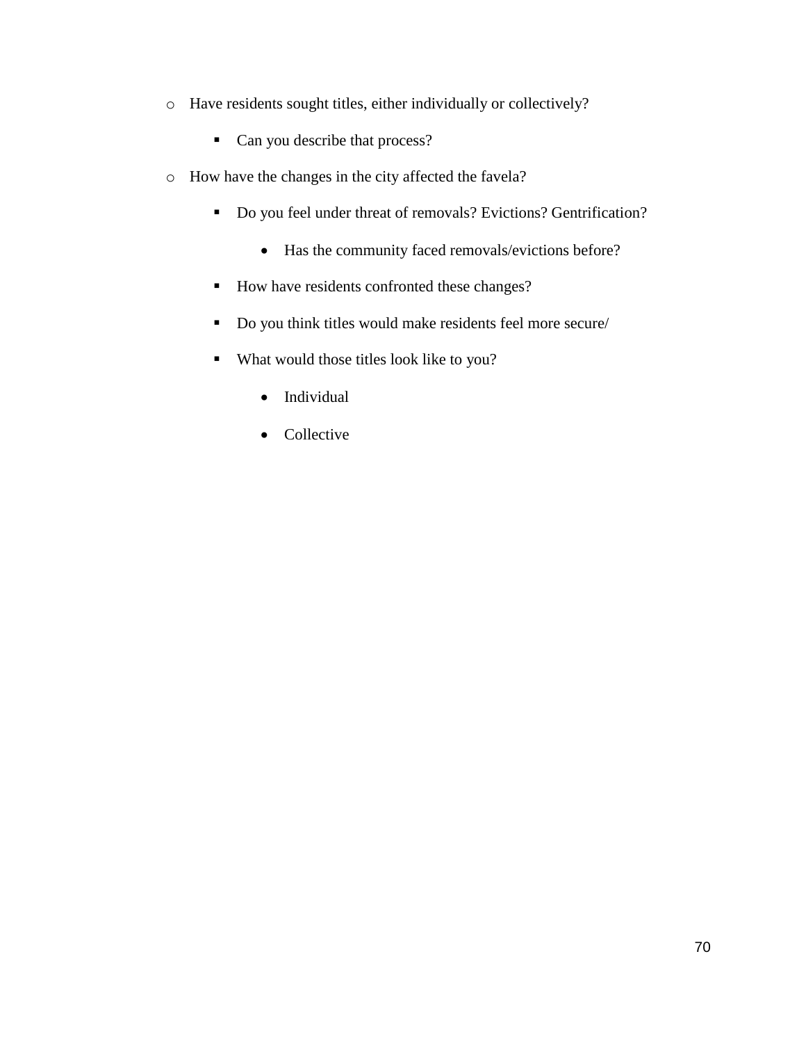- Have residents sought titles, either individually or collectively?
  - Can you describe that process?
- How have the changes in the city affected the favela?
  - Do you feel under threat of removals? Evictions? Gentrification?
    - Has the community faced removals/evictions before?
  - How have residents confronted these changes?
  - Do you think titles would make residents feel more secure/
  - What would those titles look like to you?
    - Individual
    - Collective